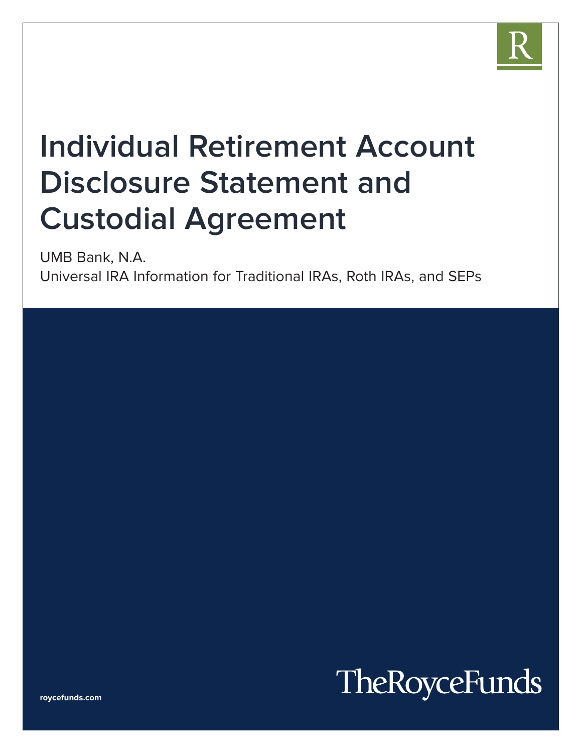# Individual Retirement Account Disclosure Statement and Custodial Agreement

UMB Bank, N.A.

Universal IRA Information for Traditional IRAs, Roth IRAs, and SEPs

TheRoyceFunds

roycefunds.com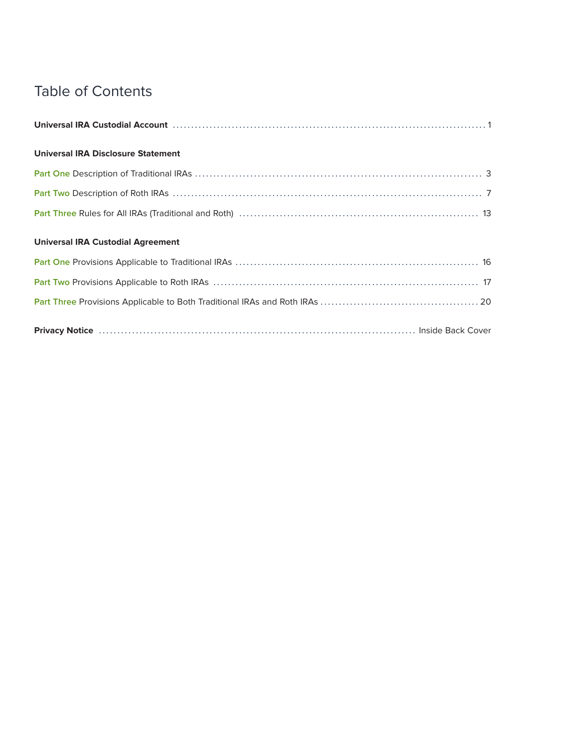# Table of Contents

**Universal IRA Custodial Account** ........ 1

**Universal IRA Disclosure Statement**

Part One Description of Traditional IRAs ........ 3

Part Two Description of Roth IRAs ........ 7

Part Three Rules for All IRAs (Traditional and Roth) ........ 13

**Universal IRA Custodial Agreement**

Part One Provisions Applicable to Traditional IRAs ........ 16

Part Two Provisions Applicable to Roth IRAs ........ 17

Part Three Provisions Applicable to Both Traditional IRAs and Roth IRAs ........ 20

**Privacy Notice** ........ Inside Back Cover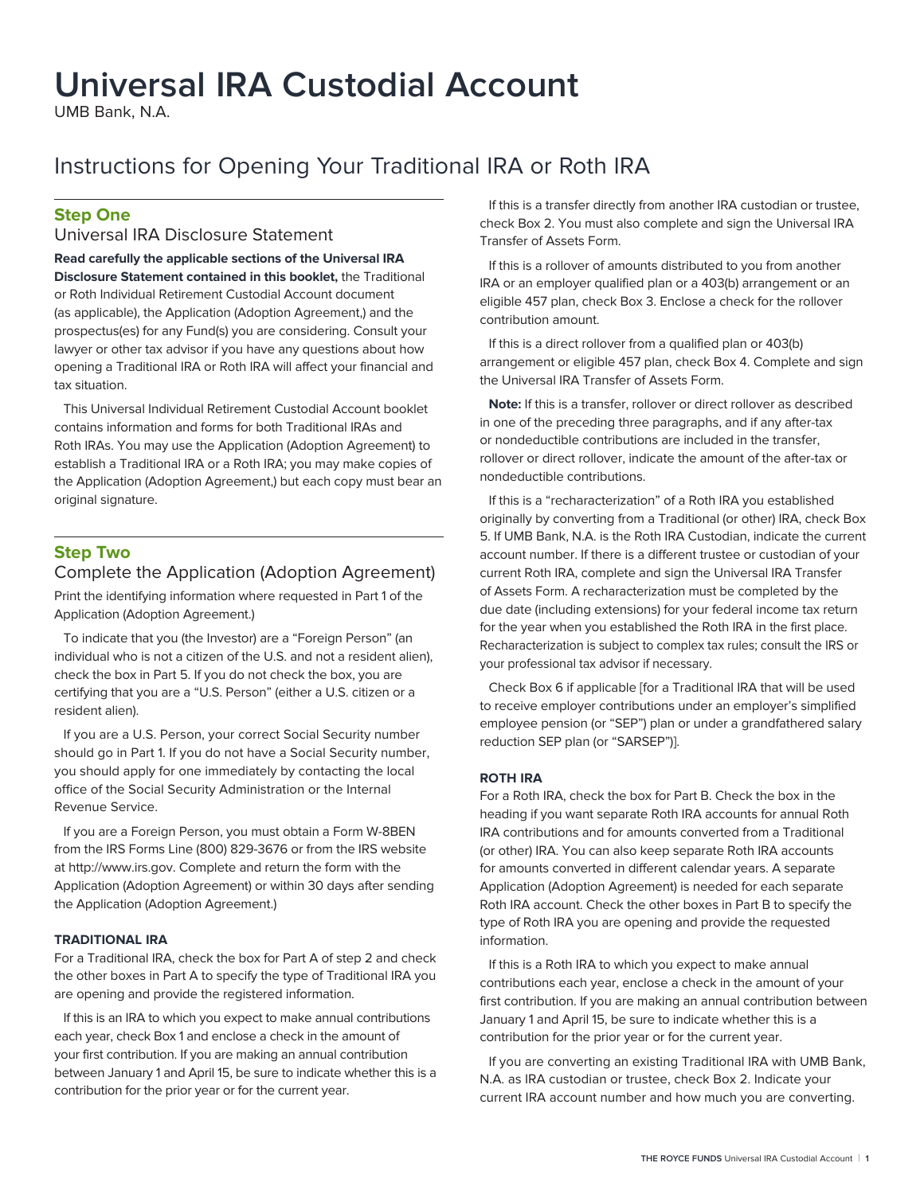# Universal IRA Custodial Account

UMB Bank, N.A.

## Instructions for Opening Your Traditional IRA or Roth IRA

### Step One

#### Universal IRA Disclosure Statement

**Read carefully the applicable sections of the Universal IRA Disclosure Statement contained in this booklet,** the Traditional or Roth Individual Retirement Custodial Account document (as applicable), the Application (Adoption Agreement,) and the prospectus(es) for any Fund(s) you are considering. Consult your lawyer or other tax advisor if you have any questions about how opening a Traditional IRA or Roth IRA will affect your financial and tax situation.

This Universal Individual Retirement Custodial Account booklet contains information and forms for both Traditional IRAs and Roth IRAs. You may use the Application (Adoption Agreement) to establish a Traditional IRA or a Roth IRA; you may make copies of the Application (Adoption Agreement,) but each copy must bear an original signature.

### Step Two

#### Complete the Application (Adoption Agreement)

Print the identifying information where requested in Part 1 of the Application (Adoption Agreement.)

To indicate that you (the Investor) are a "Foreign Person" (an individual who is not a citizen of the U.S. and not a resident alien), check the box in Part 5. If you do not check the box, you are certifying that you are a "U.S. Person" (either a U.S. citizen or a resident alien).

If you are a U.S. Person, your correct Social Security number should go in Part 1. If you do not have a Social Security number, you should apply for one immediately by contacting the local office of the Social Security Administration or the Internal Revenue Service.

If you are a Foreign Person, you must obtain a Form W-8BEN from the IRS Forms Line (800) 829-3676 or from the IRS website at http://www.irs.gov. Complete and return the form with the Application (Adoption Agreement) or within 30 days after sending the Application (Adoption Agreement.)

**TRADITIONAL IRA**

For a Traditional IRA, check the box for Part A of step 2 and check the other boxes in Part A to specify the type of Traditional IRA you are opening and provide the registered information.

If this is an IRA to which you expect to make annual contributions each year, check Box 1 and enclose a check in the amount of your first contribution. If you are making an annual contribution between January 1 and April 15, be sure to indicate whether this is a contribution for the prior year or for the current year.

If this is a transfer directly from another IRA custodian or trustee, check Box 2. You must also complete and sign the Universal IRA Transfer of Assets Form.

If this is a rollover of amounts distributed to you from another IRA or an employer qualified plan or a 403(b) arrangement or an eligible 457 plan, check Box 3. Enclose a check for the rollover contribution amount.

If this is a direct rollover from a qualified plan or 403(b) arrangement or eligible 457 plan, check Box 4. Complete and sign the Universal IRA Transfer of Assets Form.

**Note:** If this is a transfer, rollover or direct rollover as described in one of the preceding three paragraphs, and if any after-tax or nondeductible contributions are included in the transfer, rollover or direct rollover, indicate the amount of the after-tax or nondeductible contributions.

If this is a "recharacterization" of a Roth IRA you established originally by converting from a Traditional (or other) IRA, check Box 5. If UMB Bank, N.A. is the Roth IRA Custodian, indicate the current account number. If there is a different trustee or custodian of your current Roth IRA, complete and sign the Universal IRA Transfer of Assets Form. A recharacterization must be completed by the due date (including extensions) for your federal income tax return for the year when you established the Roth IRA in the first place. Recharacterization is subject to complex tax rules; consult the IRS or your professional tax advisor if necessary.

Check Box 6 if applicable [for a Traditional IRA that will be used to receive employer contributions under an employer's simplified employee pension (or "SEP") plan or under a grandfathered salary reduction SEP plan (or "SARSEP")].

**ROTH IRA**

For a Roth IRA, check the box for Part B. Check the box in the heading if you want separate Roth IRA accounts for annual Roth IRA contributions and for amounts converted from a Traditional (or other) IRA. You can also keep separate Roth IRA accounts for amounts converted in different calendar years. A separate Application (Adoption Agreement) is needed for each separate Roth IRA account. Check the other boxes in Part B to specify the type of Roth IRA you are opening and provide the requested information.

If this is a Roth IRA to which you expect to make annual contributions each year, enclose a check in the amount of your first contribution. If you are making an annual contribution between January 1 and April 15, be sure to indicate whether this is a contribution for the prior year or for the current year.

If you are converting an existing Traditional IRA with UMB Bank, N.A. as IRA custodian or trustee, check Box 2. Indicate your current IRA account number and how much you are converting.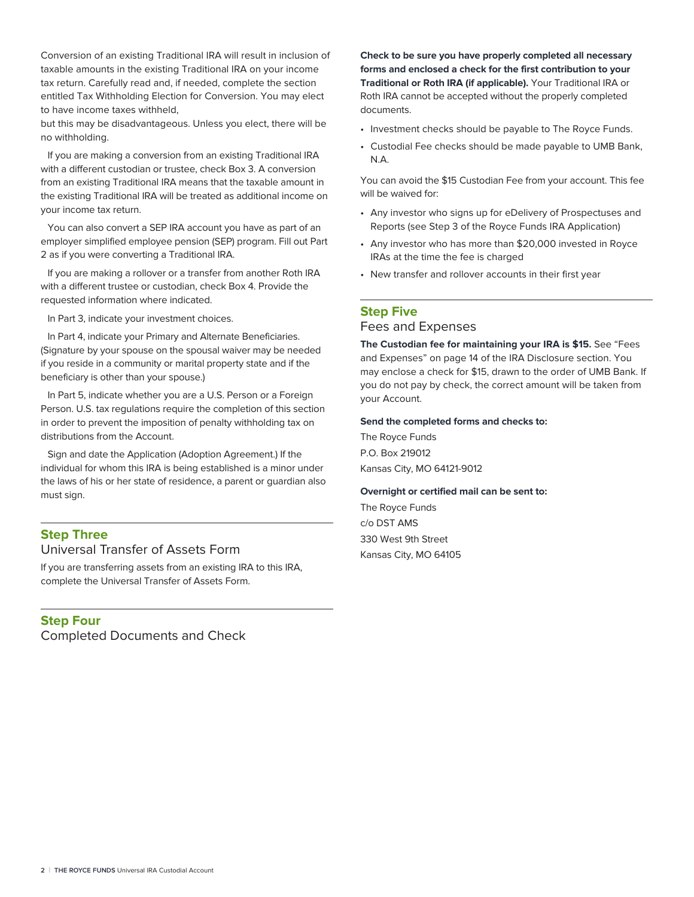Conversion of an existing Traditional IRA will result in inclusion of taxable amounts in the existing Traditional IRA on your income tax return. Carefully read and, if needed, complete the section entitled Tax Withholding Election for Conversion. You may elect to have income taxes withheld,
but this may be disadvantageous. Unless you elect, there will be no withholding.

If you are making a conversion from an existing Traditional IRA with a different custodian or trustee, check Box 3. A conversion from an existing Traditional IRA means that the taxable amount in the existing Traditional IRA will be treated as additional income on your income tax return.

You can also convert a SEP IRA account you have as part of an employer simplified employee pension (SEP) program. Fill out Part 2 as if you were converting a Traditional IRA.

If you are making a rollover or a transfer from another Roth IRA with a different trustee or custodian, check Box 4. Provide the requested information where indicated.

In Part 3, indicate your investment choices.

In Part 4, indicate your Primary and Alternate Beneficiaries. (Signature by your spouse on the spousal waiver may be needed if you reside in a community or marital property state and if the beneficiary is other than your spouse.)

In Part 5, indicate whether you are a U.S. Person or a Foreign Person. U.S. tax regulations require the completion of this section in order to prevent the imposition of penalty withholding tax on distributions from the Account.

Sign and date the Application (Adoption Agreement.) If the individual for whom this IRA is being established is a minor under the laws of his or her state of residence, a parent or guardian also must sign.

## Step Three

### Universal Transfer of Assets Form

If you are transferring assets from an existing IRA to this IRA, complete the Universal Transfer of Assets Form.

## Step Four

### Completed Documents and Check

**Check to be sure you have properly completed all necessary forms and enclosed a check for the first contribution to your Traditional or Roth IRA (if applicable).** Your Traditional IRA or Roth IRA cannot be accepted without the properly completed documents.

- Investment checks should be payable to The Royce Funds.
- Custodial Fee checks should be made payable to UMB Bank, N.A.

You can avoid the $15 Custodian Fee from your account. This fee will be waived for:

- Any investor who signs up for eDelivery of Prospectuses and Reports (see Step 3 of the Royce Funds IRA Application)
- Any investor who has more than $20,000 invested in Royce IRAs at the time the fee is charged
- New transfer and rollover accounts in their first year

## Step Five

### Fees and Expenses

**The Custodian fee for maintaining your IRA is $15.** See "Fees and Expenses" on page 14 of the IRA Disclosure section. You may enclose a check for $15, drawn to the order of UMB Bank. If you do not pay by check, the correct amount will be taken from your Account.

**Send the completed forms and checks to:**

The Royce Funds
P.O. Box 219012
Kansas City, MO 64121-9012

**Overnight or certified mail can be sent to:**

The Royce Funds
c/o DST AMS
330 West 9th Street
Kansas City, MO 64105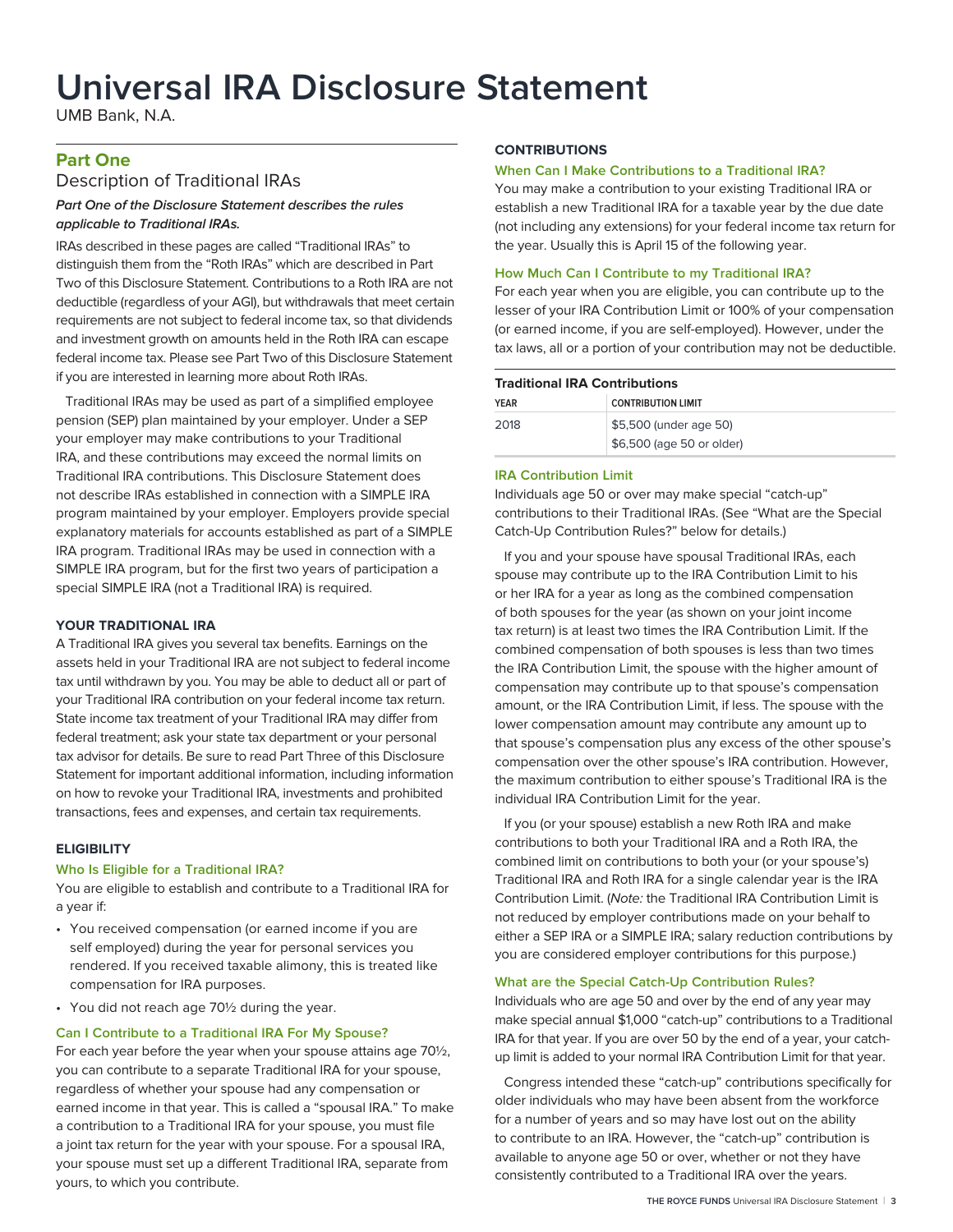# Universal IRA Disclosure Statement

UMB Bank, N.A.

## Part One

### Description of Traditional IRAs

***Part One of the Disclosure Statement describes the rules applicable to Traditional IRAs.***

IRAs described in these pages are called "Traditional IRAs" to distinguish them from the "Roth IRAs" which are described in Part Two of this Disclosure Statement. Contributions to a Roth IRA are not deductible (regardless of your AGI), but withdrawals that meet certain requirements are not subject to federal income tax, so that dividends and investment growth on amounts held in the Roth IRA can escape federal income tax. Please see Part Two of this Disclosure Statement if you are interested in learning more about Roth IRAs.

Traditional IRAs may be used as part of a simplified employee pension (SEP) plan maintained by your employer. Under a SEP your employer may make contributions to your Traditional IRA, and these contributions may exceed the normal limits on Traditional IRA contributions. This Disclosure Statement does not describe IRAs established in connection with a SIMPLE IRA program maintained by your employer. Employers provide special explanatory materials for accounts established as part of a SIMPLE IRA program. Traditional IRAs may be used in connection with a SIMPLE IRA program, but for the first two years of participation a special SIMPLE IRA (not a Traditional IRA) is required.

#### YOUR TRADITIONAL IRA

A Traditional IRA gives you several tax benefits. Earnings on the assets held in your Traditional IRA are not subject to federal income tax until withdrawn by you. You may be able to deduct all or part of your Traditional IRA contribution on your federal income tax return. State income tax treatment of your Traditional IRA may differ from federal treatment; ask your state tax department or your personal tax advisor for details. Be sure to read Part Three of this Disclosure Statement for important additional information, including information on how to revoke your Traditional IRA, investments and prohibited transactions, fees and expenses, and certain tax requirements.

#### ELIGIBILITY

**Who Is Eligible for a Traditional IRA?**

You are eligible to establish and contribute to a Traditional IRA for a year if:

- You received compensation (or earned income if you are self employed) during the year for personal services you rendered. If you received taxable alimony, this is treated like compensation for IRA purposes.
- You did not reach age 70½ during the year.

**Can I Contribute to a Traditional IRA For My Spouse?**

For each year before the year when your spouse attains age 70½, you can contribute to a separate Traditional IRA for your spouse, regardless of whether your spouse had any compensation or earned income in that year. This is called a "spousal IRA." To make a contribution to a Traditional IRA for your spouse, you must file a joint tax return for the year with your spouse. For a spousal IRA, your spouse must set up a different Traditional IRA, separate from yours, to which you contribute.

#### CONTRIBUTIONS

**When Can I Make Contributions to a Traditional IRA?**

You may make a contribution to your existing Traditional IRA or establish a new Traditional IRA for a taxable year by the due date (not including any extensions) for your federal income tax return for the year. Usually this is April 15 of the following year.

**How Much Can I Contribute to my Traditional IRA?**

For each year when you are eligible, you can contribute up to the lesser of your IRA Contribution Limit or 100% of your compensation (or earned income, if you are self-employed). However, under the tax laws, all or a portion of your contribution may not be deductible.

**Traditional IRA Contributions**

| YEAR | CONTRIBUTION LIMIT |
|---|---|
| 2018 | $5,500 (under age 50)<br>$6,500 (age 50 or older) |

**IRA Contribution Limit**

Individuals age 50 or over may make special "catch-up" contributions to their Traditional IRAs. (See "What are the Special Catch-Up Contribution Rules?" below for details.)

If you and your spouse have spousal Traditional IRAs, each spouse may contribute up to the IRA Contribution Limit to his or her IRA for a year as long as the combined compensation of both spouses for the year (as shown on your joint income tax return) is at least two times the IRA Contribution Limit. If the combined compensation of both spouses is less than two times the IRA Contribution Limit, the spouse with the higher amount of compensation may contribute up to that spouse's compensation amount, or the IRA Contribution Limit, if less. The spouse with the lower compensation amount may contribute any amount up to that spouse's compensation plus any excess of the other spouse's compensation over the other spouse's IRA contribution. However, the maximum contribution to either spouse's Traditional IRA is the individual IRA Contribution Limit for the year.

If you (or your spouse) establish a new Roth IRA and make contributions to both your Traditional IRA and a Roth IRA, the combined limit on contributions to both your (or your spouse's) Traditional IRA and Roth IRA for a single calendar year is the IRA Contribution Limit. (*Note:* the Traditional IRA Contribution Limit is not reduced by employer contributions made on your behalf to either a SEP IRA or a SIMPLE IRA; salary reduction contributions by you are considered employer contributions for this purpose.)

**What are the Special Catch-Up Contribution Rules?**

Individuals who are age 50 and over by the end of any year may make special annual $1,000 "catch-up" contributions to a Traditional IRA for that year. If you are over 50 by the end of a year, your catch-up limit is added to your normal IRA Contribution Limit for that year.

Congress intended these "catch-up" contributions specifically for older individuals who may have been absent from the workforce for a number of years and so may have lost out on the ability to contribute to an IRA. However, the "catch-up" contribution is available to anyone age 50 or over, whether or not they have consistently contributed to a Traditional IRA over the years.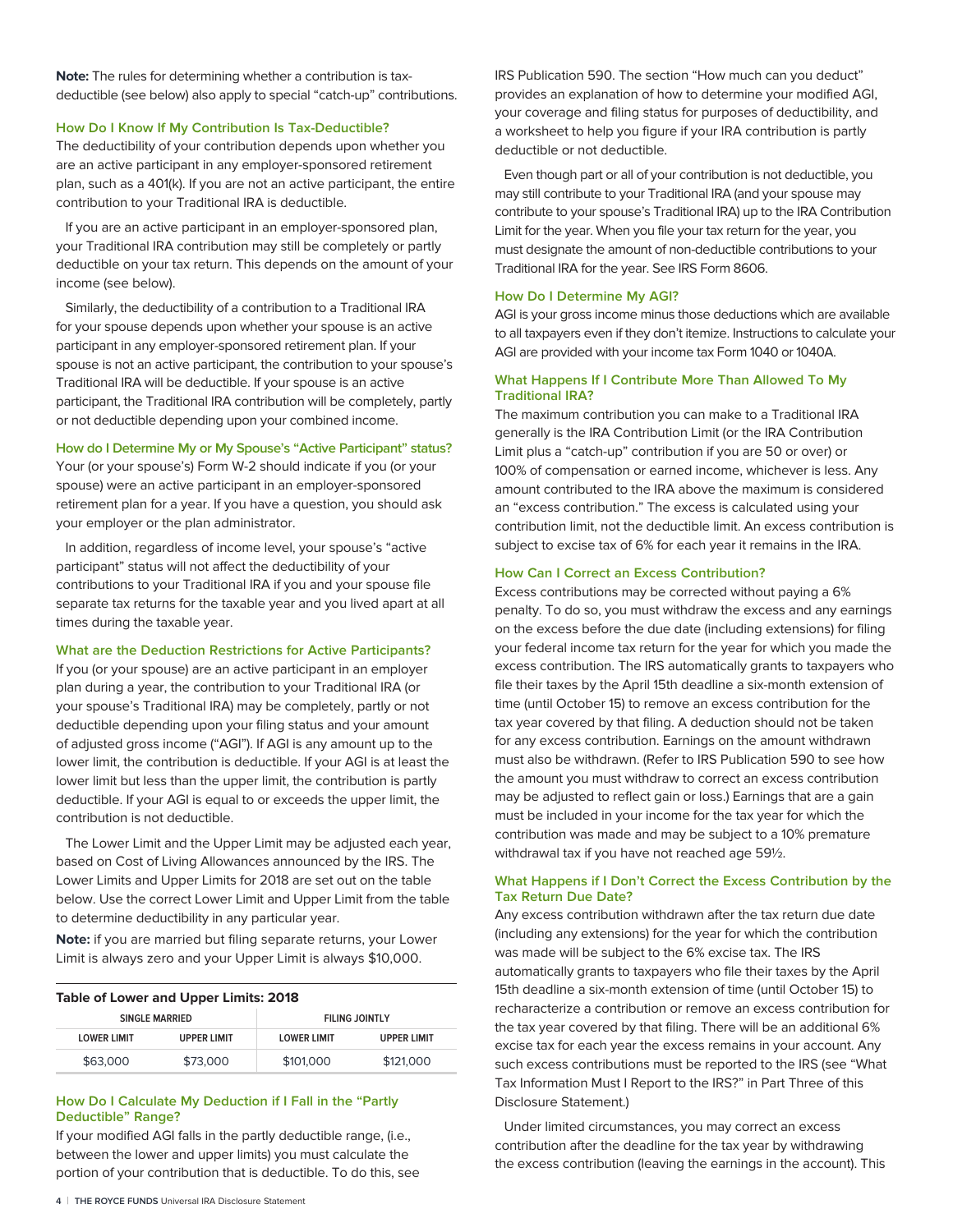**Note:** The rules for determining whether a contribution is tax-deductible (see below) also apply to special "catch-up" contributions.

### How Do I Know If My Contribution Is Tax-Deductible?

The deductibility of your contribution depends upon whether you are an active participant in any employer-sponsored retirement plan, such as a 401(k). If you are not an active participant, the entire contribution to your Traditional IRA is deductible.

If you are an active participant in an employer-sponsored plan, your Traditional IRA contribution may still be completely or partly deductible on your tax return. This depends on the amount of your income (see below).

Similarly, the deductibility of a contribution to a Traditional IRA for your spouse depends upon whether your spouse is an active participant in any employer-sponsored retirement plan. If your spouse is not an active participant, the contribution to your spouse's Traditional IRA will be deductible. If your spouse is an active participant, the Traditional IRA contribution will be completely, partly or not deductible depending upon your combined income.

### How do I Determine My or My Spouse's "Active Participant" status?

Your (or your spouse's) Form W-2 should indicate if you (or your spouse) were an active participant in an employer-sponsored retirement plan for a year. If you have a question, you should ask your employer or the plan administrator.

In addition, regardless of income level, your spouse's "active participant" status will not affect the deductibility of your contributions to your Traditional IRA if you and your spouse file separate tax returns for the taxable year and you lived apart at all times during the taxable year.

### What are the Deduction Restrictions for Active Participants?

If you (or your spouse) are an active participant in an employer plan during a year, the contribution to your Traditional IRA (or your spouse's Traditional IRA) may be completely, partly or not deductible depending upon your filing status and your amount of adjusted gross income ("AGI"). If AGI is any amount up to the lower limit, the contribution is deductible. If your AGI is at least the lower limit but less than the upper limit, the contribution is partly deductible. If your AGI is equal to or exceeds the upper limit, the contribution is not deductible.

The Lower Limit and the Upper Limit may be adjusted each year, based on Cost of Living Allowances announced by the IRS. The Lower Limits and Upper Limits for 2018 are set out on the table below. Use the correct Lower Limit and Upper Limit from the table to determine deductibility in any particular year.

**Note:** if you are married but filing separate returns, your Lower Limit is always zero and your Upper Limit is always $10,000.

**Table of Lower and Upper Limits: 2018**

| SINGLE MARRIED | | FILING JOINTLY | |
|---|---|---|---|
| LOWER LIMIT | UPPER LIMIT | LOWER LIMIT | UPPER LIMIT |
| $63,000 | $73,000 | $101,000 | $121,000 |

### How Do I Calculate My Deduction if I Fall in the "Partly Deductible" Range?

If your modified AGI falls in the partly deductible range, (i.e., between the lower and upper limits) you must calculate the portion of your contribution that is deductible. To do this, see IRS Publication 590. The section "How much can you deduct" provides an explanation of how to determine your modified AGI, your coverage and filing status for purposes of deductibility, and a worksheet to help you figure if your IRA contribution is partly deductible or not deductible.

Even though part or all of your contribution is not deductible, you may still contribute to your Traditional IRA (and your spouse may contribute to your spouse's Traditional IRA) up to the IRA Contribution Limit for the year. When you file your tax return for the year, you must designate the amount of non-deductible contributions to your Traditional IRA for the year. See IRS Form 8606.

### How Do I Determine My AGI?

AGI is your gross income minus those deductions which are available to all taxpayers even if they don't itemize. Instructions to calculate your AGI are provided with your income tax Form 1040 or 1040A.

### What Happens If I Contribute More Than Allowed To My Traditional IRA?

The maximum contribution you can make to a Traditional IRA generally is the IRA Contribution Limit (or the IRA Contribution Limit plus a "catch-up" contribution if you are 50 or over) or 100% of compensation or earned income, whichever is less. Any amount contributed to the IRA above the maximum is considered an "excess contribution." The excess is calculated using your contribution limit, not the deductible limit. An excess contribution is subject to excise tax of 6% for each year it remains in the IRA.

### How Can I Correct an Excess Contribution?

Excess contributions may be corrected without paying a 6% penalty. To do so, you must withdraw the excess and any earnings on the excess before the due date (including extensions) for filing your federal income tax return for the year for which you made the excess contribution. The IRS automatically grants to taxpayers who file their taxes by the April 15th deadline a six-month extension of time (until October 15) to remove an excess contribution for the tax year covered by that filing. A deduction should not be taken for any excess contribution. Earnings on the amount withdrawn must also be withdrawn. (Refer to IRS Publication 590 to see how the amount you must withdraw to correct an excess contribution may be adjusted to reflect gain or loss.) Earnings that are a gain must be included in your income for the tax year for which the contribution was made and may be subject to a 10% premature withdrawal tax if you have not reached age 59½.

### What Happens if I Don't Correct the Excess Contribution by the Tax Return Due Date?

Any excess contribution withdrawn after the tax return due date (including any extensions) for the year for which the contribution was made will be subject to the 6% excise tax. The IRS automatically grants to taxpayers who file their taxes by the April 15th deadline a six-month extension of time (until October 15) to recharacterize a contribution or remove an excess contribution for the tax year covered by that filing. There will be an additional 6% excise tax for each year the excess remains in your account. Any such excess contributions must be reported to the IRS (see "What Tax Information Must I Report to the IRS?" in Part Three of this Disclosure Statement.)

Under limited circumstances, you may correct an excess contribution after the deadline for the tax year by withdrawing the excess contribution (leaving the earnings in the account). This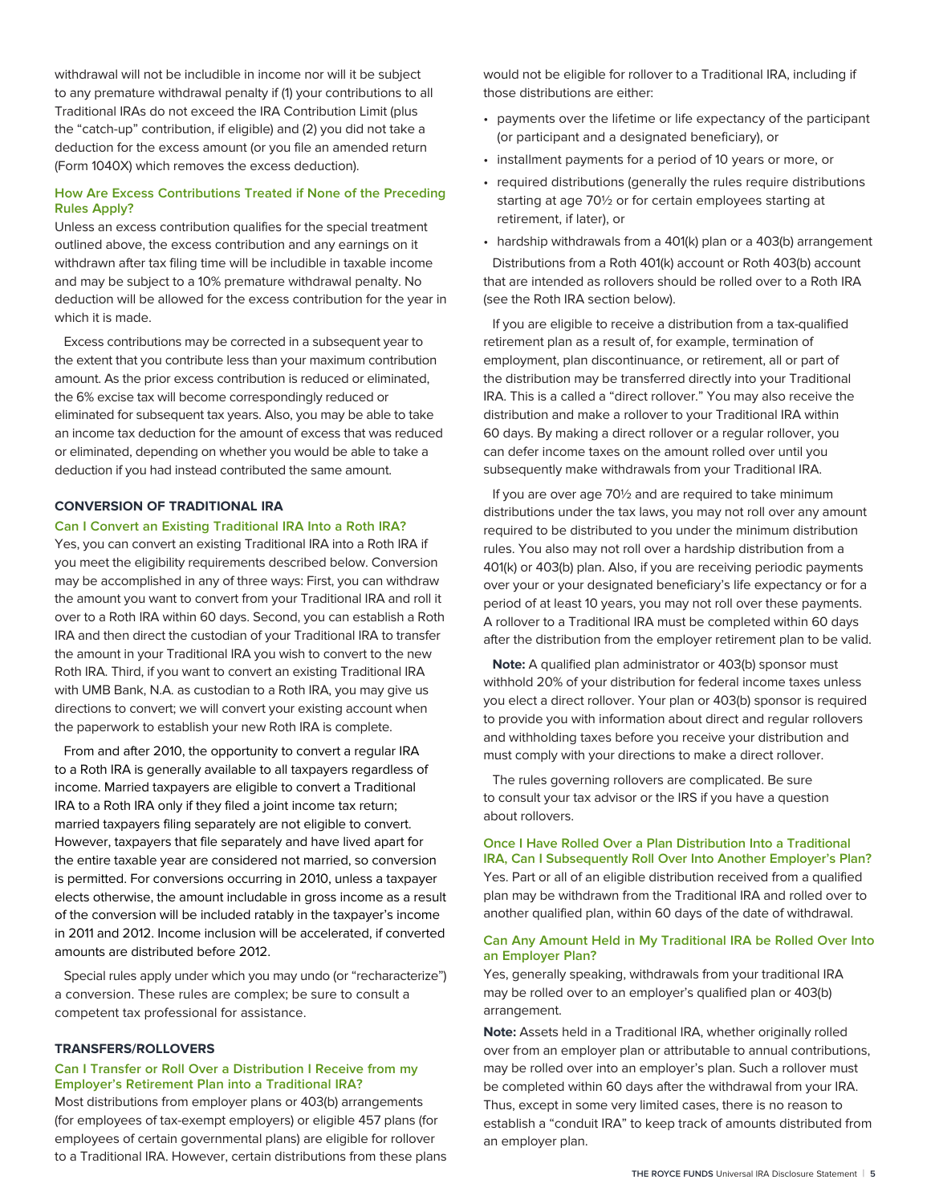withdrawal will not be includible in income nor will it be subject to any premature withdrawal penalty if (1) your contributions to all Traditional IRAs do not exceed the IRA Contribution Limit (plus the "catch-up" contribution, if eligible) and (2) you did not take a deduction for the excess amount (or you file an amended return (Form 1040X) which removes the excess deduction).

### How Are Excess Contributions Treated if None of the Preceding Rules Apply?

Unless an excess contribution qualifies for the special treatment outlined above, the excess contribution and any earnings on it withdrawn after tax filing time will be includible in taxable income and may be subject to a 10% premature withdrawal penalty. No deduction will be allowed for the excess contribution for the year in which it is made.

Excess contributions may be corrected in a subsequent year to the extent that you contribute less than your maximum contribution amount. As the prior excess contribution is reduced or eliminated, the 6% excise tax will become correspondingly reduced or eliminated for subsequent tax years. Also, you may be able to take an income tax deduction for the amount of excess that was reduced or eliminated, depending on whether you would be able to take a deduction if you had instead contributed the same amount.

## CONVERSION OF TRADITIONAL IRA

### Can I Convert an Existing Traditional IRA Into a Roth IRA?

Yes, you can convert an existing Traditional IRA into a Roth IRA if you meet the eligibility requirements described below. Conversion may be accomplished in any of three ways: First, you can withdraw the amount you want to convert from your Traditional IRA and roll it over to a Roth IRA within 60 days. Second, you can establish a Roth IRA and then direct the custodian of your Traditional IRA to transfer the amount in your Traditional IRA you wish to convert to the new Roth IRA. Third, if you want to convert an existing Traditional IRA with UMB Bank, N.A. as custodian to a Roth IRA, you may give us directions to convert; we will convert your existing account when the paperwork to establish your new Roth IRA is complete.

From and after 2010, the opportunity to convert a regular IRA to a Roth IRA is generally available to all taxpayers regardless of income. Married taxpayers are eligible to convert a Traditional IRA to a Roth IRA only if they filed a joint income tax return; married taxpayers filing separately are not eligible to convert. However, taxpayers that file separately and have lived apart for the entire taxable year are considered not married, so conversion is permitted. For conversions occurring in 2010, unless a taxpayer elects otherwise, the amount includable in gross income as a result of the conversion will be included ratably in the taxpayer's income in 2011 and 2012. Income inclusion will be accelerated, if converted amounts are distributed before 2012.

Special rules apply under which you may undo (or "recharacterize") a conversion. These rules are complex; be sure to consult a competent tax professional for assistance.

## TRANSFERS/ROLLOVERS

### Can I Transfer or Roll Over a Distribution I Receive from my Employer's Retirement Plan into a Traditional IRA?

Most distributions from employer plans or 403(b) arrangements (for employees of tax-exempt employers) or eligible 457 plans (for employees of certain governmental plans) are eligible for rollover to a Traditional IRA. However, certain distributions from these plans would not be eligible for rollover to a Traditional IRA, including if those distributions are either:

- payments over the lifetime or life expectancy of the participant (or participant and a designated beneficiary), or
- installment payments for a period of 10 years or more, or
- required distributions (generally the rules require distributions starting at age 70½ or for certain employees starting at retirement, if later), or
- hardship withdrawals from a 401(k) plan or a 403(b) arrangement

Distributions from a Roth 401(k) account or Roth 403(b) account that are intended as rollovers should be rolled over to a Roth IRA (see the Roth IRA section below).

If you are eligible to receive a distribution from a tax-qualified retirement plan as a result of, for example, termination of employment, plan discontinuance, or retirement, all or part of the distribution may be transferred directly into your Traditional IRA. This is a called a "direct rollover." You may also receive the distribution and make a rollover to your Traditional IRA within 60 days. By making a direct rollover or a regular rollover, you can defer income taxes on the amount rolled over until you subsequently make withdrawals from your Traditional IRA.

If you are over age 70½ and are required to take minimum distributions under the tax laws, you may not roll over any amount required to be distributed to you under the minimum distribution rules. You also may not roll over a hardship distribution from a 401(k) or 403(b) plan. Also, if you are receiving periodic payments over your or your designated beneficiary's life expectancy or for a period of at least 10 years, you may not roll over these payments. A rollover to a Traditional IRA must be completed within 60 days after the distribution from the employer retirement plan to be valid.

**Note:** A qualified plan administrator or 403(b) sponsor must withhold 20% of your distribution for federal income taxes unless you elect a direct rollover. Your plan or 403(b) sponsor is required to provide you with information about direct and regular rollovers and withholding taxes before you receive your distribution and must comply with your directions to make a direct rollover.

The rules governing rollovers are complicated. Be sure to consult your tax advisor or the IRS if you have a question about rollovers.

### Once I Have Rolled Over a Plan Distribution Into a Traditional IRA, Can I Subsequently Roll Over Into Another Employer's Plan?

Yes. Part or all of an eligible distribution received from a qualified plan may be withdrawn from the Traditional IRA and rolled over to another qualified plan, within 60 days of the date of withdrawal.

### Can Any Amount Held in My Traditional IRA be Rolled Over Into an Employer Plan?

Yes, generally speaking, withdrawals from your traditional IRA may be rolled over to an employer's qualified plan or 403(b) arrangement.

**Note:** Assets held in a Traditional IRA, whether originally rolled over from an employer plan or attributable to annual contributions, may be rolled over into an employer's plan. Such a rollover must be completed within 60 days after the withdrawal from your IRA. Thus, except in some very limited cases, there is no reason to establish a "conduit IRA" to keep track of amounts distributed from an employer plan.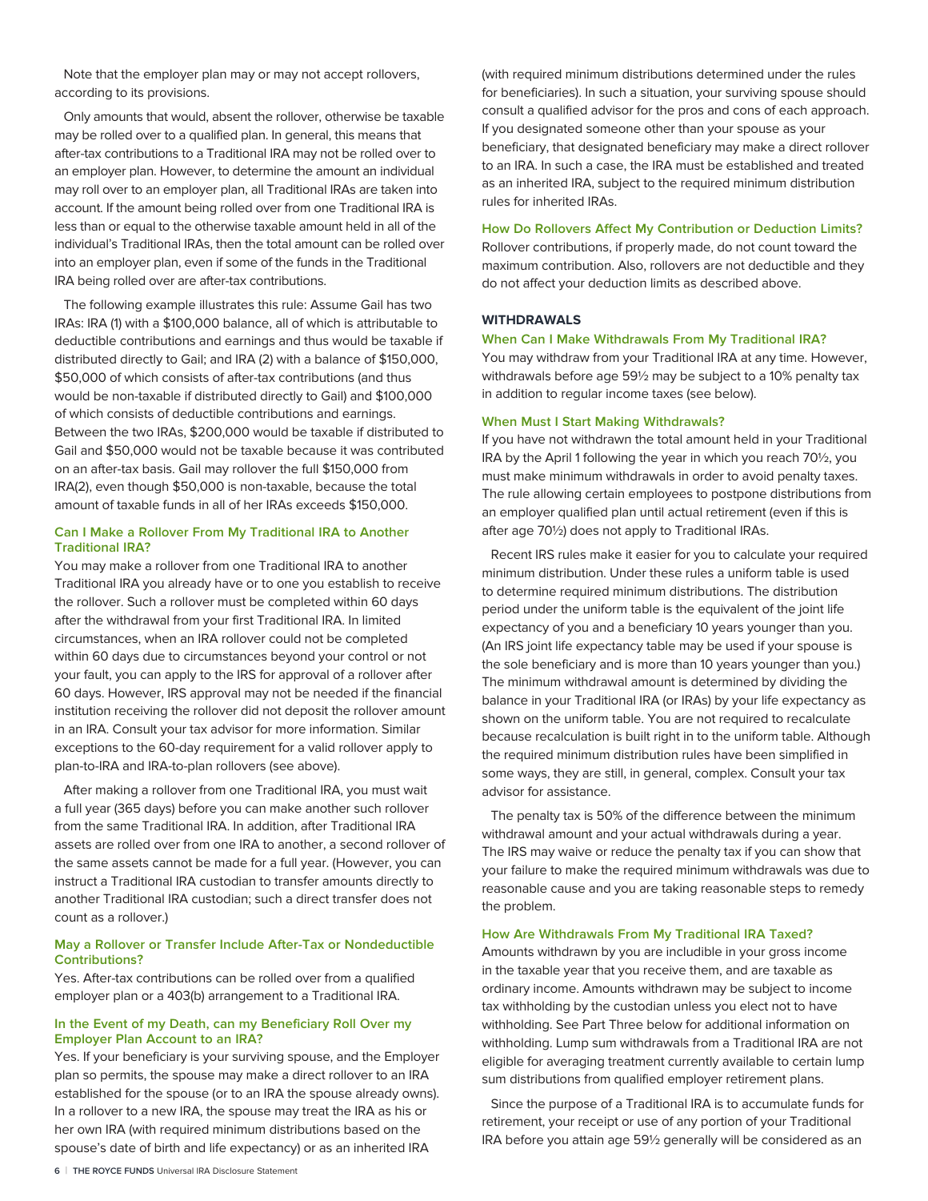Note that the employer plan may or may not accept rollovers, according to its provisions.

Only amounts that would, absent the rollover, otherwise be taxable may be rolled over to a qualified plan. In general, this means that after-tax contributions to a Traditional IRA may not be rolled over to an employer plan. However, to determine the amount an individual may roll over to an employer plan, all Traditional IRAs are taken into account. If the amount being rolled over from one Traditional IRA is less than or equal to the otherwise taxable amount held in all of the individual's Traditional IRAs, then the total amount can be rolled over into an employer plan, even if some of the funds in the Traditional IRA being rolled over are after-tax contributions.

The following example illustrates this rule: Assume Gail has two IRAs: IRA (1) with a $100,000 balance, all of which is attributable to deductible contributions and earnings and thus would be taxable if distributed directly to Gail; and IRA (2) with a balance of $150,000, $50,000 of which consists of after-tax contributions (and thus would be non-taxable if distributed directly to Gail) and $100,000 of which consists of deductible contributions and earnings. Between the two IRAs, $200,000 would be taxable if distributed to Gail and $50,000 would not be taxable because it was contributed on an after-tax basis. Gail may rollover the full $150,000 from IRA(2), even though $50,000 is non-taxable, because the total amount of taxable funds in all of her IRAs exceeds $150,000.

### Can I Make a Rollover From My Traditional IRA to Another Traditional IRA?

You may make a rollover from one Traditional IRA to another Traditional IRA you already have or to one you establish to receive the rollover. Such a rollover must be completed within 60 days after the withdrawal from your first Traditional IRA. In limited circumstances, when an IRA rollover could not be completed within 60 days due to circumstances beyond your control or not your fault, you can apply to the IRS for approval of a rollover after 60 days. However, IRS approval may not be needed if the financial institution receiving the rollover did not deposit the rollover amount in an IRA. Consult your tax advisor for more information. Similar exceptions to the 60-day requirement for a valid rollover apply to plan-to-IRA and IRA-to-plan rollovers (see above).

After making a rollover from one Traditional IRA, you must wait a full year (365 days) before you can make another such rollover from the same Traditional IRA. In addition, after Traditional IRA assets are rolled over from one IRA to another, a second rollover of the same assets cannot be made for a full year. (However, you can instruct a Traditional IRA custodian to transfer amounts directly to another Traditional IRA custodian; such a direct transfer does not count as a rollover.)

### May a Rollover or Transfer Include After-Tax or Nondeductible Contributions?

Yes. After-tax contributions can be rolled over from a qualified employer plan or a 403(b) arrangement to a Traditional IRA.

### In the Event of my Death, can my Beneficiary Roll Over my Employer Plan Account to an IRA?

Yes. If your beneficiary is your surviving spouse, and the Employer plan so permits, the spouse may make a direct rollover to an IRA established for the spouse (or to an IRA the spouse already owns). In a rollover to a new IRA, the spouse may treat the IRA as his or her own IRA (with required minimum distributions based on the spouse's date of birth and life expectancy) or as an inherited IRA (with required minimum distributions determined under the rules for beneficiaries). In such a situation, your surviving spouse should consult a qualified advisor for the pros and cons of each approach. If you designated someone other than your spouse as your beneficiary, that designated beneficiary may make a direct rollover to an IRA. In such a case, the IRA must be established and treated as an inherited IRA, subject to the required minimum distribution rules for inherited IRAs.

### How Do Rollovers Affect My Contribution or Deduction Limits?

Rollover contributions, if properly made, do not count toward the maximum contribution. Also, rollovers are not deductible and they do not affect your deduction limits as described above.

## WITHDRAWALS

### When Can I Make Withdrawals From My Traditional IRA?

You may withdraw from your Traditional IRA at any time. However, withdrawals before age 59½ may be subject to a 10% penalty tax in addition to regular income taxes (see below).

### When Must I Start Making Withdrawals?

If you have not withdrawn the total amount held in your Traditional IRA by the April 1 following the year in which you reach 70½, you must make minimum withdrawals in order to avoid penalty taxes. The rule allowing certain employees to postpone distributions from an employer qualified plan until actual retirement (even if this is after age 70½) does not apply to Traditional IRAs.

Recent IRS rules make it easier for you to calculate your required minimum distribution. Under these rules a uniform table is used to determine required minimum distributions. The distribution period under the uniform table is the equivalent of the joint life expectancy of you and a beneficiary 10 years younger than you. (An IRS joint life expectancy table may be used if your spouse is the sole beneficiary and is more than 10 years younger than you.) The minimum withdrawal amount is determined by dividing the balance in your Traditional IRA (or IRAs) by your life expectancy as shown on the uniform table. You are not required to recalculate because recalculation is built right in to the uniform table. Although the required minimum distribution rules have been simplified in some ways, they are still, in general, complex. Consult your tax advisor for assistance.

The penalty tax is 50% of the difference between the minimum withdrawal amount and your actual withdrawals during a year. The IRS may waive or reduce the penalty tax if you can show that your failure to make the required minimum withdrawals was due to reasonable cause and you are taking reasonable steps to remedy the problem.

### How Are Withdrawals From My Traditional IRA Taxed?

Amounts withdrawn by you are includible in your gross income in the taxable year that you receive them, and are taxable as ordinary income. Amounts withdrawn may be subject to income tax withholding by the custodian unless you elect not to have withholding. See Part Three below for additional information on withholding. Lump sum withdrawals from a Traditional IRA are not eligible for averaging treatment currently available to certain lump sum distributions from qualified employer retirement plans.

Since the purpose of a Traditional IRA is to accumulate funds for retirement, your receipt or use of any portion of your Traditional IRA before you attain age 59½ generally will be considered as an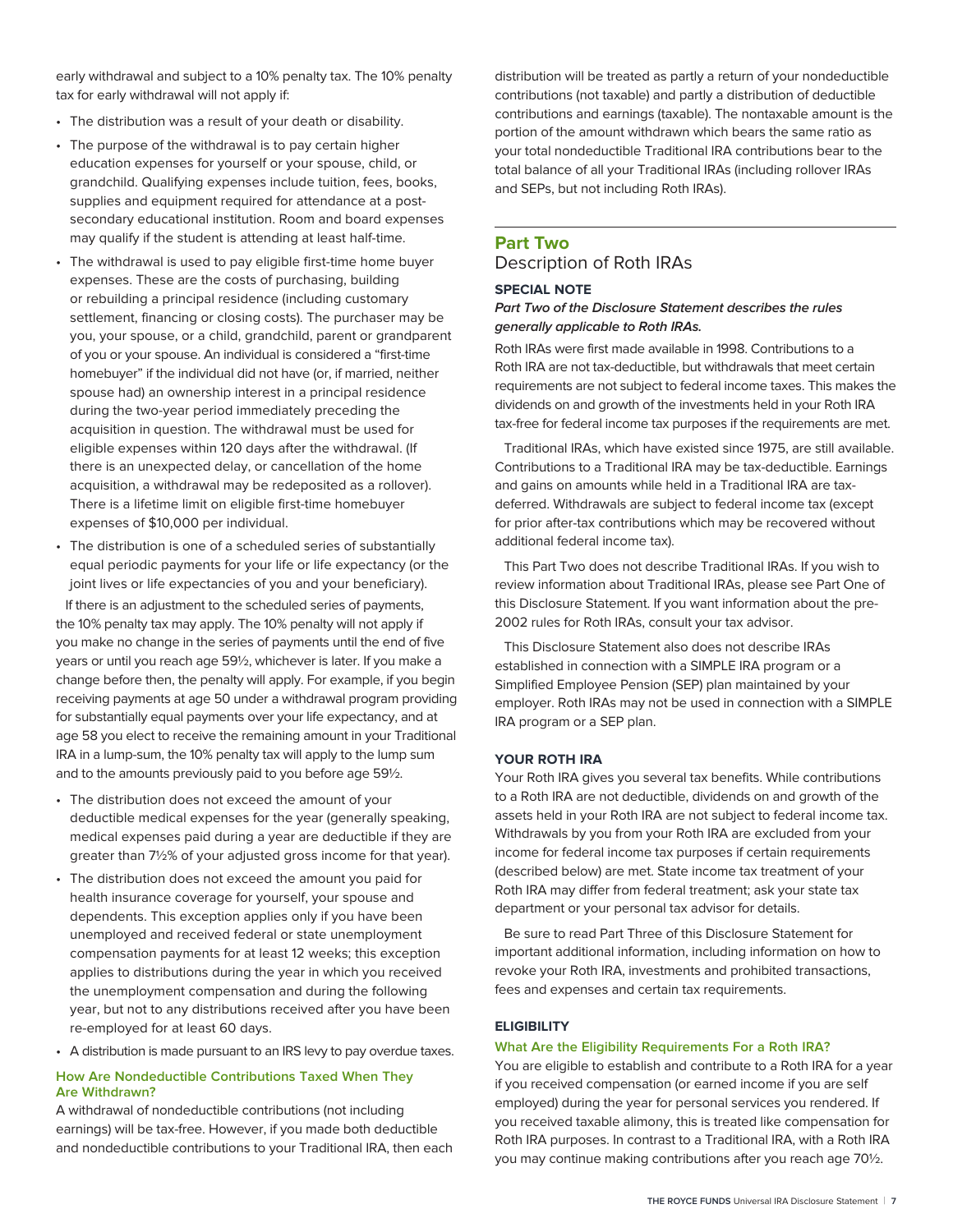early withdrawal and subject to a 10% penalty tax. The 10% penalty tax for early withdrawal will not apply if:

- The distribution was a result of your death or disability.
- The purpose of the withdrawal is to pay certain higher education expenses for yourself or your spouse, child, or grandchild. Qualifying expenses include tuition, fees, books, supplies and equipment required for attendance at a post-secondary educational institution. Room and board expenses may qualify if the student is attending at least half-time.
- The withdrawal is used to pay eligible first-time home buyer expenses. These are the costs of purchasing, building or rebuilding a principal residence (including customary settlement, financing or closing costs). The purchaser may be you, your spouse, or a child, grandchild, parent or grandparent of you or your spouse. An individual is considered a "first-time homebuyer" if the individual did not have (or, if married, neither spouse had) an ownership interest in a principal residence during the two-year period immediately preceding the acquisition in question. The withdrawal must be used for eligible expenses within 120 days after the withdrawal. (If there is an unexpected delay, or cancellation of the home acquisition, a withdrawal may be redeposited as a rollover). There is a lifetime limit on eligible first-time homebuyer expenses of $10,000 per individual.
- The distribution is one of a scheduled series of substantially equal periodic payments for your life or life expectancy (or the joint lives or life expectancies of you and your beneficiary).

If there is an adjustment to the scheduled series of payments, the 10% penalty tax may apply. The 10% penalty will not apply if you make no change in the series of payments until the end of five years or until you reach age 59½, whichever is later. If you make a change before then, the penalty will apply. For example, if you begin receiving payments at age 50 under a withdrawal program providing for substantially equal payments over your life expectancy, and at age 58 you elect to receive the remaining amount in your Traditional IRA in a lump-sum, the 10% penalty tax will apply to the lump sum and to the amounts previously paid to you before age 59½.

- The distribution does not exceed the amount of your deductible medical expenses for the year (generally speaking, medical expenses paid during a year are deductible if they are greater than 7½% of your adjusted gross income for that year).
- The distribution does not exceed the amount you paid for health insurance coverage for yourself, your spouse and dependents. This exception applies only if you have been unemployed and received federal or state unemployment compensation payments for at least 12 weeks; this exception applies to distributions during the year in which you received the unemployment compensation and during the following year, but not to any distributions received after you have been re-employed for at least 60 days.
- A distribution is made pursuant to an IRS levy to pay overdue taxes.

### How Are Nondeductible Contributions Taxed When They Are Withdrawn?

A withdrawal of nondeductible contributions (not including earnings) will be tax-free. However, if you made both deductible and nondeductible contributions to your Traditional IRA, then each distribution will be treated as partly a return of your nondeductible contributions (not taxable) and partly a distribution of deductible contributions and earnings (taxable). The nontaxable amount is the portion of the amount withdrawn which bears the same ratio as your total nondeductible Traditional IRA contributions bear to the total balance of all your Traditional IRAs (including rollover IRAs and SEPs, but not including Roth IRAs).

---

## Part Two
## Description of Roth IRAs

**SPECIAL NOTE**

***Part Two of the Disclosure Statement describes the rules generally applicable to Roth IRAs.***

Roth IRAs were first made available in 1998. Contributions to a Roth IRA are not tax-deductible, but withdrawals that meet certain requirements are not subject to federal income taxes. This makes the dividends on and growth of the investments held in your Roth IRA tax-free for federal income tax purposes if the requirements are met.

Traditional IRAs, which have existed since 1975, are still available. Contributions to a Traditional IRA may be tax-deductible. Earnings and gains on amounts while held in a Traditional IRA are tax-deferred. Withdrawals are subject to federal income tax (except for prior after-tax contributions which may be recovered without additional federal income tax).

This Part Two does not describe Traditional IRAs. If you wish to review information about Traditional IRAs, please see Part One of this Disclosure Statement. If you want information about the pre-2002 rules for Roth IRAs, consult your tax advisor.

This Disclosure Statement also does not describe IRAs established in connection with a SIMPLE IRA program or a Simplified Employee Pension (SEP) plan maintained by your employer. Roth IRAs may not be used in connection with a SIMPLE IRA program or a SEP plan.

**YOUR ROTH IRA**

Your Roth IRA gives you several tax benefits. While contributions to a Roth IRA are not deductible, dividends on and growth of the assets held in your Roth IRA are not subject to federal income tax. Withdrawals by you from your Roth IRA are excluded from your income for federal income tax purposes if certain requirements (described below) are met. State income tax treatment of your Roth IRA may differ from federal treatment; ask your state tax department or your personal tax advisor for details.

Be sure to read Part Three of this Disclosure Statement for important additional information, including information on how to revoke your Roth IRA, investments and prohibited transactions, fees and expenses and certain tax requirements.

**ELIGIBILITY**

### What Are the Eligibility Requirements For a Roth IRA?

You are eligible to establish and contribute to a Roth IRA for a year if you received compensation (or earned income if you are self employed) during the year for personal services you rendered. If you received taxable alimony, this is treated like compensation for Roth IRA purposes. In contrast to a Traditional IRA, with a Roth IRA you may continue making contributions after you reach age 70½.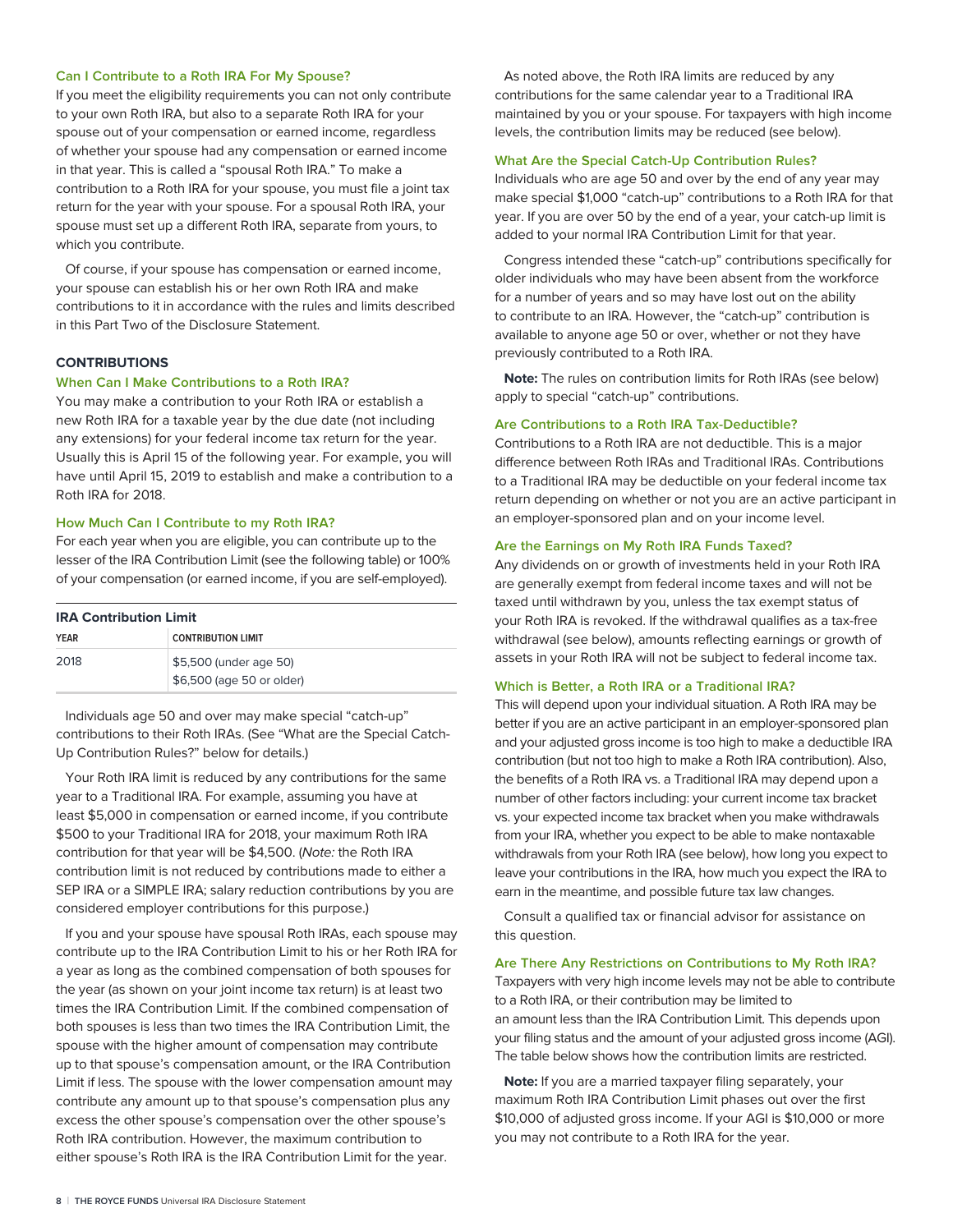### Can I Contribute to a Roth IRA For My Spouse?

If you meet the eligibility requirements you can not only contribute to your own Roth IRA, but also to a separate Roth IRA for your spouse out of your compensation or earned income, regardless of whether your spouse had any compensation or earned income in that year. This is called a "spousal Roth IRA." To make a contribution to a Roth IRA for your spouse, you must file a joint tax return for the year with your spouse. For a spousal Roth IRA, your spouse must set up a different Roth IRA, separate from yours, to which you contribute.

Of course, if your spouse has compensation or earned income, your spouse can establish his or her own Roth IRA and make contributions to it in accordance with the rules and limits described in this Part Two of the Disclosure Statement.

## CONTRIBUTIONS

### When Can I Make Contributions to a Roth IRA?

You may make a contribution to your Roth IRA or establish a new Roth IRA for a taxable year by the due date (not including any extensions) for your federal income tax return for the year. Usually this is April 15 of the following year. For example, you will have until April 15, 2019 to establish and make a contribution to a Roth IRA for 2018.

### How Much Can I Contribute to my Roth IRA?

For each year when you are eligible, you can contribute up to the lesser of the IRA Contribution Limit (see the following table) or 100% of your compensation (or earned income, if you are self-employed).

**IRA Contribution Limit**

| YEAR | CONTRIBUTION LIMIT |
| --- | --- |
| 2018 | $5,500 (under age 50)<br>$6,500 (age 50 or older) |

Individuals age 50 and over may make special "catch-up" contributions to their Roth IRAs. (See "What are the Special Catch-Up Contribution Rules?" below for details.)

Your Roth IRA limit is reduced by any contributions for the same year to a Traditional IRA. For example, assuming you have at least $5,000 in compensation or earned income, if you contribute $500 to your Traditional IRA for 2018, your maximum Roth IRA contribution for that year will be $4,500. (*Note:* the Roth IRA contribution limit is not reduced by contributions made to either a SEP IRA or a SIMPLE IRA; salary reduction contributions by you are considered employer contributions for this purpose.)

If you and your spouse have spousal Roth IRAs, each spouse may contribute up to the IRA Contribution Limit to his or her Roth IRA for a year as long as the combined compensation of both spouses for the year (as shown on your joint income tax return) is at least two times the IRA Contribution Limit. If the combined compensation of both spouses is less than two times the IRA Contribution Limit, the spouse with the higher amount of compensation may contribute up to that spouse's compensation amount, or the IRA Contribution Limit if less. The spouse with the lower compensation amount may contribute any amount up to that spouse's compensation plus any excess the other spouse's compensation over the other spouse's Roth IRA contribution. However, the maximum contribution to either spouse's Roth IRA is the IRA Contribution Limit for the year.

As noted above, the Roth IRA limits are reduced by any contributions for the same calendar year to a Traditional IRA maintained by you or your spouse. For taxpayers with high income levels, the contribution limits may be reduced (see below).

### What Are the Special Catch-Up Contribution Rules?

Individuals who are age 50 and over by the end of any year may make special $1,000 "catch-up" contributions to a Roth IRA for that year. If you are over 50 by the end of a year, your catch-up limit is added to your normal IRA Contribution Limit for that year.

Congress intended these "catch-up" contributions specifically for older individuals who may have been absent from the workforce for a number of years and so may have lost out on the ability to contribute to an IRA. However, the "catch-up" contribution is available to anyone age 50 or over, whether or not they have previously contributed to a Roth IRA.

**Note:** The rules on contribution limits for Roth IRAs (see below) apply to special "catch-up" contributions.

### Are Contributions to a Roth IRA Tax-Deductible?

Contributions to a Roth IRA are not deductible. This is a major difference between Roth IRAs and Traditional IRAs. Contributions to a Traditional IRA may be deductible on your federal income tax return depending on whether or not you are an active participant in an employer-sponsored plan and on your income level.

### Are the Earnings on My Roth IRA Funds Taxed?

Any dividends on or growth of investments held in your Roth IRA are generally exempt from federal income taxes and will not be taxed until withdrawn by you, unless the tax exempt status of your Roth IRA is revoked. If the withdrawal qualifies as a tax-free withdrawal (see below), amounts reflecting earnings or growth of assets in your Roth IRA will not be subject to federal income tax.

### Which is Better, a Roth IRA or a Traditional IRA?

This will depend upon your individual situation. A Roth IRA may be better if you are an active participant in an employer-sponsored plan and your adjusted gross income is too high to make a deductible IRA contribution (but not too high to make a Roth IRA contribution). Also, the benefits of a Roth IRA vs. a Traditional IRA may depend upon a number of other factors including: your current income tax bracket vs. your expected income tax bracket when you make withdrawals from your IRA, whether you expect to be able to make nontaxable withdrawals from your Roth IRA (see below), how long you expect to leave your contributions in the IRA, how much you expect the IRA to earn in the meantime, and possible future tax law changes.

Consult a qualified tax or financial advisor for assistance on this question.

### Are There Any Restrictions on Contributions to My Roth IRA?

Taxpayers with very high income levels may not be able to contribute to a Roth IRA, or their contribution may be limited to an amount less than the IRA Contribution Limit. This depends upon your filing status and the amount of your adjusted gross income (AGI). The table below shows how the contribution limits are restricted.

**Note:** If you are a married taxpayer filing separately, your maximum Roth IRA Contribution Limit phases out over the first $10,000 of adjusted gross income. If your AGI is $10,000 or more you may not contribute to a Roth IRA for the year.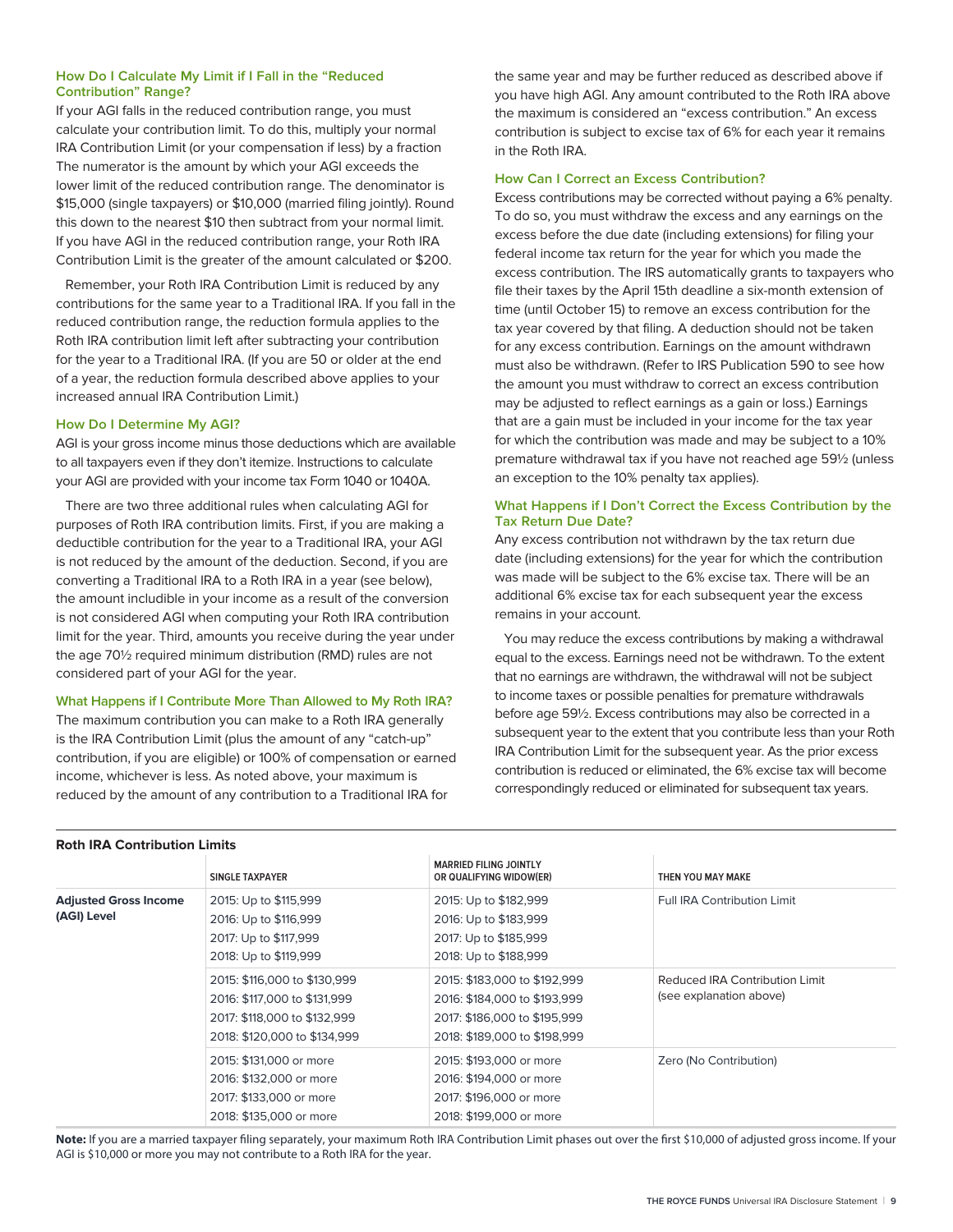### How Do I Calculate My Limit if I Fall in the "Reduced Contribution" Range?

If your AGI falls in the reduced contribution range, you must calculate your contribution limit. To do this, multiply your normal IRA Contribution Limit (or your compensation if less) by a fraction The numerator is the amount by which your AGI exceeds the lower limit of the reduced contribution range. The denominator is $15,000 (single taxpayers) or $10,000 (married filing jointly). Round this down to the nearest $10 then subtract from your normal limit. If you have AGI in the reduced contribution range, your Roth IRA Contribution Limit is the greater of the amount calculated or $200.

Remember, your Roth IRA Contribution Limit is reduced by any contributions for the same year to a Traditional IRA. If you fall in the reduced contribution range, the reduction formula applies to the Roth IRA contribution limit left after subtracting your contribution for the year to a Traditional IRA. (If you are 50 or older at the end of a year, the reduction formula described above applies to your increased annual IRA Contribution Limit.)

### How Do I Determine My AGI?

AGI is your gross income minus those deductions which are available to all taxpayers even if they don't itemize. Instructions to calculate your AGI are provided with your income tax Form 1040 or 1040A.

There are two three additional rules when calculating AGI for purposes of Roth IRA contribution limits. First, if you are making a deductible contribution for the year to a Traditional IRA, your AGI is not reduced by the amount of the deduction. Second, if you are converting a Traditional IRA to a Roth IRA in a year (see below), the amount includible in your income as a result of the conversion is not considered AGI when computing your Roth IRA contribution limit for the year. Third, amounts you receive during the year under the age 70½ required minimum distribution (RMD) rules are not considered part of your AGI for the year.

### What Happens if I Contribute More Than Allowed to My Roth IRA?

The maximum contribution you can make to a Roth IRA generally is the IRA Contribution Limit (plus the amount of any "catch-up" contribution, if you are eligible) or 100% of compensation or earned income, whichever is less. As noted above, your maximum is reduced by the amount of any contribution to a Traditional IRA for the same year and may be further reduced as described above if you have high AGI. Any amount contributed to the Roth IRA above the maximum is considered an "excess contribution." An excess contribution is subject to excise tax of 6% for each year it remains in the Roth IRA.

### How Can I Correct an Excess Contribution?

Excess contributions may be corrected without paying a 6% penalty. To do so, you must withdraw the excess and any earnings on the excess before the due date (including extensions) for filing your federal income tax return for the year for which you made the excess contribution. The IRS automatically grants to taxpayers who file their taxes by the April 15th deadline a six-month extension of time (until October 15) to remove an excess contribution for the tax year covered by that filing. A deduction should not be taken for any excess contribution. Earnings on the amount withdrawn must also be withdrawn. (Refer to IRS Publication 590 to see how the amount you must withdraw to correct an excess contribution may be adjusted to reflect earnings as a gain or loss.) Earnings that are a gain must be included in your income for the tax year for which the contribution was made and may be subject to a 10% premature withdrawal tax if you have not reached age 59½ (unless an exception to the 10% penalty tax applies).

### What Happens if I Don't Correct the Excess Contribution by the Tax Return Due Date?

Any excess contribution not withdrawn by the tax return due date (including extensions) for the year for which the contribution was made will be subject to the 6% excise tax. There will be an additional 6% excise tax for each subsequent year the excess remains in your account.

You may reduce the excess contributions by making a withdrawal equal to the excess. Earnings need not be withdrawn. To the extent that no earnings are withdrawn, the withdrawal will not be subject to income taxes or possible penalties for premature withdrawals before age 59½. Excess contributions may also be corrected in a subsequent year to the extent that you contribute less than your Roth IRA Contribution Limit for the subsequent year. As the prior excess contribution is reduced or eliminated, the 6% excise tax will become correspondingly reduced or eliminated for subsequent tax years.

**Roth IRA Contribution Limits**

| | SINGLE TAXPAYER | MARRIED FILING JOINTLY OR QUALIFYING WIDOW(ER) | THEN YOU MAY MAKE |
|---|---|---|---|
| **Adjusted Gross Income (AGI) Level** | 2015: Up to $115,999<br>2016: Up to $116,999<br>2017: Up to $117,999<br>2018: Up to $119,999 | 2015: Up to $182,999<br>2016: Up to $183,999<br>2017: Up to $185,999<br>2018: Up to $188,999 | Full IRA Contribution Limit |
| | 2015: $116,000 to $130,999<br>2016: $117,000 to $131,999<br>2017: $118,000 to $132,999<br>2018: $120,000 to $134,999 | 2015: $183,000 to $192,999<br>2016: $184,000 to $193,999<br>2017: $186,000 to $195,999<br>2018: $189,000 to $198,999 | Reduced IRA Contribution Limit (see explanation above) |
| | 2015: $131,000 or more<br>2016: $132,000 or more<br>2017: $133,000 or more<br>2018: $135,000 or more | 2015: $193,000 or more<br>2016: $194,000 or more<br>2017: $196,000 or more<br>2018: $199,000 or more | Zero (No Contribution) |

**Note:** If you are a married taxpayer filing separately, your maximum Roth IRA Contribution Limit phases out over the first $10,000 of adjusted gross income. If your AGI is $10,000 or more you may not contribute to a Roth IRA for the year.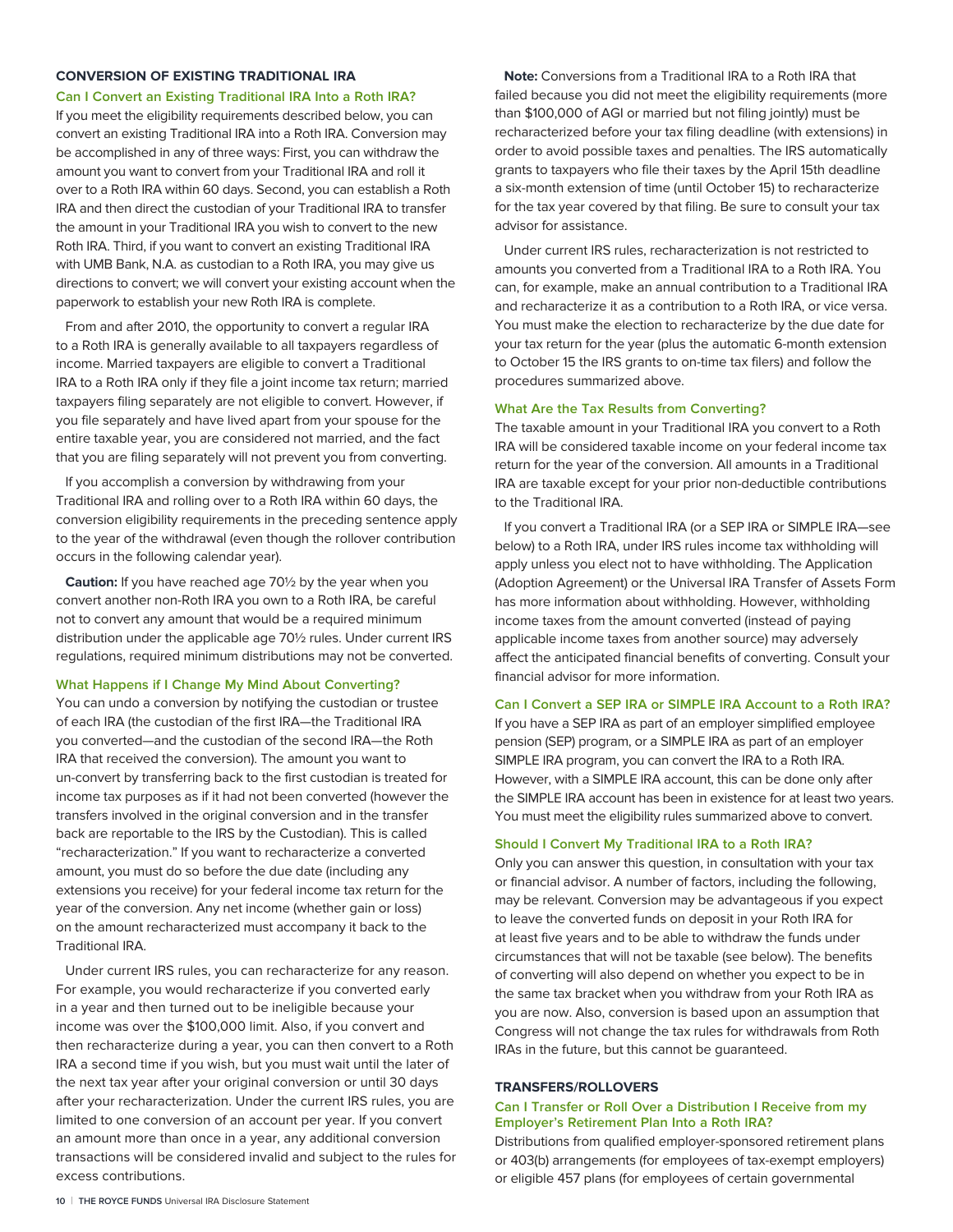## CONVERSION OF EXISTING TRADITIONAL IRA

### Can I Convert an Existing Traditional IRA Into a Roth IRA?

If you meet the eligibility requirements described below, you can convert an existing Traditional IRA into a Roth IRA. Conversion may be accomplished in any of three ways: First, you can withdraw the amount you want to convert from your Traditional IRA and roll it over to a Roth IRA within 60 days. Second, you can establish a Roth IRA and then direct the custodian of your Traditional IRA to transfer the amount in your Traditional IRA you wish to convert to the new Roth IRA. Third, if you want to convert an existing Traditional IRA with UMB Bank, N.A. as custodian to a Roth IRA, you may give us directions to convert; we will convert your existing account when the paperwork to establish your new Roth IRA is complete.

From and after 2010, the opportunity to convert a regular IRA to a Roth IRA is generally available to all taxpayers regardless of income. Married taxpayers are eligible to convert a Traditional IRA to a Roth IRA only if they file a joint income tax return; married taxpayers filing separately are not eligible to convert. However, if you file separately and have lived apart from your spouse for the entire taxable year, you are considered not married, and the fact that you are filing separately will not prevent you from converting.

If you accomplish a conversion by withdrawing from your Traditional IRA and rolling over to a Roth IRA within 60 days, the conversion eligibility requirements in the preceding sentence apply to the year of the withdrawal (even though the rollover contribution occurs in the following calendar year).

**Caution:** If you have reached age 70½ by the year when you convert another non-Roth IRA you own to a Roth IRA, be careful not to convert any amount that would be a required minimum distribution under the applicable age 70½ rules. Under current IRS regulations, required minimum distributions may not be converted.

### What Happens if I Change My Mind About Converting?

You can undo a conversion by notifying the custodian or trustee of each IRA (the custodian of the first IRA—the Traditional IRA you converted—and the custodian of the second IRA—the Roth IRA that received the conversion). The amount you want to un-convert by transferring back to the first custodian is treated for income tax purposes as if it had not been converted (however the transfers involved in the original conversion and in the transfer back are reportable to the IRS by the Custodian). This is called "recharacterization." If you want to recharacterize a converted amount, you must do so before the due date (including any extensions you receive) for your federal income tax return for the year of the conversion. Any net income (whether gain or loss) on the amount recharacterized must accompany it back to the Traditional IRA.

Under current IRS rules, you can recharacterize for any reason. For example, you would recharacterize if you converted early in a year and then turned out to be ineligible because your income was over the $100,000 limit. Also, if you convert and then recharacterize during a year, you can then convert to a Roth IRA a second time if you wish, but you must wait until the later of the next tax year after your original conversion or until 30 days after your recharacterization. Under the current IRS rules, you are limited to one conversion of an account per year. If you convert an amount more than once in a year, any additional conversion transactions will be considered invalid and subject to the rules for excess contributions.

**Note:** Conversions from a Traditional IRA to a Roth IRA that failed because you did not meet the eligibility requirements (more than $100,000 of AGI or married but not filing jointly) must be recharacterized before your tax filing deadline (with extensions) in order to avoid possible taxes and penalties. The IRS automatically grants to taxpayers who file their taxes by the April 15th deadline a six-month extension of time (until October 15) to recharacterize for the tax year covered by that filing. Be sure to consult your tax advisor for assistance.

Under current IRS rules, recharacterization is not restricted to amounts you converted from a Traditional IRA to a Roth IRA. You can, for example, make an annual contribution to a Traditional IRA and recharacterize it as a contribution to a Roth IRA, or vice versa. You must make the election to recharacterize by the due date for your tax return for the year (plus the automatic 6-month extension to October 15 the IRS grants to on-time tax filers) and follow the procedures summarized above.

### What Are the Tax Results from Converting?

The taxable amount in your Traditional IRA you convert to a Roth IRA will be considered taxable income on your federal income tax return for the year of the conversion. All amounts in a Traditional IRA are taxable except for your prior non-deductible contributions to the Traditional IRA.

If you convert a Traditional IRA (or a SEP IRA or SIMPLE IRA—see below) to a Roth IRA, under IRS rules income tax withholding will apply unless you elect not to have withholding. The Application (Adoption Agreement) or the Universal IRA Transfer of Assets Form has more information about withholding. However, withholding income taxes from the amount converted (instead of paying applicable income taxes from another source) may adversely affect the anticipated financial benefits of converting. Consult your financial advisor for more information.

### Can I Convert a SEP IRA or SIMPLE IRA Account to a Roth IRA?

If you have a SEP IRA as part of an employer simplified employee pension (SEP) program, or a SIMPLE IRA as part of an employer SIMPLE IRA program, you can convert the IRA to a Roth IRA. However, with a SIMPLE IRA account, this can be done only after the SIMPLE IRA account has been in existence for at least two years. You must meet the eligibility rules summarized above to convert.

### Should I Convert My Traditional IRA to a Roth IRA?

Only you can answer this question, in consultation with your tax or financial advisor. A number of factors, including the following, may be relevant. Conversion may be advantageous if you expect to leave the converted funds on deposit in your Roth IRA for at least five years and to be able to withdraw the funds under circumstances that will not be taxable (see below). The benefits of converting will also depend on whether you expect to be in the same tax bracket when you withdraw from your Roth IRA as you are now. Also, conversion is based upon an assumption that Congress will not change the tax rules for withdrawals from Roth IRAs in the future, but this cannot be guaranteed.

## TRANSFERS/ROLLOVERS

### Can I Transfer or Roll Over a Distribution I Receive from my Employer's Retirement Plan Into a Roth IRA?

Distributions from qualified employer-sponsored retirement plans or 403(b) arrangements (for employees of tax-exempt employers) or eligible 457 plans (for employees of certain governmental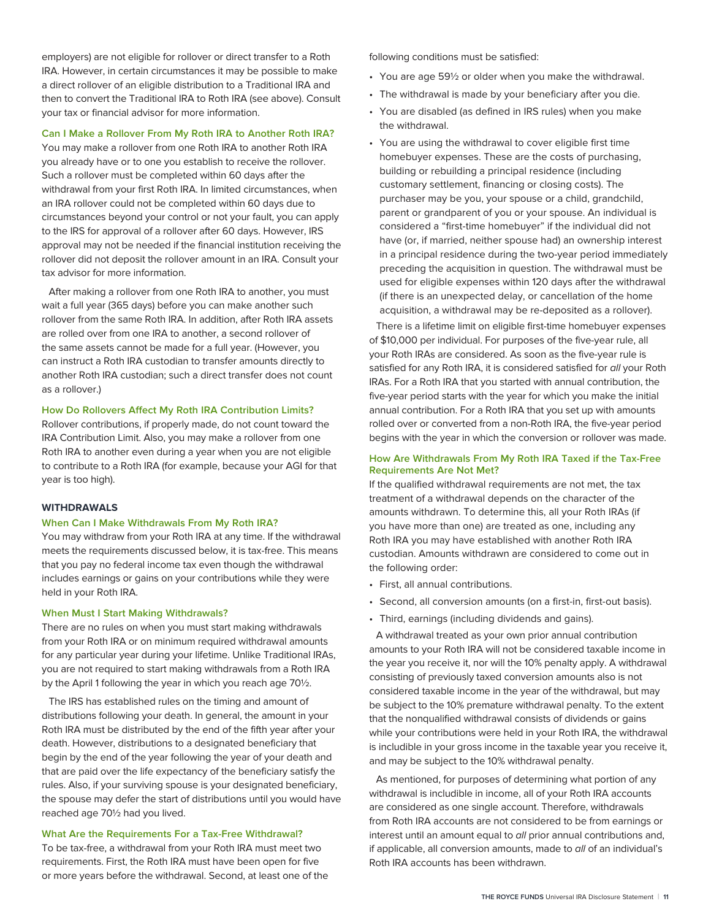employers) are not eligible for rollover or direct transfer to a Roth IRA. However, in certain circumstances it may be possible to make a direct rollover of an eligible distribution to a Traditional IRA and then to convert the Traditional IRA to Roth IRA (see above). Consult your tax or financial advisor for more information.

### Can I Make a Rollover From My Roth IRA to Another Roth IRA?

You may make a rollover from one Roth IRA to another Roth IRA you already have or to one you establish to receive the rollover. Such a rollover must be completed within 60 days after the withdrawal from your first Roth IRA. In limited circumstances, when an IRA rollover could not be completed within 60 days due to circumstances beyond your control or not your fault, you can apply to the IRS for approval of a rollover after 60 days. However, IRS approval may not be needed if the financial institution receiving the rollover did not deposit the rollover amount in an IRA. Consult your tax advisor for more information.

After making a rollover from one Roth IRA to another, you must wait a full year (365 days) before you can make another such rollover from the same Roth IRA. In addition, after Roth IRA assets are rolled over from one IRA to another, a second rollover of the same assets cannot be made for a full year. (However, you can instruct a Roth IRA custodian to transfer amounts directly to another Roth IRA custodian; such a direct transfer does not count as a rollover.)

### How Do Rollovers Affect My Roth IRA Contribution Limits?

Rollover contributions, if properly made, do not count toward the IRA Contribution Limit. Also, you may make a rollover from one Roth IRA to another even during a year when you are not eligible to contribute to a Roth IRA (for example, because your AGI for that year is too high).

## WITHDRAWALS

### When Can I Make Withdrawals From My Roth IRA?

You may withdraw from your Roth IRA at any time. If the withdrawal meets the requirements discussed below, it is tax-free. This means that you pay no federal income tax even though the withdrawal includes earnings or gains on your contributions while they were held in your Roth IRA.

### When Must I Start Making Withdrawals?

There are no rules on when you must start making withdrawals from your Roth IRA or on minimum required withdrawal amounts for any particular year during your lifetime. Unlike Traditional IRAs, you are not required to start making withdrawals from a Roth IRA by the April 1 following the year in which you reach age 70½.

The IRS has established rules on the timing and amount of distributions following your death. In general, the amount in your Roth IRA must be distributed by the end of the fifth year after your death. However, distributions to a designated beneficiary that begin by the end of the year following the year of your death and that are paid over the life expectancy of the beneficiary satisfy the rules. Also, if your surviving spouse is your designated beneficiary, the spouse may defer the start of distributions until you would have reached age 70½ had you lived.

### What Are the Requirements For a Tax-Free Withdrawal?

To be tax-free, a withdrawal from your Roth IRA must meet two requirements. First, the Roth IRA must have been open for five or more years before the withdrawal. Second, at least one of the following conditions must be satisfied:

- You are age 59½ or older when you make the withdrawal.
- The withdrawal is made by your beneficiary after you die.
- You are disabled (as defined in IRS rules) when you make the withdrawal.
- You are using the withdrawal to cover eligible first time homebuyer expenses. These are the costs of purchasing, building or rebuilding a principal residence (including customary settlement, financing or closing costs). The purchaser may be you, your spouse or a child, grandchild, parent or grandparent of you or your spouse. An individual is considered a "first-time homebuyer" if the individual did not have (or, if married, neither spouse had) an ownership interest in a principal residence during the two-year period immediately preceding the acquisition in question. The withdrawal must be used for eligible expenses within 120 days after the withdrawal (if there is an unexpected delay, or cancellation of the home acquisition, a withdrawal may be re-deposited as a rollover).

There is a lifetime limit on eligible first-time homebuyer expenses of $10,000 per individual. For purposes of the five-year rule, all your Roth IRAs are considered. As soon as the five-year rule is satisfied for any Roth IRA, it is considered satisfied for *all* your Roth IRAs. For a Roth IRA that you started with annual contribution, the five-year period starts with the year for which you make the initial annual contribution. For a Roth IRA that you set up with amounts rolled over or converted from a non-Roth IRA, the five-year period begins with the year in which the conversion or rollover was made.

### How Are Withdrawals From My Roth IRA Taxed if the Tax-Free Requirements Are Not Met?

If the qualified withdrawal requirements are not met, the tax treatment of a withdrawal depends on the character of the amounts withdrawn. To determine this, all your Roth IRAs (if you have more than one) are treated as one, including any Roth IRA you may have established with another Roth IRA custodian. Amounts withdrawn are considered to come out in the following order:

- First, all annual contributions.
- Second, all conversion amounts (on a first-in, first-out basis).
- Third, earnings (including dividends and gains).

A withdrawal treated as your own prior annual contribution amounts to your Roth IRA will not be considered taxable income in the year you receive it, nor will the 10% penalty apply. A withdrawal consisting of previously taxed conversion amounts also is not considered taxable income in the year of the withdrawal, but may be subject to the 10% premature withdrawal penalty. To the extent that the nonqualified withdrawal consists of dividends or gains while your contributions were held in your Roth IRA, the withdrawal is includible in your gross income in the taxable year you receive it, and may be subject to the 10% withdrawal penalty.

As mentioned, for purposes of determining what portion of any withdrawal is includible in income, all of your Roth IRA accounts are considered as one single account. Therefore, withdrawals from Roth IRA accounts are not considered to be from earnings or interest until an amount equal to *all* prior annual contributions and, if applicable, all conversion amounts, made to *all* of an individual's Roth IRA accounts has been withdrawn.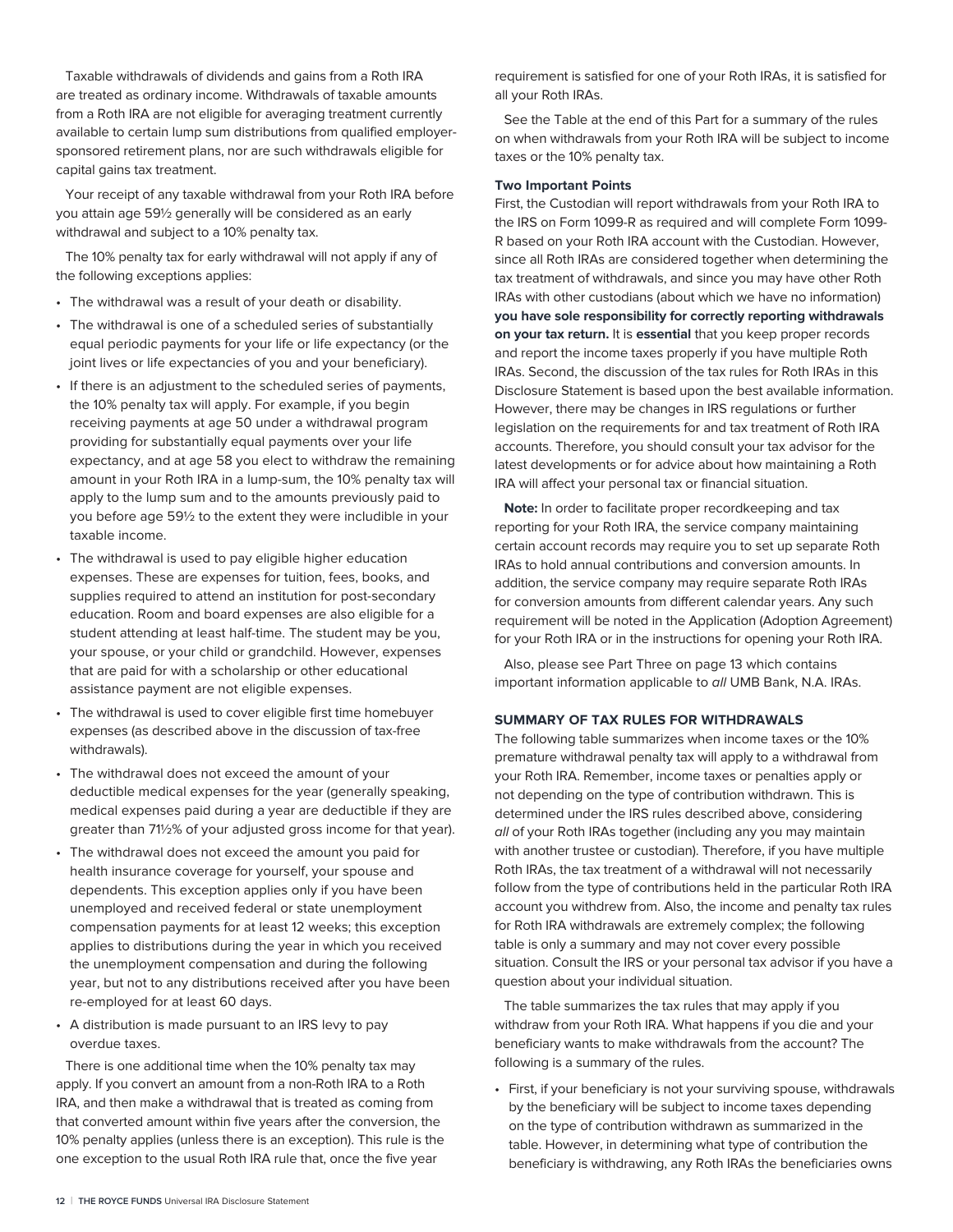Taxable withdrawals of dividends and gains from a Roth IRA are treated as ordinary income. Withdrawals of taxable amounts from a Roth IRA are not eligible for averaging treatment currently available to certain lump sum distributions from qualified employer-sponsored retirement plans, nor are such withdrawals eligible for capital gains tax treatment.

Your receipt of any taxable withdrawal from your Roth IRA before you attain age 59½ generally will be considered as an early withdrawal and subject to a 10% penalty tax.

The 10% penalty tax for early withdrawal will not apply if any of the following exceptions applies:

- The withdrawal was a result of your death or disability.
- The withdrawal is one of a scheduled series of substantially equal periodic payments for your life or life expectancy (or the joint lives or life expectancies of you and your beneficiary).
- If there is an adjustment to the scheduled series of payments, the 10% penalty tax will apply. For example, if you begin receiving payments at age 50 under a withdrawal program providing for substantially equal payments over your life expectancy, and at age 58 you elect to withdraw the remaining amount in your Roth IRA in a lump-sum, the 10% penalty tax will apply to the lump sum and to the amounts previously paid to you before age 59½ to the extent they were includible in your taxable income.
- The withdrawal is used to pay eligible higher education expenses. These are expenses for tuition, fees, books, and supplies required to attend an institution for post-secondary education. Room and board expenses are also eligible for a student attending at least half-time. The student may be you, your spouse, or your child or grandchild. However, expenses that are paid for with a scholarship or other educational assistance payment are not eligible expenses.
- The withdrawal is used to cover eligible first time homebuyer expenses (as described above in the discussion of tax-free withdrawals).
- The withdrawal does not exceed the amount of your deductible medical expenses for the year (generally speaking, medical expenses paid during a year are deductible if they are greater than 7½% of your adjusted gross income for that year).
- The withdrawal does not exceed the amount you paid for health insurance coverage for yourself, your spouse and dependents. This exception applies only if you have been unemployed and received federal or state unemployment compensation payments for at least 12 weeks; this exception applies to distributions during the year in which you received the unemployment compensation and during the following year, but not to any distributions received after you have been re-employed for at least 60 days.
- A distribution is made pursuant to an IRS levy to pay overdue taxes.

There is one additional time when the 10% penalty tax may apply. If you convert an amount from a non-Roth IRA to a Roth IRA, and then make a withdrawal that is treated as coming from that converted amount within five years after the conversion, the 10% penalty applies (unless there is an exception). This rule is the one exception to the usual Roth IRA rule that, once the five year requirement is satisfied for one of your Roth IRAs, it is satisfied for all your Roth IRAs.

See the Table at the end of this Part for a summary of the rules on when withdrawals from your Roth IRA will be subject to income taxes or the 10% penalty tax.

**Two Important Points**

First, the Custodian will report withdrawals from your Roth IRA to the IRS on Form 1099-R as required and will complete Form 1099-R based on your Roth IRA account with the Custodian. However, since all Roth IRAs are considered together when determining the tax treatment of withdrawals, and since you may have other Roth IRAs with other custodians (about which we have no information) **you have sole responsibility for correctly reporting withdrawals on your tax return.** It is **essential** that you keep proper records and report the income taxes properly if you have multiple Roth IRAs. Second, the discussion of the tax rules for Roth IRAs in this Disclosure Statement is based upon the best available information. However, there may be changes in IRS regulations or further legislation on the requirements for and tax treatment of Roth IRA accounts. Therefore, you should consult your tax advisor for the latest developments or for advice about how maintaining a Roth IRA will affect your personal tax or financial situation.

**Note:** In order to facilitate proper recordkeeping and tax reporting for your Roth IRA, the service company maintaining certain account records may require you to set up separate Roth IRAs to hold annual contributions and conversion amounts. In addition, the service company may require separate Roth IRAs for conversion amounts from different calendar years. Any such requirement will be noted in the Application (Adoption Agreement) for your Roth IRA or in the instructions for opening your Roth IRA.

Also, please see Part Three on page 13 which contains important information applicable to *all* UMB Bank, N.A. IRAs.

**SUMMARY OF TAX RULES FOR WITHDRAWALS**

The following table summarizes when income taxes or the 10% premature withdrawal penalty tax will apply to a withdrawal from your Roth IRA. Remember, income taxes or penalties apply or not depending on the type of contribution withdrawn. This is determined under the IRS rules described above, considering *all* of your Roth IRAs together (including any you may maintain with another trustee or custodian). Therefore, if you have multiple Roth IRAs, the tax treatment of a withdrawal will not necessarily follow from the type of contributions held in the particular Roth IRA account you withdrew from. Also, the income and penalty tax rules for Roth IRA withdrawals are extremely complex; the following table is only a summary and may not cover every possible situation. Consult the IRS or your personal tax advisor if you have a question about your individual situation.

The table summarizes the tax rules that may apply if you withdraw from your Roth IRA. What happens if you die and your beneficiary wants to make withdrawals from the account? The following is a summary of the rules.

- First, if your beneficiary is not your surviving spouse, withdrawals by the beneficiary will be subject to income taxes depending on the type of contribution withdrawn as summarized in the table. However, in determining what type of contribution the beneficiary is withdrawing, any Roth IRAs the beneficiaries owns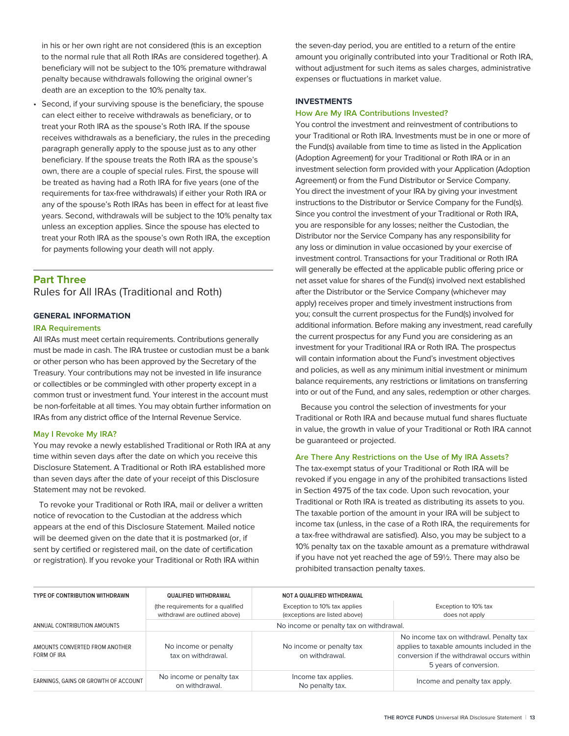in his or her own right are not considered (this is an exception to the normal rule that all Roth IRAs are considered together). A beneficiary will not be subject to the 10% premature withdrawal penalty because withdrawals following the original owner's death are an exception to the 10% penalty tax.

- Second, if your surviving spouse is the beneficiary, the spouse can elect either to receive withdrawals as beneficiary, or to treat your Roth IRA as the spouse's Roth IRA. If the spouse receives withdrawals as a beneficiary, the rules in the preceding paragraph generally apply to the spouse just as to any other beneficiary. If the spouse treats the Roth IRA as the spouse's own, there are a couple of special rules. First, the spouse will be treated as having had a Roth IRA for five years (one of the requirements for tax-free withdrawals) if either your Roth IRA or any of the spouse's Roth IRAs has been in effect for at least five years. Second, withdrawals will be subject to the 10% penalty tax unless an exception applies. Since the spouse has elected to treat your Roth IRA as the spouse's own Roth IRA, the exception for payments following your death will not apply.

## Part Three
Rules for All IRAs (Traditional and Roth)

### GENERAL INFORMATION

#### IRA Requirements

All IRAs must meet certain requirements. Contributions generally must be made in cash. The IRA trustee or custodian must be a bank or other person who has been approved by the Secretary of the Treasury. Your contributions may not be invested in life insurance or collectibles or be commingled with other property except in a common trust or investment fund. Your interest in the account must be non-forfeitable at all times. You may obtain further information on IRAs from any district office of the Internal Revenue Service.

#### May I Revoke My IRA?

You may revoke a newly established Traditional or Roth IRA at any time within seven days after the date on which you receive this Disclosure Statement. A Traditional or Roth IRA established more than seven days after the date of your receipt of this Disclosure Statement may not be revoked.

To revoke your Traditional or Roth IRA, mail or deliver a written notice of revocation to the Custodian at the address which appears at the end of this Disclosure Statement. Mailed notice will be deemed given on the date that it is postmarked (or, if sent by certified or registered mail, on the date of certification or registration). If you revoke your Traditional or Roth IRA within the seven-day period, you are entitled to a return of the entire amount you originally contributed into your Traditional or Roth IRA, without adjustment for such items as sales charges, administrative expenses or fluctuations in market value.

### INVESTMENTS

#### How Are My IRA Contributions Invested?

You control the investment and reinvestment of contributions to your Traditional or Roth IRA. Investments must be in one or more of the Fund(s) available from time to time as listed in the Application (Adoption Agreement) for your Traditional or Roth IRA or in an investment selection form provided with your Application (Adoption Agreement) or from the Fund Distributor or Service Company. You direct the investment of your IRA by giving your investment instructions to the Distributor or Service Company for the Fund(s). Since you control the investment of your Traditional or Roth IRA, you are responsible for any losses; neither the Custodian, the Distributor nor the Service Company has any responsibility for any loss or diminution in value occasioned by your exercise of investment control. Transactions for your Traditional or Roth IRA will generally be effected at the applicable public offering price or net asset value for shares of the Fund(s) involved next established after the Distributor or the Service Company (whichever may apply) receives proper and timely investment instructions from you; consult the current prospectus for the Fund(s) involved for additional information. Before making any investment, read carefully the current prospectus for any Fund you are considering as an investment for your Traditional or Roth IRA. The prospectus will contain information about the Fund's investment objectives and policies, as well as any minimum initial investment or minimum balance requirements, any restrictions or limitations on transferring into or out of the Fund, and any sales, redemption or other charges.

Because you control the selection of investments for your Traditional or Roth IRA and because mutual fund shares fluctuate in value, the growth in value of your Traditional or Roth IRA cannot be guaranteed or projected.

#### Are There Any Restrictions on the Use of My IRA Assets?

The tax-exempt status of your Traditional or Roth IRA will be revoked if you engage in any of the prohibited transactions listed in Section 4975 of the tax code. Upon such revocation, your Traditional or Roth IRA is treated as distributing its assets to you. The taxable portion of the amount in your IRA will be subject to income tax (unless, in the case of a Roth IRA, the requirements for a tax-free withdrawal are satisfied). Also, you may be subject to a 10% penalty tax on the taxable amount as a premature withdrawal if you have not yet reached the age of 59½. There may also be prohibited transaction penalty taxes.

| TYPE OF CONTRIBUTION WITHDRAWN | QUALIFIED WITHDRAWAL (the requirements for a qualified withdrawl are outlined above) | NOT A QUALIFIED WITHDRAWAL | |
|---|---|---|---|
| | | Exception to 10% tax applies (exceptions are listed above) | Exception to 10% tax does not apply |
| ANNUAL CONTRIBUTION AMOUNTS | No income or penalty tax on withdrawal. | | |
| AMOUNTS CONVERTED FROM ANOTHER FORM OF IRA | No income or penalty tax on withdrawal. | No income or penalty tax on withdrawal. | No income tax on withdrawl. Penalty tax applies to taxable amounts included in the conversion if the withdrawal occurs within 5 years of conversion. |
| EARNINGS, GAINS OR GROWTH OF ACCOUNT | No income or penalty tax on withdrawal. | Income tax applies. No penalty tax. | Income and penalty tax apply. |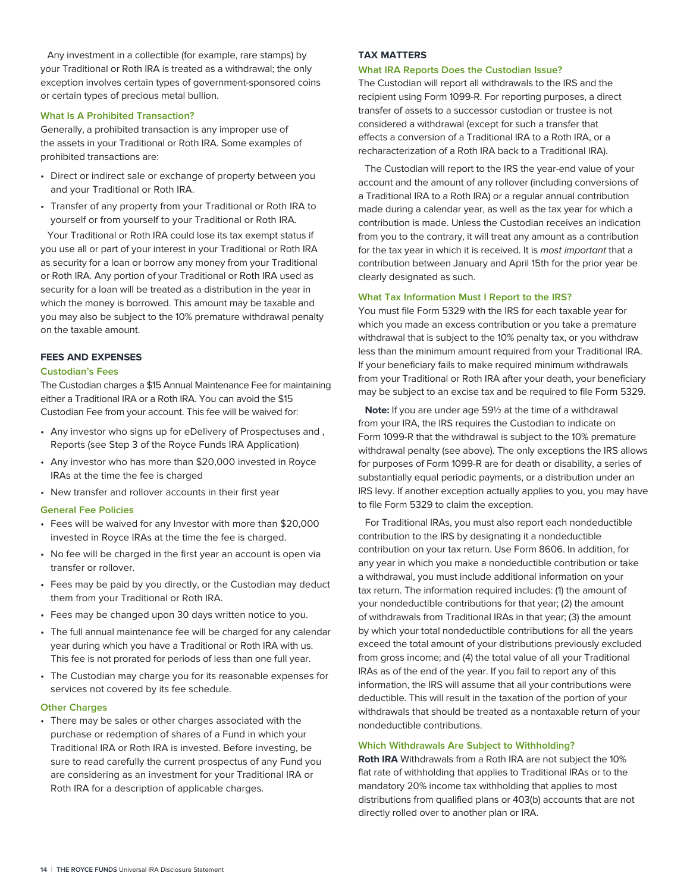Any investment in a collectible (for example, rare stamps) by your Traditional or Roth IRA is treated as a withdrawal; the only exception involves certain types of government-sponsored coins or certain types of precious metal bullion.

### What Is A Prohibited Transaction?

Generally, a prohibited transaction is any improper use of the assets in your Traditional or Roth IRA. Some examples of prohibited transactions are:

- Direct or indirect sale or exchange of property between you and your Traditional or Roth IRA.
- Transfer of any property from your Traditional or Roth IRA to yourself or from yourself to your Traditional or Roth IRA.

Your Traditional or Roth IRA could lose its tax exempt status if you use all or part of your interest in your Traditional or Roth IRA as security for a loan or borrow any money from your Traditional or Roth IRA. Any portion of your Traditional or Roth IRA used as security for a loan will be treated as a distribution in the year in which the money is borrowed. This amount may be taxable and you may also be subject to the 10% premature withdrawal penalty on the taxable amount.

## FEES AND EXPENSES

### Custodian's Fees

The Custodian charges a $15 Annual Maintenance Fee for maintaining either a Traditional IRA or a Roth IRA. You can avoid the $15 Custodian Fee from your account. This fee will be waived for:

- Any investor who signs up for eDelivery of Prospectuses and , Reports (see Step 3 of the Royce Funds IRA Application)
- Any investor who has more than $20,000 invested in Royce IRAs at the time the fee is charged
- New transfer and rollover accounts in their first year

### General Fee Policies

- Fees will be waived for any Investor with more than $20,000 invested in Royce IRAs at the time the fee is charged.
- No fee will be charged in the first year an account is open via transfer or rollover.
- Fees may be paid by you directly, or the Custodian may deduct them from your Traditional or Roth IRA.
- Fees may be changed upon 30 days written notice to you.
- The full annual maintenance fee will be charged for any calendar year during which you have a Traditional or Roth IRA with us. This fee is not prorated for periods of less than one full year.
- The Custodian may charge you for its reasonable expenses for services not covered by its fee schedule.

### Other Charges

- There may be sales or other charges associated with the purchase or redemption of shares of a Fund in which your Traditional IRA or Roth IRA is invested. Before investing, be sure to read carefully the current prospectus of any Fund you are considering as an investment for your Traditional IRA or Roth IRA for a description of applicable charges.

## TAX MATTERS

### What IRA Reports Does the Custodian Issue?

The Custodian will report all withdrawals to the IRS and the recipient using Form 1099-R. For reporting purposes, a direct transfer of assets to a successor custodian or trustee is not considered a withdrawal (except for such a transfer that effects a conversion of a Traditional IRA to a Roth IRA, or a recharacterization of a Roth IRA back to a Traditional IRA).

The Custodian will report to the IRS the year-end value of your account and the amount of any rollover (including conversions of a Traditional IRA to a Roth IRA) or a regular annual contribution made during a calendar year, as well as the tax year for which a contribution is made. Unless the Custodian receives an indication from you to the contrary, it will treat any amount as a contribution for the tax year in which it is received. It is *most important* that a contribution between January and April 15th for the prior year be clearly designated as such.

### What Tax Information Must I Report to the IRS?

You must file Form 5329 with the IRS for each taxable year for which you made an excess contribution or you take a premature withdrawal that is subject to the 10% penalty tax, or you withdraw less than the minimum amount required from your Traditional IRA. If your beneficiary fails to make required minimum withdrawals from your Traditional or Roth IRA after your death, your beneficiary may be subject to an excise tax and be required to file Form 5329.

**Note:** If you are under age 59½ at the time of a withdrawal from your IRA, the IRS requires the Custodian to indicate on Form 1099-R that the withdrawal is subject to the 10% premature withdrawal penalty (see above). The only exceptions the IRS allows for purposes of Form 1099-R are for death or disability, a series of substantially equal periodic payments, or a distribution under an IRS levy. If another exception actually applies to you, you may have to file Form 5329 to claim the exception.

For Traditional IRAs, you must also report each nondeductible contribution to the IRS by designating it a nondeductible contribution on your tax return. Use Form 8606. In addition, for any year in which you make a nondeductible contribution or take a withdrawal, you must include additional information on your tax return. The information required includes: (1) the amount of your nondeductible contributions for that year; (2) the amount of withdrawals from Traditional IRAs in that year; (3) the amount by which your total nondeductible contributions for all the years exceed the total amount of your distributions previously excluded from gross income; and (4) the total value of all your Traditional IRAs as of the end of the year. If you fail to report any of this information, the IRS will assume that all your contributions were deductible. This will result in the taxation of the portion of your withdrawals that should be treated as a nontaxable return of your nondeductible contributions.

### Which Withdrawals Are Subject to Withholding?

**Roth IRA** Withdrawals from a Roth IRA are not subject the 10% flat rate of withholding that applies to Traditional IRAs or to the mandatory 20% income tax withholding that applies to most distributions from qualified plans or 403(b) accounts that are not directly rolled over to another plan or IRA.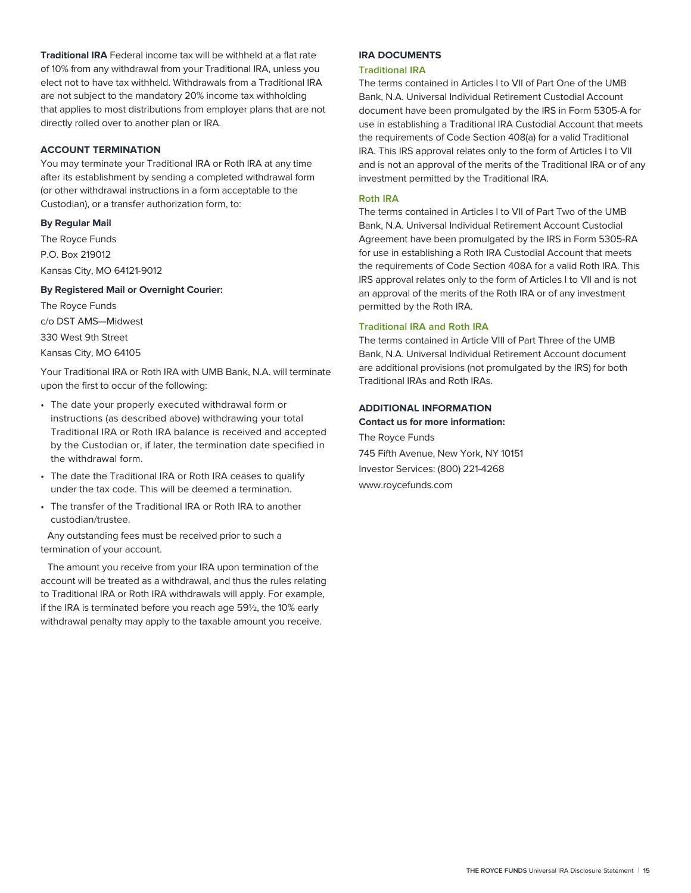**Traditional IRA** Federal income tax will be withheld at a flat rate of 10% from any withdrawal from your Traditional IRA, unless you elect not to have tax withheld. Withdrawals from a Traditional IRA are not subject to the mandatory 20% income tax withholding that applies to most distributions from employer plans that are not directly rolled over to another plan or IRA.

## ACCOUNT TERMINATION

You may terminate your Traditional IRA or Roth IRA at any time after its establishment by sending a completed withdrawal form (or other withdrawal instructions in a form acceptable to the Custodian), or a transfer authorization form, to:

**By Regular Mail**

The Royce Funds
P.O. Box 219012
Kansas City, MO 64121-9012

**By Registered Mail or Overnight Courier:**

The Royce Funds
c/o DST AMS—Midwest
330 West 9th Street
Kansas City, MO 64105

Your Traditional IRA or Roth IRA with UMB Bank, N.A. will terminate upon the first to occur of the following:

- The date your properly executed withdrawal form or instructions (as described above) withdrawing your total Traditional IRA or Roth IRA balance is received and accepted by the Custodian or, if later, the termination date specified in the withdrawal form.
- The date the Traditional IRA or Roth IRA ceases to qualify under the tax code. This will be deemed a termination.
- The transfer of the Traditional IRA or Roth IRA to another custodian/trustee.

Any outstanding fees must be received prior to such a termination of your account.

The amount you receive from your IRA upon termination of the account will be treated as a withdrawal, and thus the rules relating to Traditional IRA or Roth IRA withdrawals will apply. For example, if the IRA is terminated before you reach age 59½, the 10% early withdrawal penalty may apply to the taxable amount you receive.

## IRA DOCUMENTS

### Traditional IRA

The terms contained in Articles I to VII of Part One of the UMB Bank, N.A. Universal Individual Retirement Custodial Account document have been promulgated by the IRS in Form 5305-A for use in establishing a Traditional IRA Custodial Account that meets the requirements of Code Section 408(a) for a valid Traditional IRA. This IRS approval relates only to the form of Articles I to VII and is not an approval of the merits of the Traditional IRA or of any investment permitted by the Traditional IRA.

### Roth IRA

The terms contained in Articles I to VII of Part Two of the UMB Bank, N.A. Universal Individual Retirement Account Custodial Agreement have been promulgated by the IRS in Form 5305-RA for use in establishing a Roth IRA Custodial Account that meets the requirements of Code Section 408A for a valid Roth IRA. This IRS approval relates only to the form of Articles I to VII and is not an approval of the merits of the Roth IRA or of any investment permitted by the Roth IRA.

### Traditional IRA and Roth IRA

The terms contained in Article VIII of Part Three of the UMB Bank, N.A. Universal Individual Retirement Account document are additional provisions (not promulgated by the IRS) for both Traditional IRAs and Roth IRAs.

## ADDITIONAL INFORMATION

**Contact us for more information:**

The Royce Funds
745 Fifth Avenue, New York, NY 10151
Investor Services: (800) 221-4268
www.roycefunds.com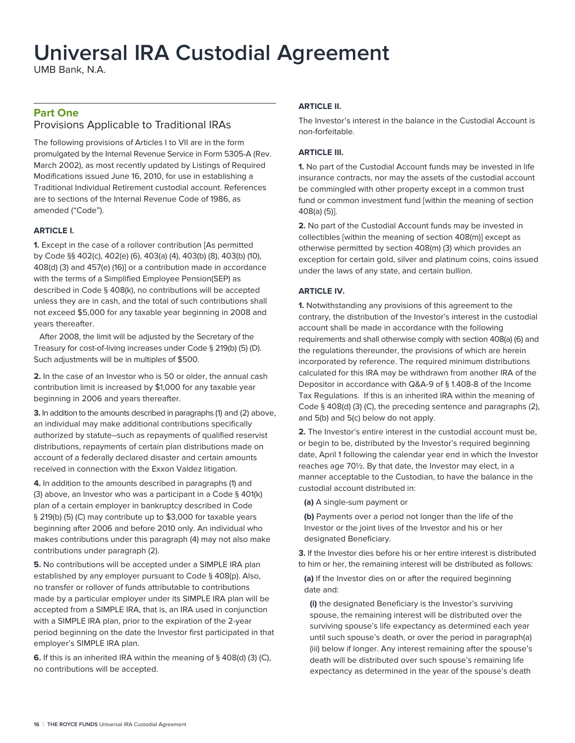# Universal IRA Custodial Agreement

UMB Bank, N.A.

## Part One

### Provisions Applicable to Traditional IRAs

The following provisions of Articles I to VII are in the form promulgated by the Internal Revenue Service in Form 5305-A (Rev. March 2002), as most recently updated by Listings of Required Modifications issued June 16, 2010, for use in establishing a Traditional Individual Retirement custodial account. References are to sections of the Internal Revenue Code of 1986, as amended ("Code").

#### ARTICLE I.

**1.** Except in the case of a rollover contribution [As permitted by Code §§ 402(c), 402(e) (6), 403(a) (4), 403(b) (8), 403(b) (10), 408(d) (3) and 457(e) (16)] or a contribution made in accordance with the terms of a Simplified Employee Pension(SEP) as described in Code § 408(k), no contributions will be accepted unless they are in cash, and the total of such contributions shall not exceed $5,000 for any taxable year beginning in 2008 and years thereafter.

After 2008, the limit will be adjusted by the Secretary of the Treasury for cost-of-living increases under Code § 219(b) (5) (D). Such adjustments will be in multiples of $500.

**2.** In the case of an Investor who is 50 or older, the annual cash contribution limit is increased by $1,000 for any taxable year beginning in 2006 and years thereafter.

**3.** In addition to the amounts described in paragraphs (1) and (2) above, an individual may make additional contributions specifically authorized by statute–such as repayments of qualified reservist distributions, repayments of certain plan distributions made on account of a federally declared disaster and certain amounts received in connection with the Exxon Valdez litigation.

**4.** In addition to the amounts described in paragraphs (1) and (3) above, an Investor who was a participant in a Code § 401(k) plan of a certain employer in bankruptcy described in Code § 219(b) (5) (C) may contribute up to $3,000 for taxable years beginning after 2006 and before 2010 only. An individual who makes contributions under this paragraph (4) may not also make contributions under paragraph (2).

**5.** No contributions will be accepted under a SIMPLE IRA plan established by any employer pursuant to Code § 408(p). Also, no transfer or rollover of funds attributable to contributions made by a particular employer under its SIMPLE IRA plan will be accepted from a SIMPLE IRA, that is, an IRA used in conjunction with a SIMPLE IRA plan, prior to the expiration of the 2-year period beginning on the date the Investor first participated in that employer's SIMPLE IRA plan.

**6.** If this is an inherited IRA within the meaning of § 408(d) (3) (C), no contributions will be accepted.

#### ARTICLE II.

The Investor's interest in the balance in the Custodial Account is non-forfeitable.

#### ARTICLE III.

**1.** No part of the Custodial Account funds may be invested in life insurance contracts, nor may the assets of the custodial account be commingled with other property except in a common trust fund or common investment fund [within the meaning of section 408(a) (5)].

**2.** No part of the Custodial Account funds may be invested in collectibles [within the meaning of section 408(m)] except as otherwise permitted by section 408(m) (3) which provides an exception for certain gold, silver and platinum coins, coins issued under the laws of any state, and certain bullion.

#### ARTICLE IV.

**1.** Notwithstanding any provisions of this agreement to the contrary, the distribution of the Investor's interest in the custodial account shall be made in accordance with the following requirements and shall otherwise comply with section 408(a) (6) and the regulations thereunder, the provisions of which are herein incorporated by reference. The required minimum distributions calculated for this IRA may be withdrawn from another IRA of the Depositor in accordance with Q&A-9 of § 1.408-8 of the Income Tax Regulations. If this is an inherited IRA within the meaning of Code § 408(d) (3) (C), the preceding sentence and paragraphs (2), and 5(b) and 5(c) below do not apply.

**2.** The Investor's entire interest in the custodial account must be, or begin to be, distributed by the Investor's required beginning date, April 1 following the calendar year end in which the Investor reaches age 70½. By that date, the Investor may elect, in a manner acceptable to the Custodian, to have the balance in the custodial account distributed in:

**(a)** A single-sum payment or

**(b)** Payments over a period not longer than the life of the Investor or the joint lives of the Investor and his or her designated Beneficiary.

**3.** If the Investor dies before his or her entire interest is distributed to him or her, the remaining interest will be distributed as follows:

**(a)** If the Investor dies on or after the required beginning date and:

**(i)** the designated Beneficiary is the Investor's surviving spouse, the remaining interest will be distributed over the surviving spouse's life expectancy as determined each year until such spouse's death, or over the period in paragraph(a) (iii) below if longer. Any interest remaining after the spouse's death will be distributed over such spouse's remaining life expectancy as determined in the year of the spouse's death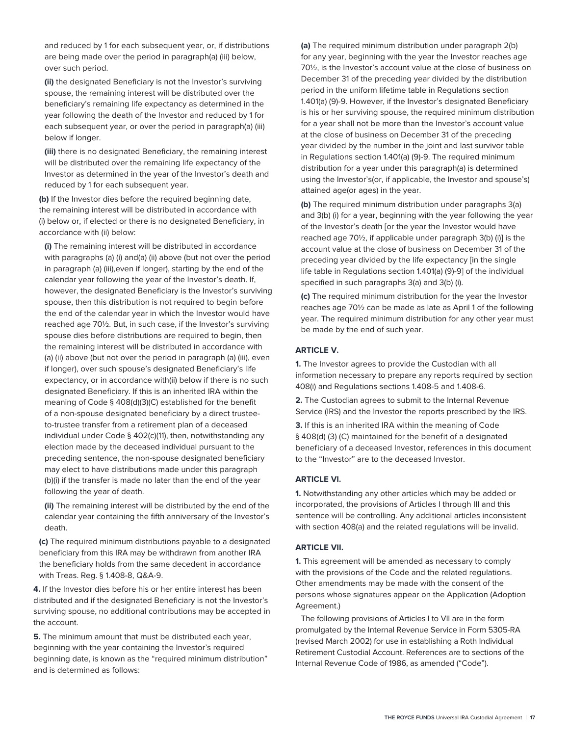and reduced by 1 for each subsequent year, or, if distributions are being made over the period in paragraph(a) (iii) below, over such period.

**(ii)** the designated Beneficiary is not the Investor's surviving spouse, the remaining interest will be distributed over the beneficiary's remaining life expectancy as determined in the year following the death of the Investor and reduced by 1 for each subsequent year, or over the period in paragraph(a) (iii) below if longer.

**(iii)** there is no designated Beneficiary, the remaining interest will be distributed over the remaining life expectancy of the Investor as determined in the year of the Investor's death and reduced by 1 for each subsequent year.

**(b)** If the Investor dies before the required beginning date, the remaining interest will be distributed in accordance with (i) below or, if elected or there is no designated Beneficiary, in accordance with (ii) below:

**(i)** The remaining interest will be distributed in accordance with paragraphs (a) (i) and(a) (ii) above (but not over the period in paragraph (a) (iii),even if longer), starting by the end of the calendar year following the year of the Investor's death. If, however, the designated Beneficiary is the Investor's surviving spouse, then this distribution is not required to begin before the end of the calendar year in which the Investor would have reached age 70½. But, in such case, if the Investor's surviving spouse dies before distributions are required to begin, then the remaining interest will be distributed in accordance with (a) (ii) above (but not over the period in paragraph (a) (iii), even if longer), over such spouse's designated Beneficiary's life expectancy, or in accordance with(ii) below if there is no such designated Beneficiary. If this is an inherited IRA within the meaning of Code § 408(d)(3)(C) established for the benefit of a non-spouse designated beneficiary by a direct trustee-to-trustee transfer from a retirement plan of a deceased individual under Code § 402(c)(11), then, notwithstanding any election made by the deceased individual pursuant to the preceding sentence, the non-spouse designated beneficiary may elect to have distributions made under this paragraph (b)(i) if the transfer is made no later than the end of the year following the year of death.

**(ii)** The remaining interest will be distributed by the end of the calendar year containing the fifth anniversary of the Investor's death.

**(c)** The required minimum distributions payable to a designated beneficiary from this IRA may be withdrawn from another IRA the beneficiary holds from the same decedent in accordance with Treas. Reg. § 1.408-8, Q&A-9.

**4.** If the Investor dies before his or her entire interest has been distributed and if the designated Beneficiary is not the Investor's surviving spouse, no additional contributions may be accepted in the account.

**5.** The minimum amount that must be distributed each year, beginning with the year containing the Investor's required beginning date, is known as the "required minimum distribution" and is determined as follows:

**(a)** The required minimum distribution under paragraph 2(b) for any year, beginning with the year the Investor reaches age 70½, is the Investor's account value at the close of business on December 31 of the preceding year divided by the distribution period in the uniform lifetime table in Regulations section 1.401(a) (9)-9. However, if the Investor's designated Beneficiary is his or her surviving spouse, the required minimum distribution for a year shall not be more than the Investor's account value at the close of business on December 31 of the preceding year divided by the number in the joint and last survivor table in Regulations section 1.401(a) (9)-9. The required minimum distribution for a year under this paragraph(a) is determined using the Investor's(or, if applicable, the Investor and spouse's) attained age(or ages) in the year.

**(b)** The required minimum distribution under paragraphs 3(a) and 3(b) (i) for a year, beginning with the year following the year of the Investor's death [or the year the Investor would have reached age 70½, if applicable under paragraph 3(b) (i)] is the account value at the close of business on December 31 of the preceding year divided by the life expectancy [in the single life table in Regulations section 1.401(a) (9)-9] of the individual specified in such paragraphs 3(a) and 3(b) (i).

**(c)** The required minimum distribution for the year the Investor reaches age 70½ can be made as late as April 1 of the following year. The required minimum distribution for any other year must be made by the end of such year.

### ARTICLE V.

**1.** The Investor agrees to provide the Custodian with all information necessary to prepare any reports required by section 408(i) and Regulations sections 1.408-5 and 1.408-6.

**2.** The Custodian agrees to submit to the Internal Revenue Service (IRS) and the Investor the reports prescribed by the IRS.

**3.** If this is an inherited IRA within the meaning of Code § 408(d) (3) (C) maintained for the benefit of a designated beneficiary of a deceased Investor, references in this document to the "Investor" are to the deceased Investor.

### ARTICLE VI.

**1.** Notwithstanding any other articles which may be added or incorporated, the provisions of Articles I through III and this sentence will be controlling. Any additional articles inconsistent with section 408(a) and the related regulations will be invalid.

### ARTICLE VII.

**1.** This agreement will be amended as necessary to comply with the provisions of the Code and the related regulations. Other amendments may be made with the consent of the persons whose signatures appear on the Application (Adoption Agreement.)

The following provisions of Articles I to VII are in the form promulgated by the Internal Revenue Service in Form 5305-RA (revised March 2002) for use in establishing a Roth Individual Retirement Custodial Account. References are to sections of the Internal Revenue Code of 1986, as amended ("Code").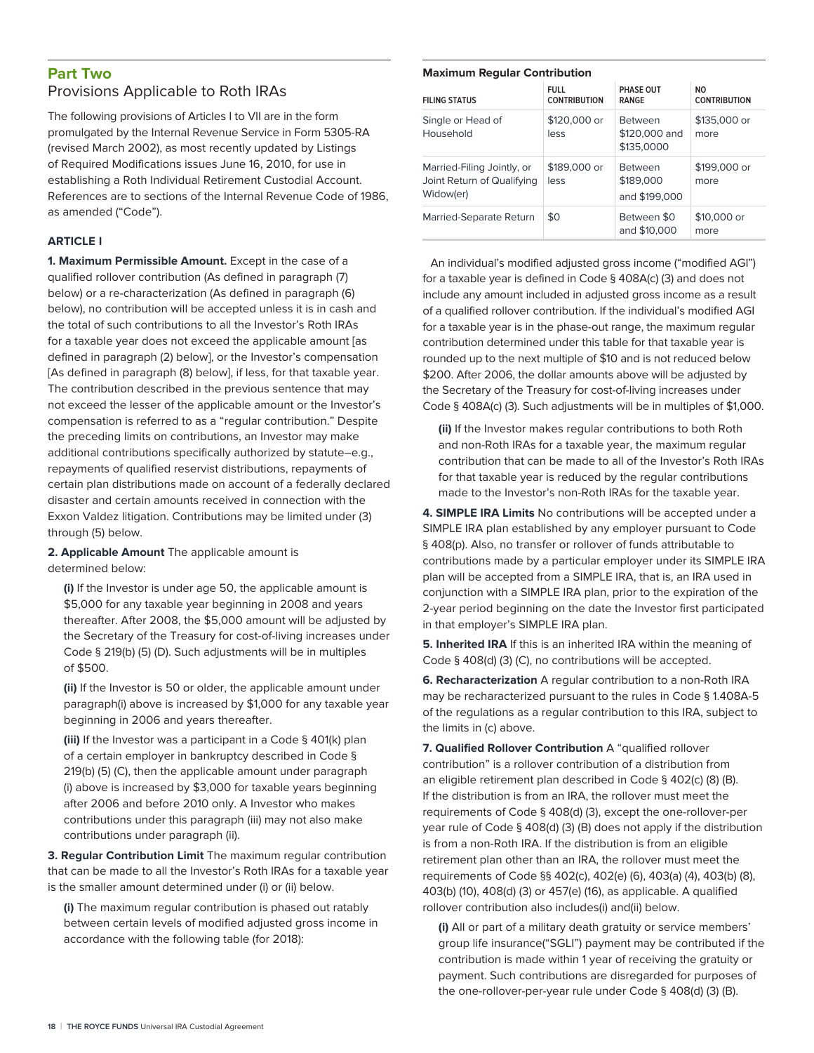## Part Two

## Provisions Applicable to Roth IRAs

The following provisions of Articles I to VII are in the form promulgated by the Internal Revenue Service in Form 5305-RA (revised March 2002), as most recently updated by Listings of Required Modifications issues June 16, 2010, for use in establishing a Roth Individual Retirement Custodial Account. References are to sections of the Internal Revenue Code of 1986, as amended ("Code").

### ARTICLE I

**1. Maximum Permissible Amount.** Except in the case of a qualified rollover contribution (As defined in paragraph (7) below) or a re-characterization (As defined in paragraph (6) below), no contribution will be accepted unless it is in cash and the total of such contributions to all the Investor's Roth IRAs for a taxable year does not exceed the applicable amount [as defined in paragraph (2) below], or the Investor's compensation [As defined in paragraph (8) below], if less, for that taxable year. The contribution described in the previous sentence that may not exceed the lesser of the applicable amount or the Investor's compensation is referred to as a "regular contribution." Despite the preceding limits on contributions, an Investor may make additional contributions specifically authorized by statute–e.g., repayments of qualified reservist distributions, repayments of certain plan distributions made on account of a federally declared disaster and certain amounts received in connection with the Exxon Valdez litigation. Contributions may be limited under (3) through (5) below.

**2. Applicable Amount** The applicable amount is determined below:

**(i)** If the Investor is under age 50, the applicable amount is $5,000 for any taxable year beginning in 2008 and years thereafter. After 2008, the $5,000 amount will be adjusted by the Secretary of the Treasury for cost-of-living increases under Code § 219(b) (5) (D). Such adjustments will be in multiples of $500.

**(ii)** If the Investor is 50 or older, the applicable amount under paragraph(i) above is increased by $1,000 for any taxable year beginning in 2006 and years thereafter.

**(iii)** If the Investor was a participant in a Code § 401(k) plan of a certain employer in bankruptcy described in Code § 219(b) (5) (C), then the applicable amount under paragraph (i) above is increased by $3,000 for taxable years beginning after 2006 and before 2010 only. A Investor who makes contributions under this paragraph (iii) may not also make contributions under paragraph (ii).

**3. Regular Contribution Limit** The maximum regular contribution that can be made to all the Investor's Roth IRAs for a taxable year is the smaller amount determined under (i) or (ii) below.

**(i)** The maximum regular contribution is phased out ratably between certain levels of modified adjusted gross income in accordance with the following table (for 2018):

**Maximum Regular Contribution**

| FILING STATUS | FULL CONTRIBUTION | PHASE OUT RANGE | NO CONTRIBUTION |
|---|---|---|---|
| Single or Head of Household | $120,000 or less | Between $120,000 and $135,0000 | $135,000 or more |
| Married-Filing Jointly, or Joint Return of Qualifying Widow(er) | $189,000 or less | Between $189,000 and $199,000 | $199,000 or more |
| Married-Separate Return | $0 | Between $0 and $10,000 | $10,000 or more |

An individual's modified adjusted gross income ("modified AGI") for a taxable year is defined in Code § 408A(c) (3) and does not include any amount included in adjusted gross income as a result of a qualified rollover contribution. If the individual's modified AGI for a taxable year is in the phase-out range, the maximum regular contribution determined under this table for that taxable year is rounded up to the next multiple of $10 and is not reduced below $200. After 2006, the dollar amounts above will be adjusted by the Secretary of the Treasury for cost-of-living increases under Code § 408A(c) (3). Such adjustments will be in multiples of $1,000.

**(ii)** If the Investor makes regular contributions to both Roth and non-Roth IRAs for a taxable year, the maximum regular contribution that can be made to all of the Investor's Roth IRAs for that taxable year is reduced by the regular contributions made to the Investor's non-Roth IRAs for the taxable year.

**4. SIMPLE IRA Limits** No contributions will be accepted under a SIMPLE IRA plan established by any employer pursuant to Code § 408(p). Also, no transfer or rollover of funds attributable to contributions made by a particular employer under its SIMPLE IRA plan will be accepted from a SIMPLE IRA, that is, an IRA used in conjunction with a SIMPLE IRA plan, prior to the expiration of the 2-year period beginning on the date the Investor first participated in that employer's SIMPLE IRA plan.

**5. Inherited IRA** If this is an inherited IRA within the meaning of Code § 408(d) (3) (C), no contributions will be accepted.

**6. Recharacterization** A regular contribution to a non-Roth IRA may be recharacterized pursuant to the rules in Code § 1.408A-5 of the regulations as a regular contribution to this IRA, subject to the limits in (c) above.

**7. Qualified Rollover Contribution** A "qualified rollover contribution" is a rollover contribution of a distribution from an eligible retirement plan described in Code § 402(c) (8) (B). If the distribution is from an IRA, the rollover must meet the requirements of Code § 408(d) (3), except the one-rollover-per year rule of Code § 408(d) (3) (B) does not apply if the distribution is from a non-Roth IRA. If the distribution is from an eligible retirement plan other than an IRA, the rollover must meet the requirements of Code §§ 402(c), 402(e) (6), 403(a) (4), 403(b) (8), 403(b) (10), 408(d) (3) or 457(e) (16), as applicable. A qualified rollover contribution also includes(i) and(ii) below.

**(i)** All or part of a military death gratuity or service members' group life insurance("SGLI") payment may be contributed if the contribution is made within 1 year of receiving the gratuity or payment. Such contributions are disregarded for purposes of the one-rollover-per-year rule under Code § 408(d) (3) (B).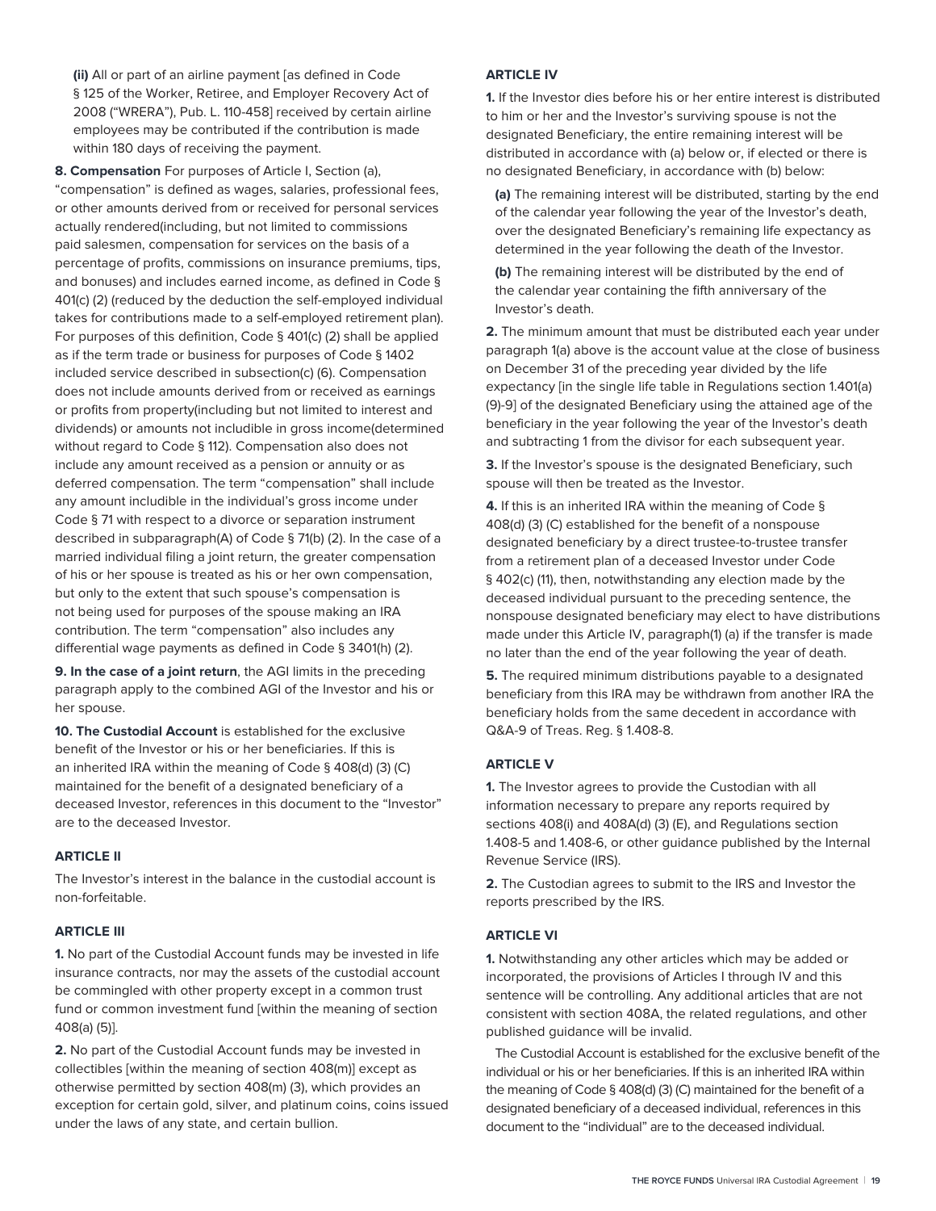**(ii)** All or part of an airline payment [as defined in Code § 125 of the Worker, Retiree, and Employer Recovery Act of 2008 ("WRERA"), Pub. L. 110-458] received by certain airline employees may be contributed if the contribution is made within 180 days of receiving the payment.

**8. Compensation** For purposes of Article I, Section (a), "compensation" is defined as wages, salaries, professional fees, or other amounts derived from or received for personal services actually rendered(including, but not limited to commissions paid salesmen, compensation for services on the basis of a percentage of profits, commissions on insurance premiums, tips, and bonuses) and includes earned income, as defined in Code § 401(c) (2) (reduced by the deduction the self-employed individual takes for contributions made to a self-employed retirement plan). For purposes of this definition, Code § 401(c) (2) shall be applied as if the term trade or business for purposes of Code § 1402 included service described in subsection(c) (6). Compensation does not include amounts derived from or received as earnings or profits from property(including but not limited to interest and dividends) or amounts not includible in gross income(determined without regard to Code § 112). Compensation also does not include any amount received as a pension or annuity or as deferred compensation. The term "compensation" shall include any amount includible in the individual's gross income under Code § 71 with respect to a divorce or separation instrument described in subparagraph(A) of Code § 71(b) (2). In the case of a married individual filing a joint return, the greater compensation of his or her spouse is treated as his or her own compensation, but only to the extent that such spouse's compensation is not being used for purposes of the spouse making an IRA contribution. The term "compensation" also includes any differential wage payments as defined in Code § 3401(h) (2).

**9. In the case of a joint return**, the AGI limits in the preceding paragraph apply to the combined AGI of the Investor and his or her spouse.

**10. The Custodial Account** is established for the exclusive benefit of the Investor or his or her beneficiaries. If this is an inherited IRA within the meaning of Code § 408(d) (3) (C) maintained for the benefit of a designated beneficiary of a deceased Investor, references in this document to the "Investor" are to the deceased Investor.

### ARTICLE II

The Investor's interest in the balance in the custodial account is non-forfeitable.

### ARTICLE III

**1.** No part of the Custodial Account funds may be invested in life insurance contracts, nor may the assets of the custodial account be commingled with other property except in a common trust fund or common investment fund [within the meaning of section 408(a) (5)].

**2.** No part of the Custodial Account funds may be invested in collectibles [within the meaning of section 408(m)] except as otherwise permitted by section 408(m) (3), which provides an exception for certain gold, silver, and platinum coins, coins issued under the laws of any state, and certain bullion.

### ARTICLE IV

**1.** If the Investor dies before his or her entire interest is distributed to him or her and the Investor's surviving spouse is not the designated Beneficiary, the entire remaining interest will be distributed in accordance with (a) below or, if elected or there is no designated Beneficiary, in accordance with (b) below:

**(a)** The remaining interest will be distributed, starting by the end of the calendar year following the year of the Investor's death, over the designated Beneficiary's remaining life expectancy as determined in the year following the death of the Investor.

**(b)** The remaining interest will be distributed by the end of the calendar year containing the fifth anniversary of the Investor's death.

**2.** The minimum amount that must be distributed each year under paragraph 1(a) above is the account value at the close of business on December 31 of the preceding year divided by the life expectancy [in the single life table in Regulations section 1.401(a) (9)-9] of the designated Beneficiary using the attained age of the beneficiary in the year following the year of the Investor's death and subtracting 1 from the divisor for each subsequent year.

**3.** If the Investor's spouse is the designated Beneficiary, such spouse will then be treated as the Investor.

**4.** If this is an inherited IRA within the meaning of Code § 408(d) (3) (C) established for the benefit of a nonspouse designated beneficiary by a direct trustee-to-trustee transfer from a retirement plan of a deceased Investor under Code § 402(c) (11), then, notwithstanding any election made by the deceased individual pursuant to the preceding sentence, the nonspouse designated beneficiary may elect to have distributions made under this Article IV, paragraph(1) (a) if the transfer is made no later than the end of the year following the year of death.

**5.** The required minimum distributions payable to a designated beneficiary from this IRA may be withdrawn from another IRA the beneficiary holds from the same decedent in accordance with Q&A-9 of Treas. Reg. § 1.408-8.

### ARTICLE V

**1.** The Investor agrees to provide the Custodian with all information necessary to prepare any reports required by sections 408(i) and 408A(d) (3) (E), and Regulations section 1.408-5 and 1.408-6, or other guidance published by the Internal Revenue Service (IRS).

**2.** The Custodian agrees to submit to the IRS and Investor the reports prescribed by the IRS.

### ARTICLE VI

**1.** Notwithstanding any other articles which may be added or incorporated, the provisions of Articles I through IV and this sentence will be controlling. Any additional articles that are not consistent with section 408A, the related regulations, and other published guidance will be invalid.

The Custodial Account is established for the exclusive benefit of the individual or his or her beneficiaries. If this is an inherited IRA within the meaning of Code § 408(d) (3) (C) maintained for the benefit of a designated beneficiary of a deceased individual, references in this document to the "individual" are to the deceased individual.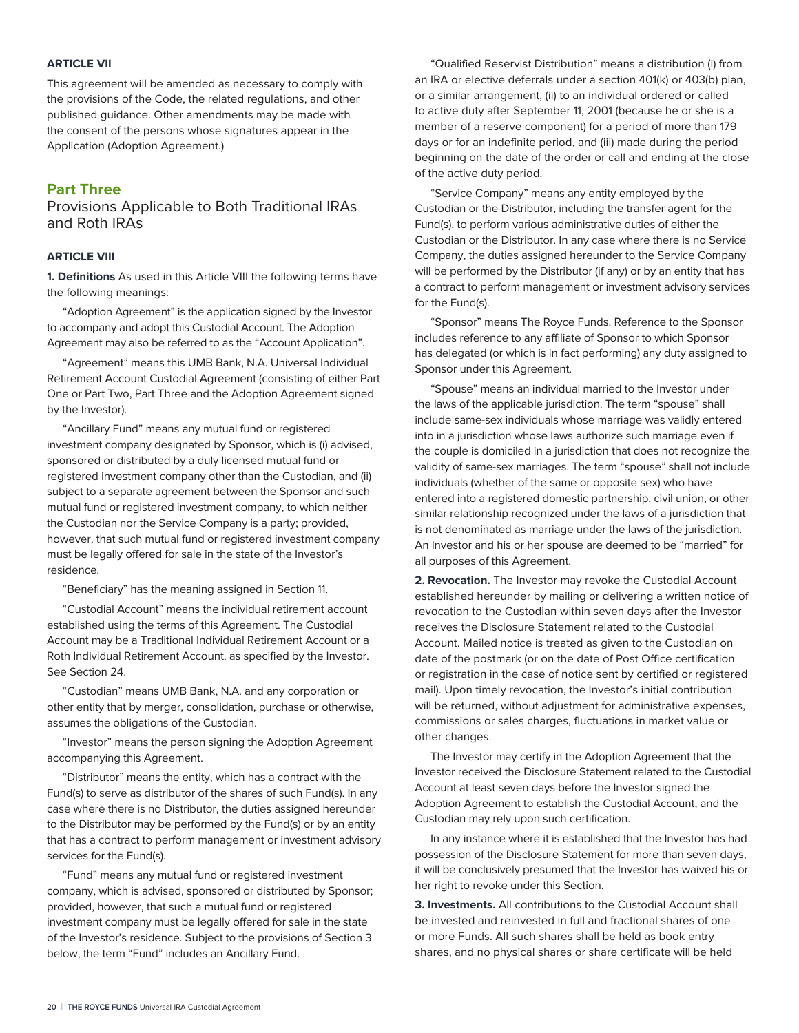**ARTICLE VII**

This agreement will be amended as necessary to comply with the provisions of the Code, the related regulations, and other published guidance. Other amendments may be made with the consent of the persons whose signatures appear in the Application (Adoption Agreement.)

## Part Three

### Provisions Applicable to Both Traditional IRAs and Roth IRAs

**ARTICLE VIII**

**1. Definitions** As used in this Article VIII the following terms have the following meanings:

"Adoption Agreement" is the application signed by the Investor to accompany and adopt this Custodial Account. The Adoption Agreement may also be referred to as the "Account Application".

"Agreement" means this UMB Bank, N.A. Universal Individual Retirement Account Custodial Agreement (consisting of either Part One or Part Two, Part Three and the Adoption Agreement signed by the Investor).

"Ancillary Fund" means any mutual fund or registered investment company designated by Sponsor, which is (i) advised, sponsored or distributed by a duly licensed mutual fund or registered investment company other than the Custodian, and (ii) subject to a separate agreement between the Sponsor and such mutual fund or registered investment company, to which neither the Custodian nor the Service Company is a party; provided, however, that such mutual fund or registered investment company must be legally offered for sale in the state of the Investor's residence.

"Beneficiary" has the meaning assigned in Section 11.

"Custodial Account" means the individual retirement account established using the terms of this Agreement. The Custodial Account may be a Traditional Individual Retirement Account or a Roth Individual Retirement Account, as specified by the Investor. See Section 24.

"Custodian" means UMB Bank, N.A. and any corporation or other entity that by merger, consolidation, purchase or otherwise, assumes the obligations of the Custodian.

"Investor" means the person signing the Adoption Agreement accompanying this Agreement.

"Distributor" means the entity, which has a contract with the Fund(s) to serve as distributor of the shares of such Fund(s). In any case where there is no Distributor, the duties assigned hereunder to the Distributor may be performed by the Fund(s) or by an entity that has a contract to perform management or investment advisory services for the Fund(s).

"Fund" means any mutual fund or registered investment company, which is advised, sponsored or distributed by Sponsor; provided, however, that such a mutual fund or registered investment company must be legally offered for sale in the state of the Investor's residence. Subject to the provisions of Section 3 below, the term "Fund" includes an Ancillary Fund.

"Qualified Reservist Distribution" means a distribution (i) from an IRA or elective deferrals under a section 401(k) or 403(b) plan, or a similar arrangement, (ii) to an individual ordered or called to active duty after September 11, 2001 (because he or she is a member of a reserve component) for a period of more than 179 days or for an indefinite period, and (iii) made during the period beginning on the date of the order or call and ending at the close of the active duty period.

"Service Company" means any entity employed by the Custodian or the Distributor, including the transfer agent for the Fund(s), to perform various administrative duties of either the Custodian or the Distributor. In any case where there is no Service Company, the duties assigned hereunder to the Service Company will be performed by the Distributor (if any) or by an entity that has a contract to perform management or investment advisory services for the Fund(s).

"Sponsor" means The Royce Funds. Reference to the Sponsor includes reference to any affiliate of Sponsor to which Sponsor has delegated (or which is in fact performing) any duty assigned to Sponsor under this Agreement.

"Spouse" means an individual married to the Investor under the laws of the applicable jurisdiction. The term "spouse" shall include same-sex individuals whose marriage was validly entered into in a jurisdiction whose laws authorize such marriage even if the couple is domiciled in a jurisdiction that does not recognize the validity of same-sex marriages. The term "spouse" shall not include individuals (whether of the same or opposite sex) who have entered into a registered domestic partnership, civil union, or other similar relationship recognized under the laws of a jurisdiction that is not denominated as marriage under the laws of the jurisdiction. An Investor and his or her spouse are deemed to be "married" for all purposes of this Agreement.

**2. Revocation.** The Investor may revoke the Custodial Account established hereunder by mailing or delivering a written notice of revocation to the Custodian within seven days after the Investor receives the Disclosure Statement related to the Custodial Account. Mailed notice is treated as given to the Custodian on date of the postmark (or on the date of Post Office certification or registration in the case of notice sent by certified or registered mail). Upon timely revocation, the Investor's initial contribution will be returned, without adjustment for administrative expenses, commissions or sales charges, fluctuations in market value or other changes.

The Investor may certify in the Adoption Agreement that the Investor received the Disclosure Statement related to the Custodial Account at least seven days before the Investor signed the Adoption Agreement to establish the Custodial Account, and the Custodian may rely upon such certification.

In any instance where it is established that the Investor has had possession of the Disclosure Statement for more than seven days, it will be conclusively presumed that the Investor has waived his or her right to revoke under this Section.

**3. Investments.** All contributions to the Custodial Account shall be invested and reinvested in full and fractional shares of one or more Funds. All such shares shall be held as book entry shares, and no physical shares or share certificate will be held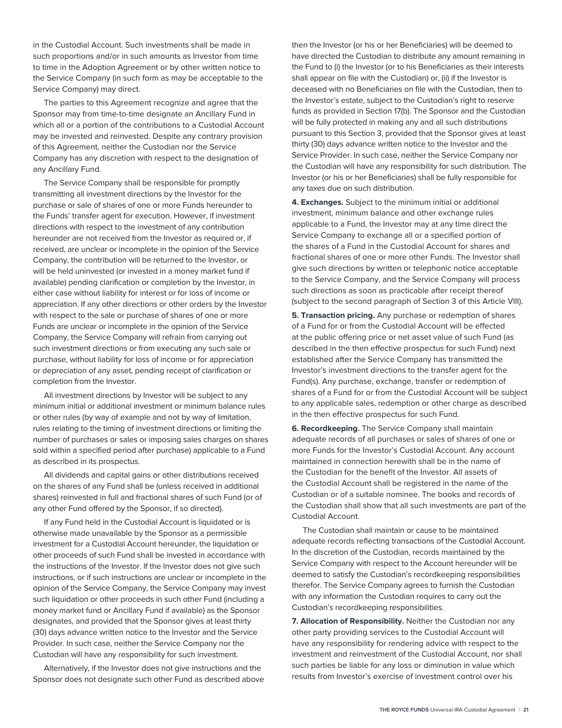in the Custodial Account. Such investments shall be made in such proportions and/or in such amounts as Investor from time to time in the Adoption Agreement or by other written notice to the Service Company (in such form as may be acceptable to the Service Company) may direct.

The parties to this Agreement recognize and agree that the Sponsor may from time-to-time designate an Ancillary Fund in which all or a portion of the contributions to a Custodial Account may be invested and reinvested. Despite any contrary provision of this Agreement, neither the Custodian nor the Service Company has any discretion with respect to the designation of any Ancillary Fund.

The Service Company shall be responsible for promptly transmitting all investment directions by the Investor for the purchase or sale of shares of one or more Funds hereunder to the Funds' transfer agent for execution. However, if investment directions with respect to the investment of any contribution hereunder are not received from the Investor as required or, if received, are unclear or incomplete in the opinion of the Service Company, the contribution will be returned to the Investor, or will be held uninvested (or invested in a money market fund if available) pending clarification or completion by the Investor, in either case without liability for interest or for loss of income or appreciation. If any other directions or other orders by the Investor with respect to the sale or purchase of shares of one or more Funds are unclear or incomplete in the opinion of the Service Company, the Service Company will refrain from carrying out such investment directions or from executing any such sale or purchase, without liability for loss of income or for appreciation or depreciation of any asset, pending receipt of clarification or completion from the Investor.

All investment directions by Investor will be subject to any minimum initial or additional investment or minimum balance rules or other rules (by way of example and not by way of limitation, rules relating to the timing of investment directions or limiting the number of purchases or sales or imposing sales charges on shares sold within a specified period after purchase) applicable to a Fund as described in its prospectus.

All dividends and capital gains or other distributions received on the shares of any Fund shall be (unless received in additional shares) reinvested in full and fractional shares of such Fund (or of any other Fund offered by the Sponsor, if so directed).

If any Fund held in the Custodial Account is liquidated or is otherwise made unavailable by the Sponsor as a permissible investment for a Custodial Account hereunder, the liquidation or other proceeds of such Fund shall be invested in accordance with the instructions of the Investor. If the Investor does not give such instructions, or if such instructions are unclear or incomplete in the opinion of the Service Company, the Service Company may invest such liquidation or other proceeds in such other Fund (including a money market fund or Ancillary Fund if available) as the Sponsor designates, and provided that the Sponsor gives at least thirty (30) days advance written notice to the Investor and the Service Provider. In such case, neither the Service Company nor the Custodian will have any responsibility for such investment.

Alternatively, if the Investor does not give instructions and the Sponsor does not designate such other Fund as described above then the Investor (or his or her Beneficiaries) will be deemed to have directed the Custodian to distribute any amount remaining in the Fund to (i) the Investor (or to his Beneficiaries as their interests shall appear on file with the Custodian) or, (ii) if the Investor is deceased with no Beneficiaries on file with the Custodian, then to the Investor's estate, subject to the Custodian's right to reserve funds as provided in Section 17(b). The Sponsor and the Custodian will be fully protected in making any and all such distributions pursuant to this Section 3, provided that the Sponsor gives at least thirty (30) days advance written notice to the Investor and the Service Provider. In such case, neither the Service Company nor the Custodian will have any responsibility for such distribution. The Investor (or his or her Beneficiaries) shall be fully responsible for any taxes due on such distribution.

**4. Exchanges.** Subject to the minimum initial or additional investment, minimum balance and other exchange rules applicable to a Fund, the Investor may at any time direct the Service Company to exchange all or a specified portion of the shares of a Fund in the Custodial Account for shares and fractional shares of one or more other Funds. The Investor shall give such directions by written or telephonic notice acceptable to the Service Company, and the Service Company will process such directions as soon as practicable after receipt thereof (subject to the second paragraph of Section 3 of this Article VIII).

**5. Transaction pricing.** Any purchase or redemption of shares of a Fund for or from the Custodial Account will be effected at the public offering price or net asset value of such Fund (as described in the then effective prospectus for such Fund) next established after the Service Company has transmitted the Investor's investment directions to the transfer agent for the Fund(s). Any purchase, exchange, transfer or redemption of shares of a Fund for or from the Custodial Account will be subject to any applicable sales, redemption or other charge as described in the then effective prospectus for such Fund.

**6. Recordkeeping.** The Service Company shall maintain adequate records of all purchases or sales of shares of one or more Funds for the Investor's Custodial Account. Any account maintained in connection herewith shall be in the name of the Custodian for the benefit of the Investor. All assets of the Custodial Account shall be registered in the name of the Custodian or of a suitable nominee. The books and records of the Custodian shall show that all such investments are part of the Custodial Account.

The Custodian shall maintain or cause to be maintained adequate records reflecting transactions of the Custodial Account. In the discretion of the Custodian, records maintained by the Service Company with respect to the Account hereunder will be deemed to satisfy the Custodian's recordkeeping responsibilities therefor. The Service Company agrees to furnish the Custodian with any information the Custodian requires to carry out the Custodian's recordkeeping responsibilities.

**7. Allocation of Responsibility.** Neither the Custodian nor any other party providing services to the Custodial Account will have any responsibility for rendering advice with respect to the investment and reinvestment of the Custodial Account, nor shall such parties be liable for any loss or diminution in value which results from Investor's exercise of investment control over his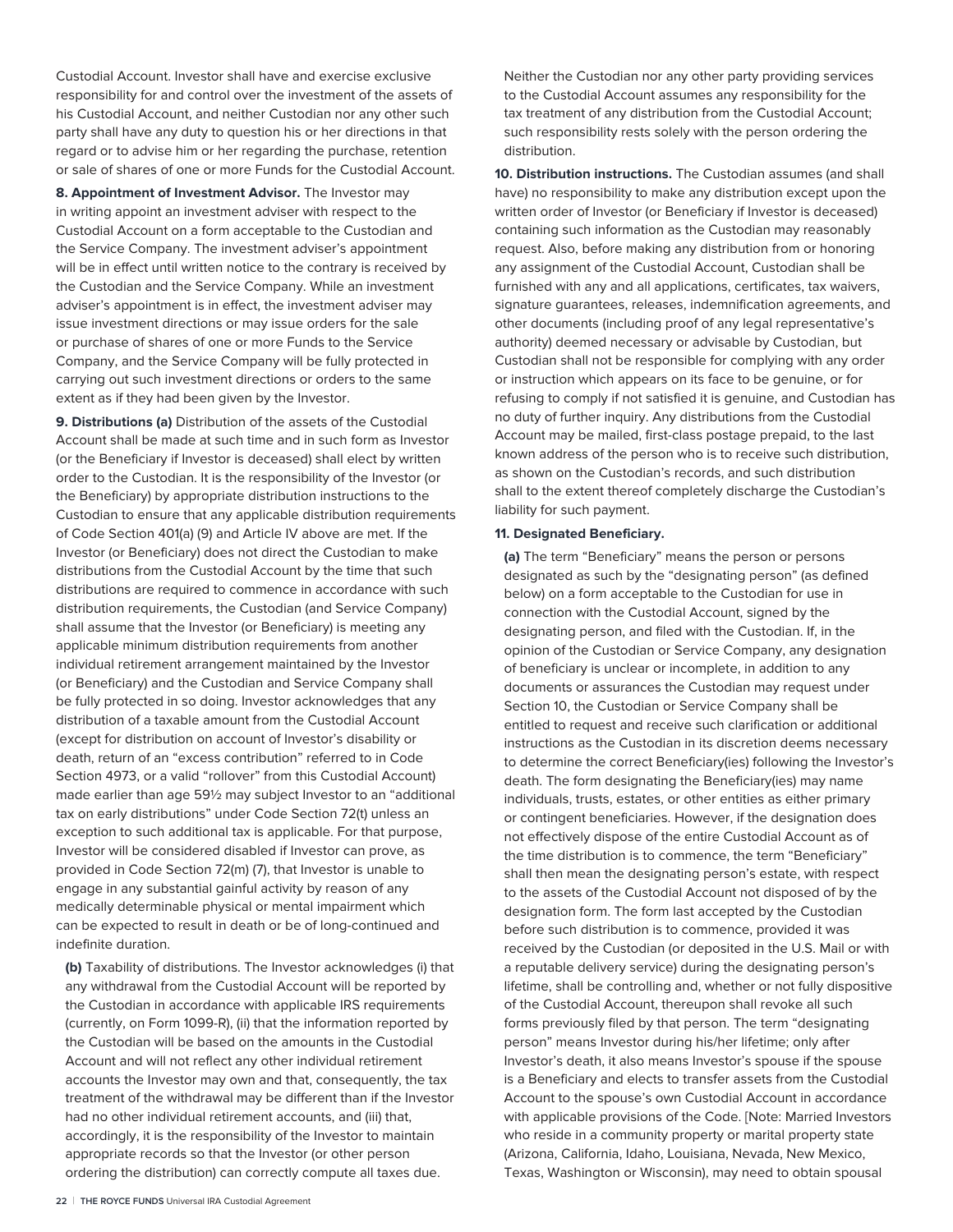Custodial Account. Investor shall have and exercise exclusive responsibility for and control over the investment of the assets of his Custodial Account, and neither Custodian nor any other such party shall have any duty to question his or her directions in that regard or to advise him or her regarding the purchase, retention or sale of shares of one or more Funds for the Custodial Account.

**8. Appointment of Investment Advisor.** The Investor may in writing appoint an investment adviser with respect to the Custodial Account on a form acceptable to the Custodian and the Service Company. The investment adviser's appointment will be in effect until written notice to the contrary is received by the Custodian and the Service Company. While an investment adviser's appointment is in effect, the investment adviser may issue investment directions or may issue orders for the sale or purchase of shares of one or more Funds to the Service Company, and the Service Company will be fully protected in carrying out such investment directions or orders to the same extent as if they had been given by the Investor.

**9. Distributions (a)** Distribution of the assets of the Custodial Account shall be made at such time and in such form as Investor (or the Beneficiary if Investor is deceased) shall elect by written order to the Custodian. It is the responsibility of the Investor (or the Beneficiary) by appropriate distribution instructions to the Custodian to ensure that any applicable distribution requirements of Code Section 401(a) (9) and Article IV above are met. If the Investor (or Beneficiary) does not direct the Custodian to make distributions from the Custodial Account by the time that such distributions are required to commence in accordance with such distribution requirements, the Custodian (and Service Company) shall assume that the Investor (or Beneficiary) is meeting any applicable minimum distribution requirements from another individual retirement arrangement maintained by the Investor (or Beneficiary) and the Custodian and Service Company shall be fully protected in so doing. Investor acknowledges that any distribution of a taxable amount from the Custodial Account (except for distribution on account of Investor's disability or death, return of an "excess contribution" referred to in Code Section 4973, or a valid "rollover" from this Custodial Account) made earlier than age 59½ may subject Investor to an "additional tax on early distributions" under Code Section 72(t) unless an exception to such additional tax is applicable. For that purpose, Investor will be considered disabled if Investor can prove, as provided in Code Section 72(m) (7), that Investor is unable to engage in any substantial gainful activity by reason of any medically determinable physical or mental impairment which can be expected to result in death or be of long-continued and indefinite duration.

**(b)** Taxability of distributions. The Investor acknowledges (i) that any withdrawal from the Custodial Account will be reported by the Custodian in accordance with applicable IRS requirements (currently, on Form 1099-R), (ii) that the information reported by the Custodian will be based on the amounts in the Custodial Account and will not reflect any other individual retirement accounts the Investor may own and that, consequently, the tax treatment of the withdrawal may be different than if the Investor had no other individual retirement accounts, and (iii) that, accordingly, it is the responsibility of the Investor to maintain appropriate records so that the Investor (or other person ordering the distribution) can correctly compute all taxes due. Neither the Custodian nor any other party providing services to the Custodial Account assumes any responsibility for the tax treatment of any distribution from the Custodial Account; such responsibility rests solely with the person ordering the distribution.

**10. Distribution instructions.** The Custodian assumes (and shall have) no responsibility to make any distribution except upon the written order of Investor (or Beneficiary if Investor is deceased) containing such information as the Custodian may reasonably request. Also, before making any distribution from or honoring any assignment of the Custodial Account, Custodian shall be furnished with any and all applications, certificates, tax waivers, signature guarantees, releases, indemnification agreements, and other documents (including proof of any legal representative's authority) deemed necessary or advisable by Custodian, but Custodian shall not be responsible for complying with any order or instruction which appears on its face to be genuine, or for refusing to comply if not satisfied it is genuine, and Custodian has no duty of further inquiry. Any distributions from the Custodial Account may be mailed, first-class postage prepaid, to the last known address of the person who is to receive such distribution, as shown on the Custodian's records, and such distribution shall to the extent thereof completely discharge the Custodian's liability for such payment.

**11. Designated Beneficiary.**

**(a)** The term "Beneficiary" means the person or persons designated as such by the "designating person" (as defined below) on a form acceptable to the Custodian for use in connection with the Custodial Account, signed by the designating person, and filed with the Custodian. If, in the opinion of the Custodian or Service Company, any designation of beneficiary is unclear or incomplete, in addition to any documents or assurances the Custodian may request under Section 10, the Custodian or Service Company shall be entitled to request and receive such clarification or additional instructions as the Custodian in its discretion deems necessary to determine the correct Beneficiary(ies) following the Investor's death. The form designating the Beneficiary(ies) may name individuals, trusts, estates, or other entities as either primary or contingent beneficiaries. However, if the designation does not effectively dispose of the entire Custodial Account as of the time distribution is to commence, the term "Beneficiary" shall then mean the designating person's estate, with respect to the assets of the Custodial Account not disposed of by the designation form. The form last accepted by the Custodian before such distribution is to commence, provided it was received by the Custodian (or deposited in the U.S. Mail or with a reputable delivery service) during the designating person's lifetime, shall be controlling and, whether or not fully dispositive of the Custodial Account, thereupon shall revoke all such forms previously filed by that person. The term "designating person" means Investor during his/her lifetime; only after Investor's death, it also means Investor's spouse if the spouse is a Beneficiary and elects to transfer assets from the Custodial Account to the spouse's own Custodial Account in accordance with applicable provisions of the Code. [Note: Married Investors who reside in a community property or marital property state (Arizona, California, Idaho, Louisiana, Nevada, New Mexico, Texas, Washington or Wisconsin), may need to obtain spousal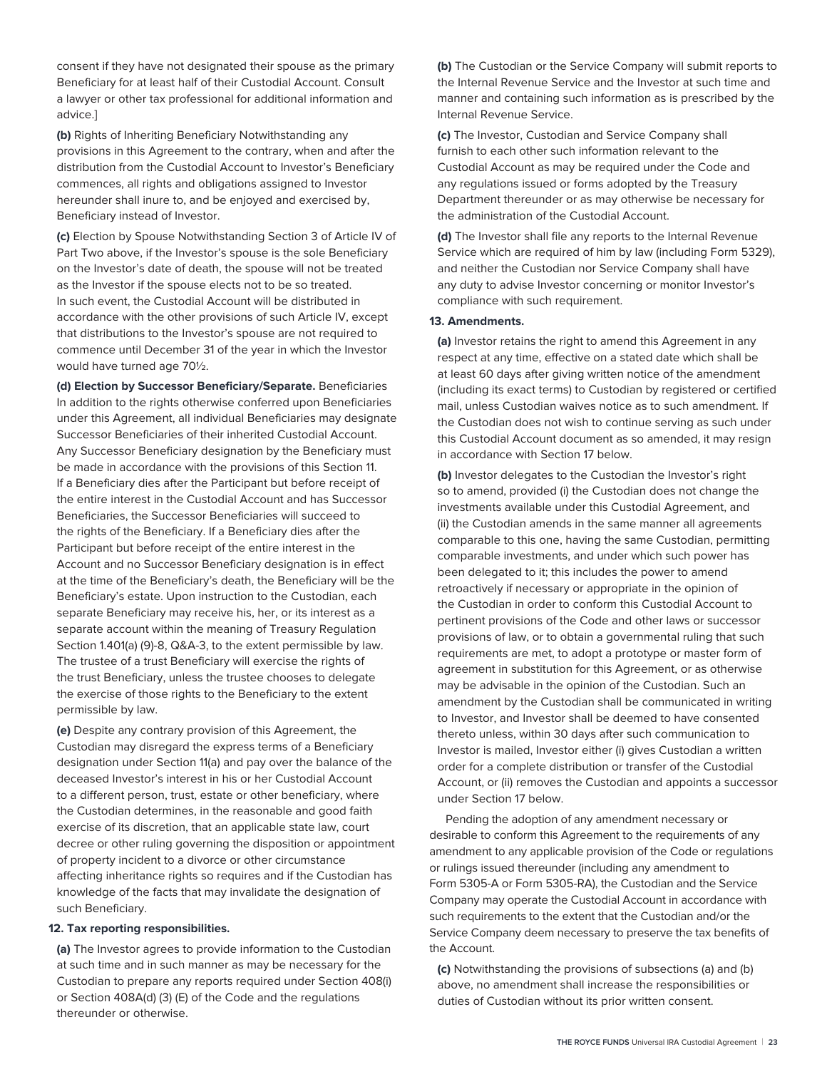consent if they have not designated their spouse as the primary Beneficiary for at least half of their Custodial Account. Consult a lawyer or other tax professional for additional information and advice.]

**(b)** Rights of Inheriting Beneficiary Notwithstanding any provisions in this Agreement to the contrary, when and after the distribution from the Custodial Account to Investor's Beneficiary commences, all rights and obligations assigned to Investor hereunder shall inure to, and be enjoyed and exercised by, Beneficiary instead of Investor.

**(c)** Election by Spouse Notwithstanding Section 3 of Article IV of Part Two above, if the Investor's spouse is the sole Beneficiary on the Investor's date of death, the spouse will not be treated as the Investor if the spouse elects not to be so treated. In such event, the Custodial Account will be distributed in accordance with the other provisions of such Article IV, except that distributions to the Investor's spouse are not required to commence until December 31 of the year in which the Investor would have turned age 70½.

**(d) Election by Successor Beneficiary/Separate.** Beneficiaries In addition to the rights otherwise conferred upon Beneficiaries under this Agreement, all individual Beneficiaries may designate Successor Beneficiaries of their inherited Custodial Account. Any Successor Beneficiary designation by the Beneficiary must be made in accordance with the provisions of this Section 11. If a Beneficiary dies after the Participant but before receipt of the entire interest in the Custodial Account and has Successor Beneficiaries, the Successor Beneficiaries will succeed to the rights of the Beneficiary. If a Beneficiary dies after the Participant but before receipt of the entire interest in the Account and no Successor Beneficiary designation is in effect at the time of the Beneficiary's death, the Beneficiary will be the Beneficiary's estate. Upon instruction to the Custodian, each separate Beneficiary may receive his, her, or its interest as a separate account within the meaning of Treasury Regulation Section 1.401(a) (9)-8, Q&A-3, to the extent permissible by law. The trustee of a trust Beneficiary will exercise the rights of the trust Beneficiary, unless the trustee chooses to delegate the exercise of those rights to the Beneficiary to the extent permissible by law.

**(e)** Despite any contrary provision of this Agreement, the Custodian may disregard the express terms of a Beneficiary designation under Section 11(a) and pay over the balance of the deceased Investor's interest in his or her Custodial Account to a different person, trust, estate or other beneficiary, where the Custodian determines, in the reasonable and good faith exercise of its discretion, that an applicable state law, court decree or other ruling governing the disposition or appointment of property incident to a divorce or other circumstance affecting inheritance rights so requires and if the Custodian has knowledge of the facts that may invalidate the designation of such Beneficiary.

**12. Tax reporting responsibilities.**

**(a)** The Investor agrees to provide information to the Custodian at such time and in such manner as may be necessary for the Custodian to prepare any reports required under Section 408(i) or Section 408A(d) (3) (E) of the Code and the regulations thereunder or otherwise.

**(b)** The Custodian or the Service Company will submit reports to the Internal Revenue Service and the Investor at such time and manner and containing such information as is prescribed by the Internal Revenue Service.

**(c)** The Investor, Custodian and Service Company shall furnish to each other such information relevant to the Custodial Account as may be required under the Code and any regulations issued or forms adopted by the Treasury Department thereunder or as may otherwise be necessary for the administration of the Custodial Account.

**(d)** The Investor shall file any reports to the Internal Revenue Service which are required of him by law (including Form 5329), and neither the Custodian nor Service Company shall have any duty to advise Investor concerning or monitor Investor's compliance with such requirement.

**13. Amendments.**

**(a)** Investor retains the right to amend this Agreement in any respect at any time, effective on a stated date which shall be at least 60 days after giving written notice of the amendment (including its exact terms) to Custodian by registered or certified mail, unless Custodian waives notice as to such amendment. If the Custodian does not wish to continue serving as such under this Custodial Account document as so amended, it may resign in accordance with Section 17 below.

**(b)** Investor delegates to the Custodian the Investor's right so to amend, provided (i) the Custodian does not change the investments available under this Custodial Agreement, and (ii) the Custodian amends in the same manner all agreements comparable to this one, having the same Custodian, permitting comparable investments, and under which such power has been delegated to it; this includes the power to amend retroactively if necessary or appropriate in the opinion of the Custodian in order to conform this Custodial Account to pertinent provisions of the Code and other laws or successor provisions of law, or to obtain a governmental ruling that such requirements are met, to adopt a prototype or master form of agreement in substitution for this Agreement, or as otherwise may be advisable in the opinion of the Custodian. Such an amendment by the Custodian shall be communicated in writing to Investor, and Investor shall be deemed to have consented thereto unless, within 30 days after such communication to Investor is mailed, Investor either (i) gives Custodian a written order for a complete distribution or transfer of the Custodial Account, or (ii) removes the Custodian and appoints a successor under Section 17 below.

Pending the adoption of any amendment necessary or desirable to conform this Agreement to the requirements of any amendment to any applicable provision of the Code or regulations or rulings issued thereunder (including any amendment to Form 5305-A or Form 5305-RA), the Custodian and the Service Company may operate the Custodial Account in accordance with such requirements to the extent that the Custodian and/or the Service Company deem necessary to preserve the tax benefits of the Account.

**(c)** Notwithstanding the provisions of subsections (a) and (b) above, no amendment shall increase the responsibilities or duties of Custodian without its prior written consent.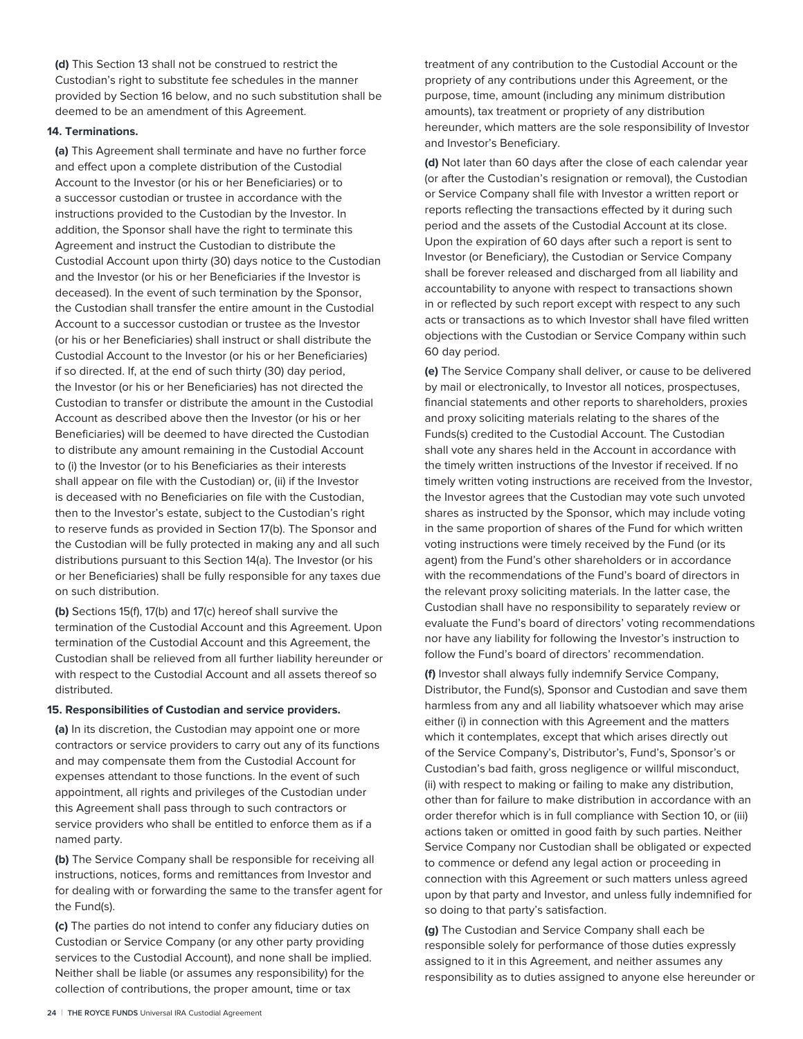**(d)** This Section 13 shall not be construed to restrict the Custodian's right to substitute fee schedules in the manner provided by Section 16 below, and no such substitution shall be deemed to be an amendment of this Agreement.

**14. Terminations.**

**(a)** This Agreement shall terminate and have no further force and effect upon a complete distribution of the Custodial Account to the Investor (or his or her Beneficiaries) or to a successor custodian or trustee in accordance with the instructions provided to the Custodian by the Investor. In addition, the Sponsor shall have the right to terminate this Agreement and instruct the Custodian to distribute the Custodial Account upon thirty (30) days notice to the Custodian and the Investor (or his or her Beneficiaries if the Investor is deceased). In the event of such termination by the Sponsor, the Custodian shall transfer the entire amount in the Custodial Account to a successor custodian or trustee as the Investor (or his or her Beneficiaries) shall instruct or shall distribute the Custodial Account to the Investor (or his or her Beneficiaries) if so directed. If, at the end of such thirty (30) day period, the Investor (or his or her Beneficiaries) has not directed the Custodian to transfer or distribute the amount in the Custodial Account as described above then the Investor (or his or her Beneficiaries) will be deemed to have directed the Custodian to distribute any amount remaining in the Custodial Account to (i) the Investor (or to his Beneficiaries as their interests shall appear on file with the Custodian) or, (ii) if the Investor is deceased with no Beneficiaries on file with the Custodian, then to the Investor's estate, subject to the Custodian's right to reserve funds as provided in Section 17(b). The Sponsor and the Custodian will be fully protected in making any and all such distributions pursuant to this Section 14(a). The Investor (or his or her Beneficiaries) shall be fully responsible for any taxes due on such distribution.

**(b)** Sections 15(f), 17(b) and 17(c) hereof shall survive the termination of the Custodial Account and this Agreement. Upon termination of the Custodial Account and this Agreement, the Custodian shall be relieved from all further liability hereunder or with respect to the Custodial Account and all assets thereof so distributed.

**15. Responsibilities of Custodian and service providers.**

**(a)** In its discretion, the Custodian may appoint one or more contractors or service providers to carry out any of its functions and may compensate them from the Custodial Account for expenses attendant to those functions. In the event of such appointment, all rights and privileges of the Custodian under this Agreement shall pass through to such contractors or service providers who shall be entitled to enforce them as if a named party.

**(b)** The Service Company shall be responsible for receiving all instructions, notices, forms and remittances from Investor and for dealing with or forwarding the same to the transfer agent for the Fund(s).

**(c)** The parties do not intend to confer any fiduciary duties on Custodian or Service Company (or any other party providing services to the Custodial Account), and none shall be implied. Neither shall be liable (or assumes any responsibility) for the collection of contributions, the proper amount, time or tax treatment of any contribution to the Custodial Account or the propriety of any contributions under this Agreement, or the purpose, time, amount (including any minimum distribution amounts), tax treatment or propriety of any distribution hereunder, which matters are the sole responsibility of Investor and Investor's Beneficiary.

**(d)** Not later than 60 days after the close of each calendar year (or after the Custodian's resignation or removal), the Custodian or Service Company shall file with Investor a written report or reports reflecting the transactions effected by it during such period and the assets of the Custodial Account at its close. Upon the expiration of 60 days after such a report is sent to Investor (or Beneficiary), the Custodian or Service Company shall be forever released and discharged from all liability and accountability to anyone with respect to transactions shown in or reflected by such report except with respect to any such acts or transactions as to which Investor shall have filed written objections with the Custodian or Service Company within such 60 day period.

**(e)** The Service Company shall deliver, or cause to be delivered by mail or electronically, to Investor all notices, prospectuses, financial statements and other reports to shareholders, proxies and proxy soliciting materials relating to the shares of the Funds(s) credited to the Custodial Account. The Custodian shall vote any shares held in the Account in accordance with the timely written instructions of the Investor if received. If no timely written voting instructions are received from the Investor, the Investor agrees that the Custodian may vote such unvoted shares as instructed by the Sponsor, which may include voting in the same proportion of shares of the Fund for which written voting instructions were timely received by the Fund (or its agent) from the Fund's other shareholders or in accordance with the recommendations of the Fund's board of directors in the relevant proxy soliciting materials. In the latter case, the Custodian shall have no responsibility to separately review or evaluate the Fund's board of directors' voting recommendations nor have any liability for following the Investor's instruction to follow the Fund's board of directors' recommendation.

**(f)** Investor shall always fully indemnify Service Company, Distributor, the Fund(s), Sponsor and Custodian and save them harmless from any and all liability whatsoever which may arise either (i) in connection with this Agreement and the matters which it contemplates, except that which arises directly out of the Service Company's, Distributor's, Fund's, Sponsor's or Custodian's bad faith, gross negligence or willful misconduct, (ii) with respect to making or failing to make any distribution, other than for failure to make distribution in accordance with an order therefor which is in full compliance with Section 10, or (iii) actions taken or omitted in good faith by such parties. Neither Service Company nor Custodian shall be obligated or expected to commence or defend any legal action or proceeding in connection with this Agreement or such matters unless agreed upon by that party and Investor, and unless fully indemnified for so doing to that party's satisfaction.

**(g)** The Custodian and Service Company shall each be responsible solely for performance of those duties expressly assigned to it in this Agreement, and neither assumes any responsibility as to duties assigned to anyone else hereunder or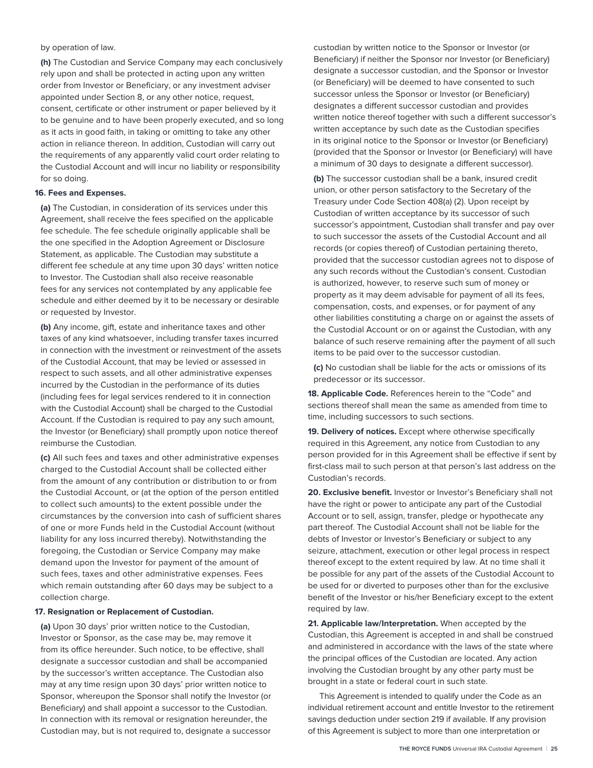by operation of law.

**(h)** The Custodian and Service Company may each conclusively rely upon and shall be protected in acting upon any written order from Investor or Beneficiary, or any investment adviser appointed under Section 8, or any other notice, request, consent, certificate or other instrument or paper believed by it to be genuine and to have been properly executed, and so long as it acts in good faith, in taking or omitting to take any other action in reliance thereon. In addition, Custodian will carry out the requirements of any apparently valid court order relating to the Custodial Account and will incur no liability or responsibility for so doing.

**16. Fees and Expenses.**

**(a)** The Custodian, in consideration of its services under this Agreement, shall receive the fees specified on the applicable fee schedule. The fee schedule originally applicable shall be the one specified in the Adoption Agreement or Disclosure Statement, as applicable. The Custodian may substitute a different fee schedule at any time upon 30 days' written notice to Investor. The Custodian shall also receive reasonable fees for any services not contemplated by any applicable fee schedule and either deemed by it to be necessary or desirable or requested by Investor.

**(b)** Any income, gift, estate and inheritance taxes and other taxes of any kind whatsoever, including transfer taxes incurred in connection with the investment or reinvestment of the assets of the Custodial Account, that may be levied or assessed in respect to such assets, and all other administrative expenses incurred by the Custodian in the performance of its duties (including fees for legal services rendered to it in connection with the Custodial Account) shall be charged to the Custodial Account. If the Custodian is required to pay any such amount, the Investor (or Beneficiary) shall promptly upon notice thereof reimburse the Custodian.

**(c)** All such fees and taxes and other administrative expenses charged to the Custodial Account shall be collected either from the amount of any contribution or distribution to or from the Custodial Account, or (at the option of the person entitled to collect such amounts) to the extent possible under the circumstances by the conversion into cash of sufficient shares of one or more Funds held in the Custodial Account (without liability for any loss incurred thereby). Notwithstanding the foregoing, the Custodian or Service Company may make demand upon the Investor for payment of the amount of such fees, taxes and other administrative expenses. Fees which remain outstanding after 60 days may be subject to a collection charge.

**17. Resignation or Replacement of Custodian.**

**(a)** Upon 30 days' prior written notice to the Custodian, Investor or Sponsor, as the case may be, may remove it from its office hereunder. Such notice, to be effective, shall designate a successor custodian and shall be accompanied by the successor's written acceptance. The Custodian also may at any time resign upon 30 days' prior written notice to Sponsor, whereupon the Sponsor shall notify the Investor (or Beneficiary) and shall appoint a successor to the Custodian. In connection with its removal or resignation hereunder, the Custodian may, but is not required to, designate a successor custodian by written notice to the Sponsor or Investor (or Beneficiary) if neither the Sponsor nor Investor (or Beneficiary) designate a successor custodian, and the Sponsor or Investor (or Beneficiary) will be deemed to have consented to such successor unless the Sponsor or Investor (or Beneficiary) designates a different successor custodian and provides written notice thereof together with such a different successor's written acceptance by such date as the Custodian specifies in its original notice to the Sponsor or Investor (or Beneficiary) (provided that the Sponsor or Investor (or Beneficiary) will have a minimum of 30 days to designate a different successor).

**(b)** The successor custodian shall be a bank, insured credit union, or other person satisfactory to the Secretary of the Treasury under Code Section 408(a) (2). Upon receipt by Custodian of written acceptance by its successor of such successor's appointment, Custodian shall transfer and pay over to such successor the assets of the Custodial Account and all records (or copies thereof) of Custodian pertaining thereto, provided that the successor custodian agrees not to dispose of any such records without the Custodian's consent. Custodian is authorized, however, to reserve such sum of money or property as it may deem advisable for payment of all its fees, compensation, costs, and expenses, or for payment of any other liabilities constituting a charge on or against the assets of the Custodial Account or on or against the Custodian, with any balance of such reserve remaining after the payment of all such items to be paid over to the successor custodian.

**(c)** No custodian shall be liable for the acts or omissions of its predecessor or its successor.

**18. Applicable Code.** References herein to the "Code" and sections thereof shall mean the same as amended from time to time, including successors to such sections.

**19. Delivery of notices.** Except where otherwise specifically required in this Agreement, any notice from Custodian to any person provided for in this Agreement shall be effective if sent by first-class mail to such person at that person's last address on the Custodian's records.

**20. Exclusive benefit.** Investor or Investor's Beneficiary shall not have the right or power to anticipate any part of the Custodial Account or to sell, assign, transfer, pledge or hypothecate any part thereof. The Custodial Account shall not be liable for the debts of Investor or Investor's Beneficiary or subject to any seizure, attachment, execution or other legal process in respect thereof except to the extent required by law. At no time shall it be possible for any part of the assets of the Custodial Account to be used for or diverted to purposes other than for the exclusive benefit of the Investor or his/her Beneficiary except to the extent required by law.

**21. Applicable law/Interpretation.** When accepted by the Custodian, this Agreement is accepted in and shall be construed and administered in accordance with the laws of the state where the principal offices of the Custodian are located. Any action involving the Custodian brought by any other party must be brought in a state or federal court in such state.

This Agreement is intended to qualify under the Code as an individual retirement account and entitle Investor to the retirement savings deduction under section 219 if available. If any provision of this Agreement is subject to more than one interpretation or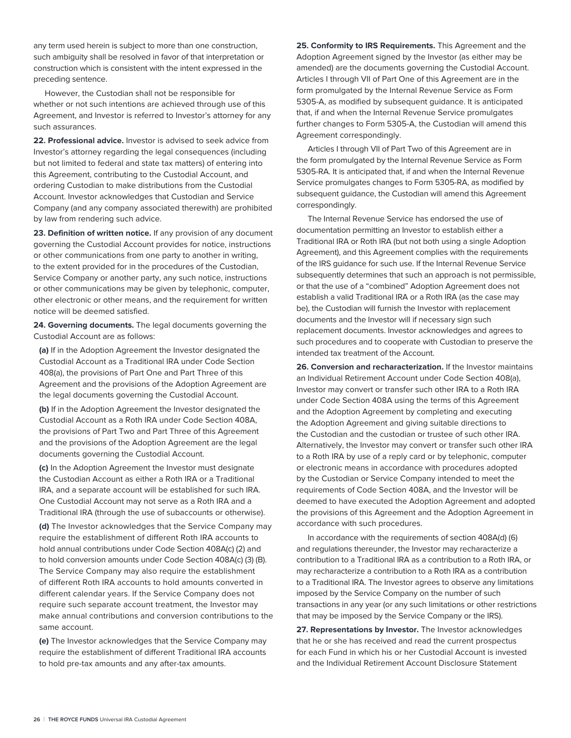any term used herein is subject to more than one construction, such ambiguity shall be resolved in favor of that interpretation or construction which is consistent with the intent expressed in the preceding sentence.

However, the Custodian shall not be responsible for whether or not such intentions are achieved through use of this Agreement, and Investor is referred to Investor's attorney for any such assurances.

**22. Professional advice.** Investor is advised to seek advice from Investor's attorney regarding the legal consequences (including but not limited to federal and state tax matters) of entering into this Agreement, contributing to the Custodial Account, and ordering Custodian to make distributions from the Custodial Account. Investor acknowledges that Custodian and Service Company (and any company associated therewith) are prohibited by law from rendering such advice.

**23. Definition of written notice.** If any provision of any document governing the Custodial Account provides for notice, instructions or other communications from one party to another in writing, to the extent provided for in the procedures of the Custodian, Service Company or another party, any such notice, instructions or other communications may be given by telephonic, computer, other electronic or other means, and the requirement for written notice will be deemed satisfied.

**24. Governing documents.** The legal documents governing the Custodial Account are as follows:

**(a)** If in the Adoption Agreement the Investor designated the Custodial Account as a Traditional IRA under Code Section 408(a), the provisions of Part One and Part Three of this Agreement and the provisions of the Adoption Agreement are the legal documents governing the Custodial Account.

**(b)** If in the Adoption Agreement the Investor designated the Custodial Account as a Roth IRA under Code Section 408A, the provisions of Part Two and Part Three of this Agreement and the provisions of the Adoption Agreement are the legal documents governing the Custodial Account.

**(c)** In the Adoption Agreement the Investor must designate the Custodian Account as either a Roth IRA or a Traditional IRA, and a separate account will be established for such IRA. One Custodial Account may not serve as a Roth IRA and a Traditional IRA (through the use of subaccounts or otherwise).

**(d)** The Investor acknowledges that the Service Company may require the establishment of different Roth IRA accounts to hold annual contributions under Code Section 408A(c) (2) and to hold conversion amounts under Code Section 408A(c) (3) (B). The Service Company may also require the establishment of different Roth IRA accounts to hold amounts converted in different calendar years. If the Service Company does not require such separate account treatment, the Investor may make annual contributions and conversion contributions to the same account.

**(e)** The Investor acknowledges that the Service Company may require the establishment of different Traditional IRA accounts to hold pre-tax amounts and any after-tax amounts.

**25. Conformity to IRS Requirements.** This Agreement and the Adoption Agreement signed by the Investor (as either may be amended) are the documents governing the Custodial Account. Articles I through VII of Part One of this Agreement are in the form promulgated by the Internal Revenue Service as Form 5305-A, as modified by subsequent guidance. It is anticipated that, if and when the Internal Revenue Service promulgates further changes to Form 5305-A, the Custodian will amend this Agreement correspondingly.

Articles I through VII of Part Two of this Agreement are in the form promulgated by the Internal Revenue Service as Form 5305-RA. It is anticipated that, if and when the Internal Revenue Service promulgates changes to Form 5305-RA, as modified by subsequent guidance, the Custodian will amend this Agreement correspondingly.

The Internal Revenue Service has endorsed the use of documentation permitting an Investor to establish either a Traditional IRA or Roth IRA (but not both using a single Adoption Agreement), and this Agreement complies with the requirements of the IRS guidance for such use. If the Internal Revenue Service subsequently determines that such an approach is not permissible, or that the use of a "combined" Adoption Agreement does not establish a valid Traditional IRA or a Roth IRA (as the case may be), the Custodian will furnish the Investor with replacement documents and the Investor will if necessary sign such replacement documents. Investor acknowledges and agrees to such procedures and to cooperate with Custodian to preserve the intended tax treatment of the Account.

**26. Conversion and recharacterization.** If the Investor maintains an Individual Retirement Account under Code Section 408(a), Investor may convert or transfer such other IRA to a Roth IRA under Code Section 408A using the terms of this Agreement and the Adoption Agreement by completing and executing the Adoption Agreement and giving suitable directions to the Custodian and the custodian or trustee of such other IRA. Alternatively, the Investor may convert or transfer such other IRA to a Roth IRA by use of a reply card or by telephonic, computer or electronic means in accordance with procedures adopted by the Custodian or Service Company intended to meet the requirements of Code Section 408A, and the Investor will be deemed to have executed the Adoption Agreement and adopted the provisions of this Agreement and the Adoption Agreement in accordance with such procedures.

In accordance with the requirements of section 408A(d) (6) and regulations thereunder, the Investor may recharacterize a contribution to a Traditional IRA as a contribution to a Roth IRA, or may recharacterize a contribution to a Roth IRA as a contribution to a Traditional IRA. The Investor agrees to observe any limitations imposed by the Service Company on the number of such transactions in any year (or any such limitations or other restrictions that may be imposed by the Service Company or the IRS).

**27. Representations by Investor.** The Investor acknowledges that he or she has received and read the current prospectus for each Fund in which his or her Custodial Account is invested and the Individual Retirement Account Disclosure Statement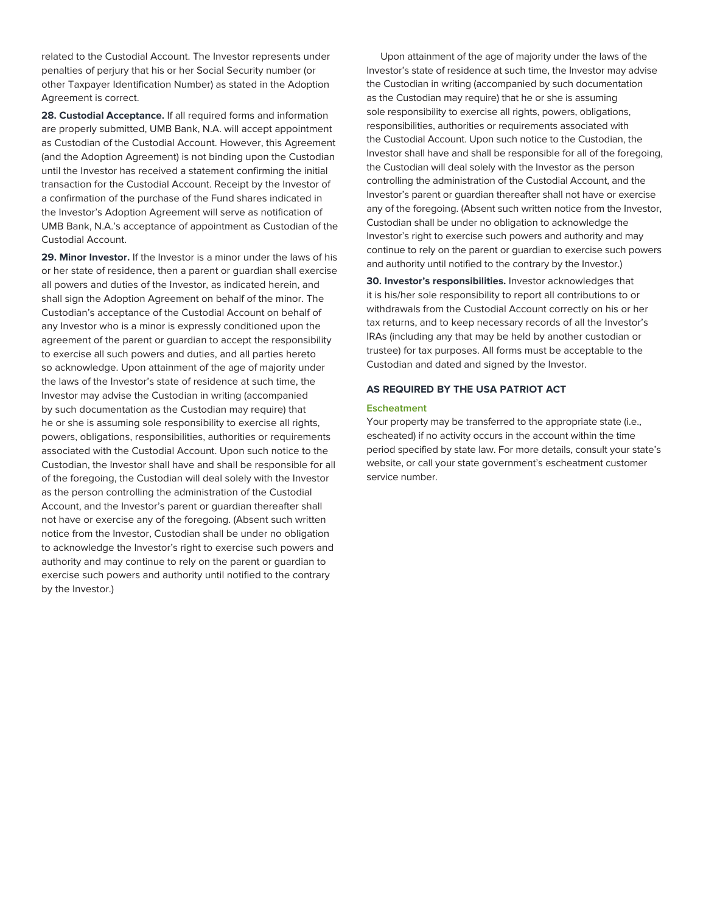related to the Custodial Account. The Investor represents under penalties of perjury that his or her Social Security number (or other Taxpayer Identification Number) as stated in the Adoption Agreement is correct.

**28. Custodial Acceptance.** If all required forms and information are properly submitted, UMB Bank, N.A. will accept appointment as Custodian of the Custodial Account. However, this Agreement (and the Adoption Agreement) is not binding upon the Custodian until the Investor has received a statement confirming the initial transaction for the Custodial Account. Receipt by the Investor of a confirmation of the purchase of the Fund shares indicated in the Investor's Adoption Agreement will serve as notification of UMB Bank, N.A.'s acceptance of appointment as Custodian of the Custodial Account.

**29. Minor Investor.** If the Investor is a minor under the laws of his or her state of residence, then a parent or guardian shall exercise all powers and duties of the Investor, as indicated herein, and shall sign the Adoption Agreement on behalf of the minor. The Custodian's acceptance of the Custodial Account on behalf of any Investor who is a minor is expressly conditioned upon the agreement of the parent or guardian to accept the responsibility to exercise all such powers and duties, and all parties hereto so acknowledge. Upon attainment of the age of majority under the laws of the Investor's state of residence at such time, the Investor may advise the Custodian in writing (accompanied by such documentation as the Custodian may require) that he or she is assuming sole responsibility to exercise all rights, powers, obligations, responsibilities, authorities or requirements associated with the Custodial Account. Upon such notice to the Custodian, the Investor shall have and shall be responsible for all of the foregoing, the Custodian will deal solely with the Investor as the person controlling the administration of the Custodial Account, and the Investor's parent or guardian thereafter shall not have or exercise any of the foregoing. (Absent such written notice from the Investor, Custodian shall be under no obligation to acknowledge the Investor's right to exercise such powers and authority and may continue to rely on the parent or guardian to exercise such powers and authority until notified to the contrary by the Investor.)

Upon attainment of the age of majority under the laws of the Investor's state of residence at such time, the Investor may advise the Custodian in writing (accompanied by such documentation as the Custodian may require) that he or she is assuming sole responsibility to exercise all rights, powers, obligations, responsibilities, authorities or requirements associated with the Custodial Account. Upon such notice to the Custodian, the Investor shall have and shall be responsible for all of the foregoing, the Custodian will deal solely with the Investor as the person controlling the administration of the Custodial Account, and the Investor's parent or guardian thereafter shall not have or exercise any of the foregoing. (Absent such written notice from the Investor, Custodian shall be under no obligation to acknowledge the Investor's right to exercise such powers and authority and may continue to rely on the parent or guardian to exercise such powers and authority until notified to the contrary by the Investor.)

**30. Investor's responsibilities.** Investor acknowledges that it is his/her sole responsibility to report all contributions to or withdrawals from the Custodial Account correctly on his or her tax returns, and to keep necessary records of all the Investor's IRAs (including any that may be held by another custodian or trustee) for tax purposes. All forms must be acceptable to the Custodian and dated and signed by the Investor.

## AS REQUIRED BY THE USA PATRIOT ACT

### Escheatment

Your property may be transferred to the appropriate state (i.e., escheated) if no activity occurs in the account within the time period specified by state law. For more details, consult your state's website, or call your state government's escheatment customer service number.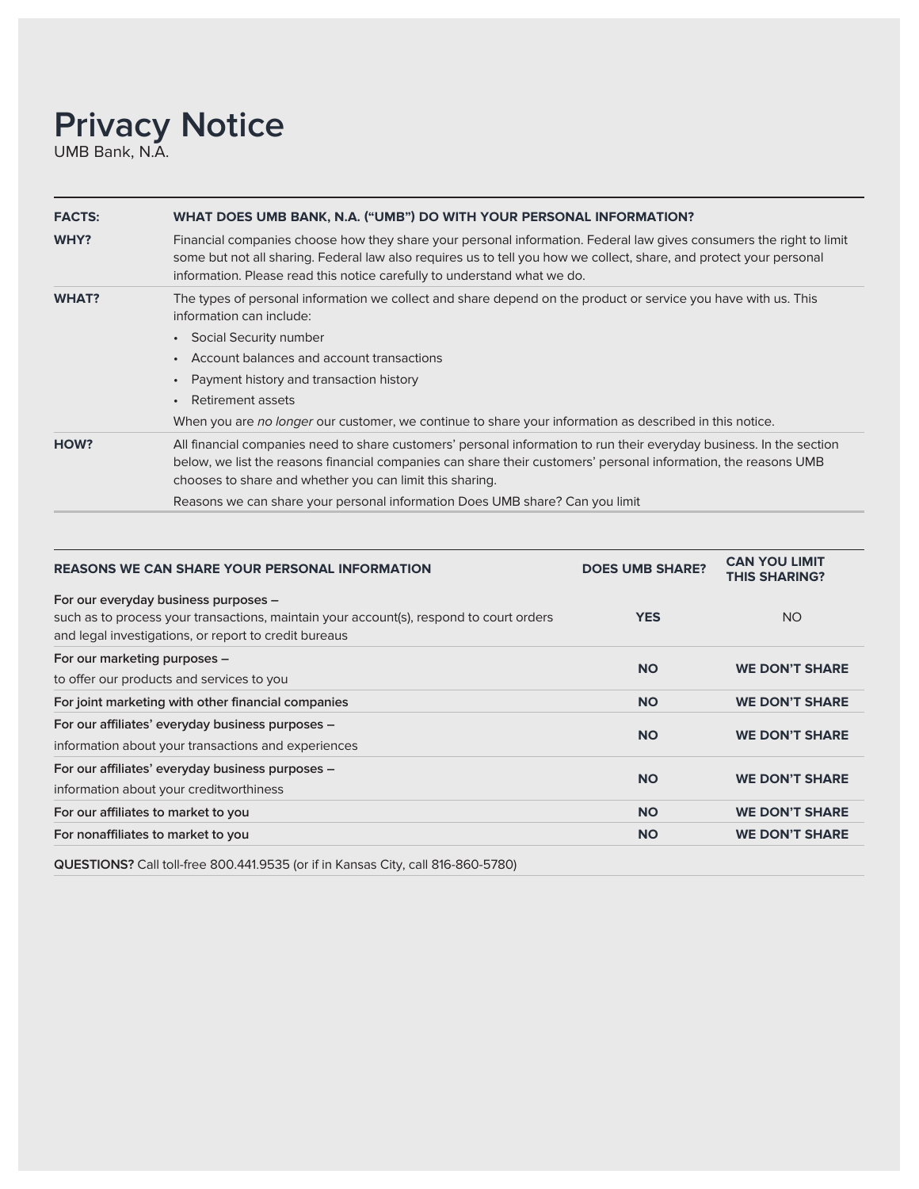# Privacy Notice

UMB Bank, N.A.

| | |
|---|---|
| **FACTS:** | **WHAT DOES UMB BANK, N.A. ("UMB") DO WITH YOUR PERSONAL INFORMATION?** |
| **WHY?** | Financial companies choose how they share your personal information. Federal law gives consumers the right to limit some but not all sharing. Federal law also requires us to tell you how we collect, share, and protect your personal information. Please read this notice carefully to understand what we do. |
| **WHAT?** | The types of personal information we collect and share depend on the product or service you have with us. This information can include:<br>• Social Security number<br>• Account balances and account transactions<br>• Payment history and transaction history<br>• Retirement assets<br>When you are *no longer* our customer, we continue to share your information as described in this notice. |
| **HOW?** | All financial companies need to share customers' personal information to run their everyday business. In the section below, we list the reasons financial companies can share their customers' personal information, the reasons UMB chooses to share and whether you can limit this sharing.<br>Reasons we can share your personal information Does UMB share? Can you limit |

| REASONS WE CAN SHARE YOUR PERSONAL INFORMATION | DOES UMB SHARE? | CAN YOU LIMIT THIS SHARING? |
|---|---|---|
| **For our everyday business purposes –** such as to process your transactions, maintain your account(s), respond to court orders and legal investigations, or report to credit bureaus | **YES** | NO |
| **For our marketing purposes –** to offer our products and services to you | **NO** | **WE DON'T SHARE** |
| **For joint marketing with other financial companies** | **NO** | **WE DON'T SHARE** |
| **For our affiliates' everyday business purposes –** information about your transactions and experiences | **NO** | **WE DON'T SHARE** |
| **For our affiliates' everyday business purposes –** information about your creditworthiness | **NO** | **WE DON'T SHARE** |
| **For our affiliates to market to you** | **NO** | **WE DON'T SHARE** |
| **For nonaffiliates to market to you** | **NO** | **WE DON'T SHARE** |

**QUESTIONS?** Call toll-free 800.441.9535 (or if in Kansas City, call 816-860-5780)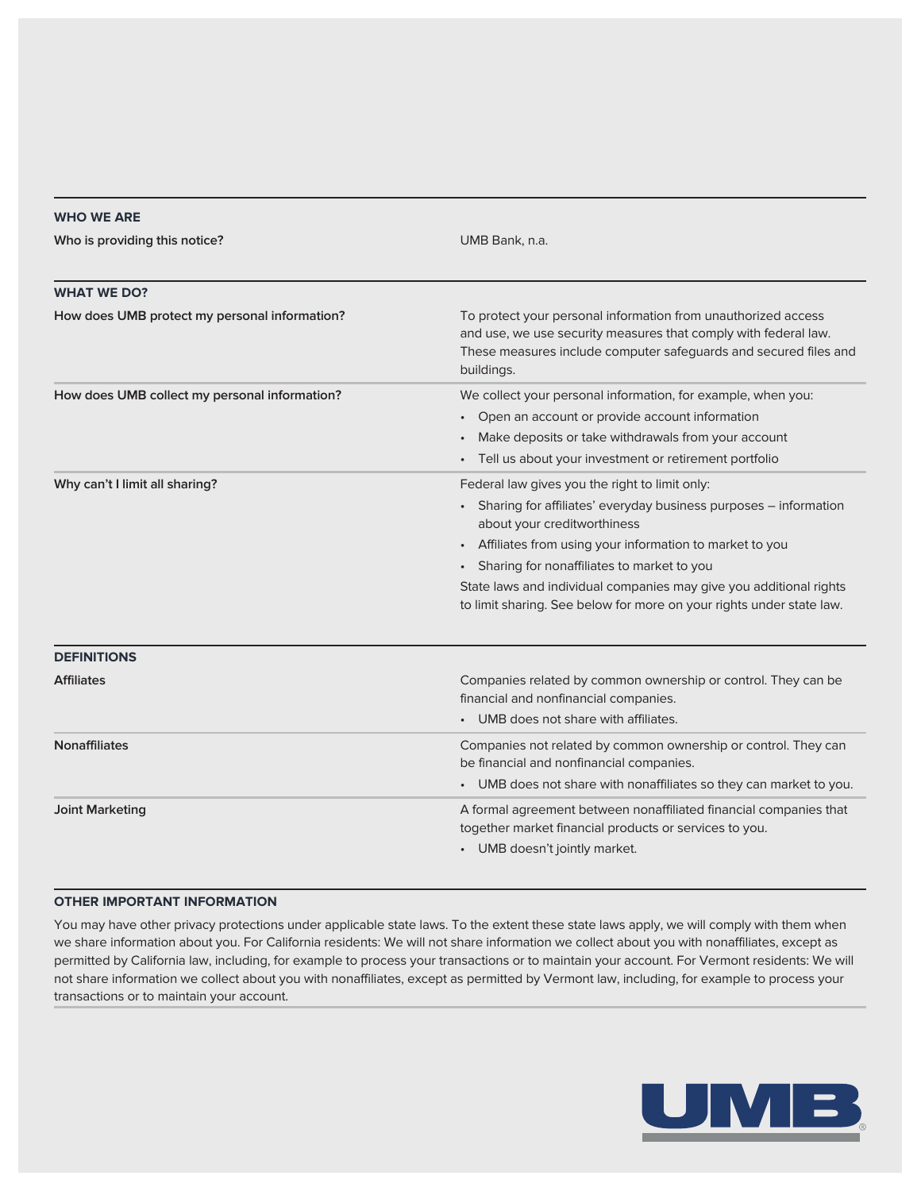## WHO WE ARE

| | |
|---|---|
| **Who is providing this notice?** | UMB Bank, n.a. |

## WHAT WE DO?

| | |
|---|---|
| **How does UMB protect my personal information?** | To protect your personal information from unauthorized access and use, we use security measures that comply with federal law. These measures include computer safeguards and secured files and buildings. |
| **How does UMB collect my personal information?** | We collect your personal information, for example, when you:<br>• Open an account or provide account information<br>• Make deposits or take withdrawals from your account<br>• Tell us about your investment or retirement portfolio |
| **Why can't I limit all sharing?** | Federal law gives you the right to limit only:<br>• Sharing for affiliates' everyday business purposes – information about your creditworthiness<br>• Affiliates from using your information to market to you<br>• Sharing for nonaffiliates to market to you<br>State laws and individual companies may give you additional rights to limit sharing. See below for more on your rights under state law. |

## DEFINITIONS

| | |
|---|---|
| **Affiliates** | Companies related by common ownership or control. They can be financial and nonfinancial companies.<br>• UMB does not share with affiliates. |
| **Nonaffiliates** | Companies not related by common ownership or control. They can be financial and nonfinancial companies.<br>• UMB does not share with nonaffiliates so they can market to you. |
| **Joint Marketing** | A formal agreement between nonaffiliated financial companies that together market financial products or services to you.<br>• UMB doesn't jointly market. |

## OTHER IMPORTANT INFORMATION

You may have other privacy protections under applicable state laws. To the extent these state laws apply, we will comply with them when we share information about you. For California residents: We will not share information we collect about you with nonaffiliates, except as permitted by California law, including, for example to process your transactions or to maintain your account. For Vermont residents: We will not share information we collect about you with nonaffiliates, except as permitted by Vermont law, including, for example to process your transactions or to maintain your account.

UMB®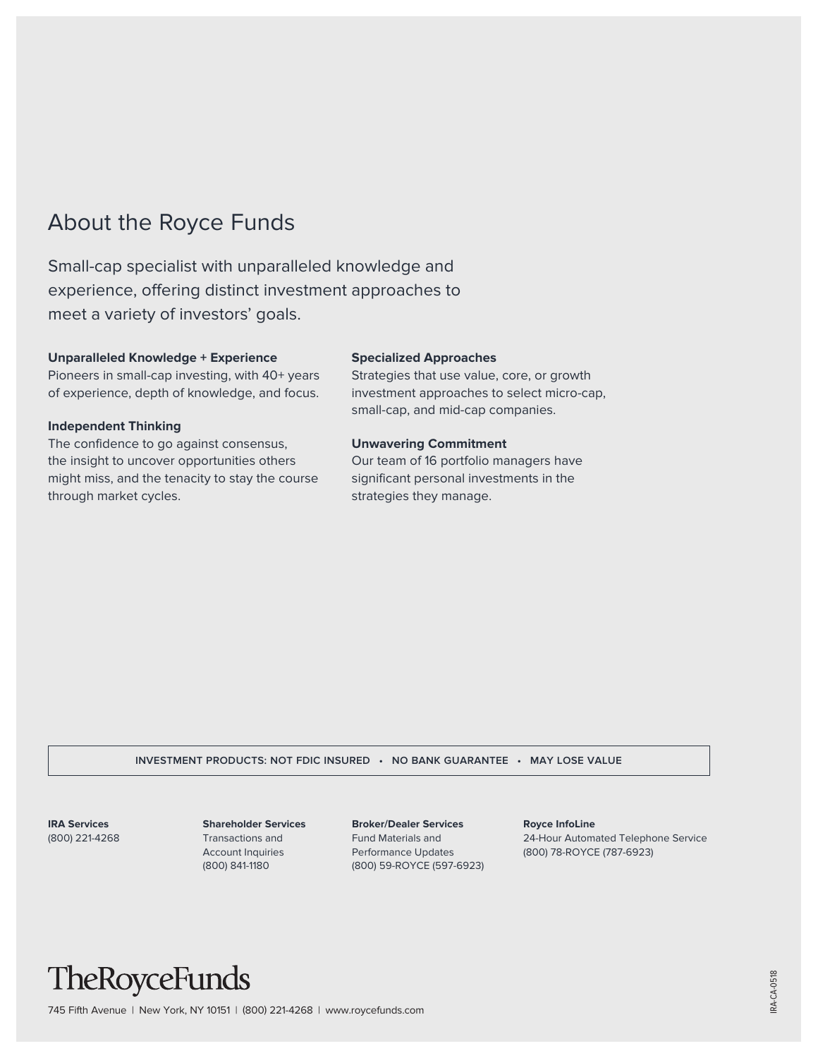## About the Royce Funds

Small-cap specialist with unparalleled knowledge and experience, offering distinct investment approaches to meet a variety of investors' goals.

**Unparalleled Knowledge + Experience**
Pioneers in small-cap investing, with 40+ years of experience, depth of knowledge, and focus.

**Independent Thinking**
The confidence to go against consensus, the insight to uncover opportunities others might miss, and the tenacity to stay the course through market cycles.

**Specialized Approaches**
Strategies that use value, core, or growth investment approaches to select micro-cap, small-cap, and mid-cap companies.

**Unwavering Commitment**
Our team of 16 portfolio managers have significant personal investments in the strategies they manage.

INVESTMENT PRODUCTS: NOT FDIC INSURED • NO BANK GUARANTEE • MAY LOSE VALUE

**IRA Services**
(800) 221-4268

**Shareholder Services**
Transactions and Account Inquiries
(800) 841-1180

**Broker/Dealer Services**
Fund Materials and Performance Updates
(800) 59-ROYCE (597-6923)

**Royce InfoLine**
24-Hour Automated Telephone Service
(800) 78-ROYCE (787-6923)

TheRoyceFunds

745 Fifth Avenue | New York, NY 10151 | (800) 221-4268 | www.roycefunds.com

IRA-CA-0518